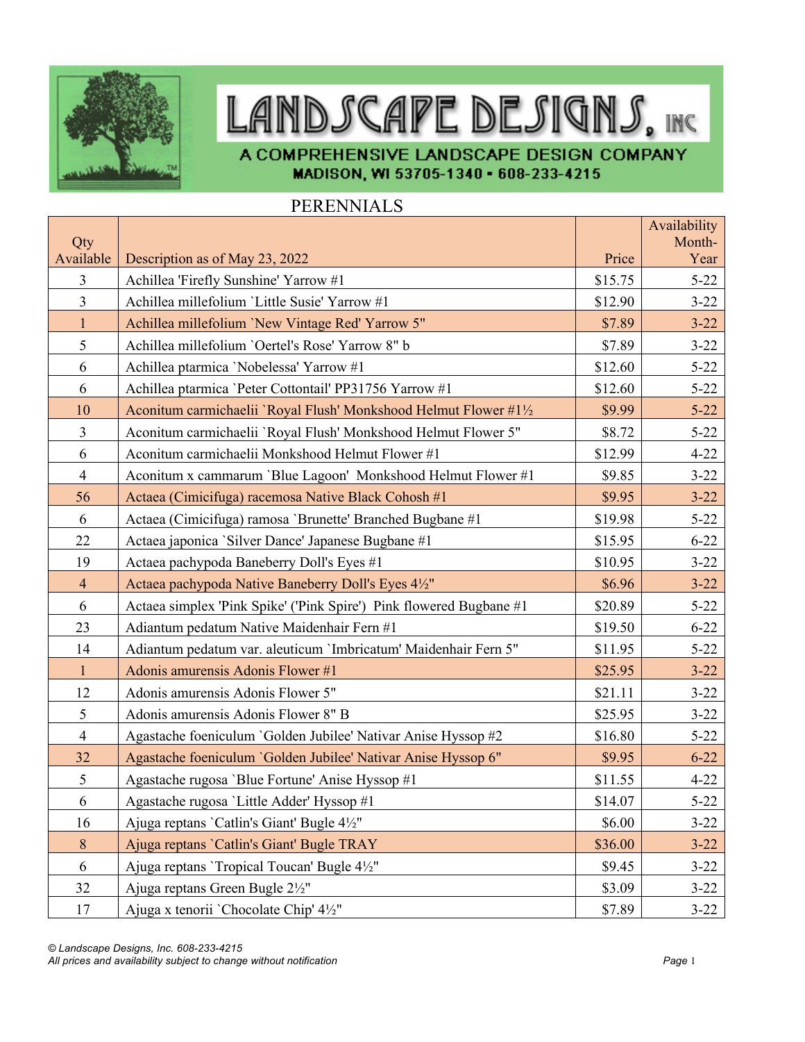# LANDSCAPE DESIGNS, INC

A COMPREHENSIVE LANDSCAPE DESIGN COMPANY

MADISON, WI 53705-1340 • 608-233-4215

## PERENNIALS

| Qty Available | Description as of May 23, 2022 | Price | Availability Month-Year |
|---|---|---|---|
| 3 | Achillea 'Firefly Sunshine' Yarrow #1 | $15.75 | 5-22 |
| 3 | Achillea millefolium `Little Susie' Yarrow #1 | $12.90 | 3-22 |
| 1 | Achillea millefolium `New Vintage Red' Yarrow 5" | $7.89 | 3-22 |
| 5 | Achillea millefolium `Oertel's Rose' Yarrow 8" b | $7.89 | 3-22 |
| 6 | Achillea ptarmica `Nobelessa' Yarrow #1 | $12.60 | 5-22 |
| 6 | Achillea ptarmica `Peter Cottontail' PP31756 Yarrow #1 | $12.60 | 5-22 |
| 10 | Aconitum carmichaelii `Royal Flush' Monkshood Helmut Flower #1½ | $9.99 | 5-22 |
| 3 | Aconitum carmichaelii `Royal Flush' Monkshood Helmut Flower 5" | $8.72 | 5-22 |
| 6 | Aconitum carmichaelii Monkshood Helmut Flower #1 | $12.99 | 4-22 |
| 4 | Aconitum x cammarum `Blue Lagoon' Monkshood Helmut Flower #1 | $9.85 | 3-22 |
| 56 | Actaea (Cimicifuga) racemosa Native Black Cohosh #1 | $9.95 | 3-22 |
| 6 | Actaea (Cimicifuga) ramosa `Brunette' Branched Bugbane #1 | $19.98 | 5-22 |
| 22 | Actaea japonica `Silver Dance' Japanese Bugbane #1 | $15.95 | 6-22 |
| 19 | Actaea pachypoda Baneberry Doll's Eyes #1 | $10.95 | 3-22 |
| 4 | Actaea pachypoda Native Baneberry Doll's Eyes 4½" | $6.96 | 3-22 |
| 6 | Actaea simplex 'Pink Spike' ('Pink Spire') Pink flowered Bugbane #1 | $20.89 | 5-22 |
| 23 | Adiantum pedatum Native Maidenhair Fern #1 | $19.50 | 6-22 |
| 14 | Adiantum pedatum var. aleuticum `Imbricatum' Maidenhair Fern 5" | $11.95 | 5-22 |
| 1 | Adonis amurensis Adonis Flower #1 | $25.95 | 3-22 |
| 12 | Adonis amurensis Adonis Flower 5" | $21.11 | 3-22 |
| 5 | Adonis amurensis Adonis Flower 8" B | $25.95 | 3-22 |
| 4 | Agastache foeniculum `Golden Jubilee' Nativar Anise Hyssop #2 | $16.80 | 5-22 |
| 32 | Agastache foeniculum `Golden Jubilee' Nativar Anise Hyssop 6" | $9.95 | 6-22 |
| 5 | Agastache rugosa `Blue Fortune' Anise Hyssop #1 | $11.55 | 4-22 |
| 6 | Agastache rugosa `Little Adder' Hyssop #1 | $14.07 | 5-22 |
| 16 | Ajuga reptans `Catlin's Giant' Bugle 4½" | $6.00 | 3-22 |
| 8 | Ajuga reptans `Catlin's Giant' Bugle TRAY | $36.00 | 3-22 |
| 6 | Ajuga reptans `Tropical Toucan' Bugle 4½" | $9.45 | 3-22 |
| 32 | Ajuga reptans Green Bugle 2½" | $3.09 | 3-22 |
| 17 | Ajuga x tenorii `Chocolate Chip' 4½" | $7.89 | 3-22 |

*© Landscape Designs, Inc. 608-233-4215*
*All prices and availability subject to change without notification*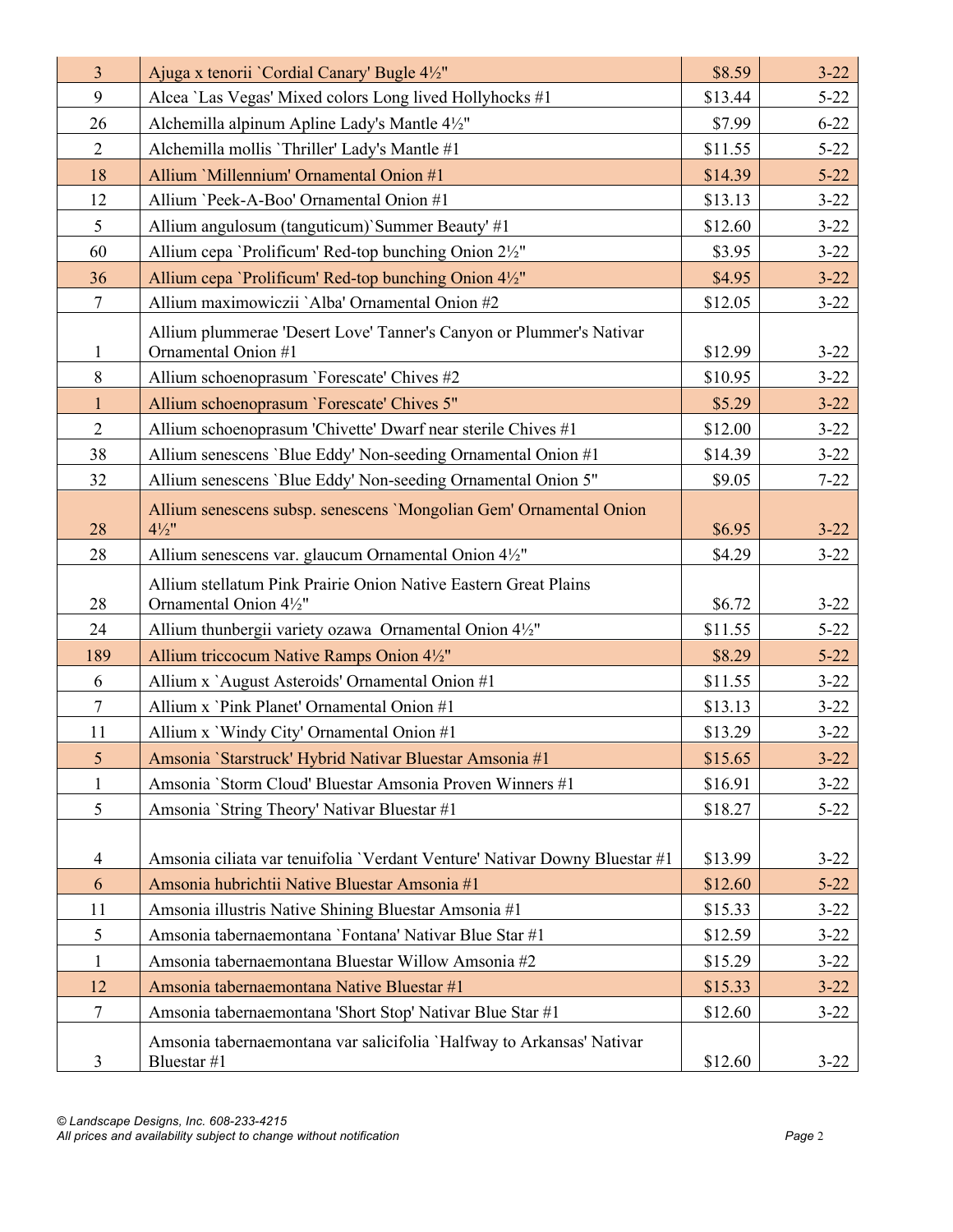| | | | |
|---|---|---|---|
| 3 | Ajuga x tenorii `Cordial Canary' Bugle 4½" | $8.59 | 3-22 |
| 9 | Alcea `Las Vegas' Mixed colors Long lived Hollyhocks #1 | $13.44 | 5-22 |
| 26 | Alchemilla alpinum Apline Lady's Mantle 4½" | $7.99 | 6-22 |
| 2 | Alchemilla mollis `Thriller' Lady's Mantle #1 | $11.55 | 5-22 |
| 18 | Allium `Millennium' Ornamental Onion #1 | $14.39 | 5-22 |
| 12 | Allium `Peek-A-Boo' Ornamental Onion #1 | $13.13 | 3-22 |
| 5 | Allium angulosum (tanguticum)`Summer Beauty' #1 | $12.60 | 3-22 |
| 60 | Allium cepa `Prolificum' Red-top bunching Onion 2½" | $3.95 | 3-22 |
| 36 | Allium cepa `Prolificum' Red-top bunching Onion 4½" | $4.95 | 3-22 |
| 7 | Allium maximowiczii `Alba' Ornamental Onion #2 | $12.05 | 3-22 |
| 1 | Allium plummerae 'Desert Love' Tanner's Canyon or Plummer's Nativar Ornamental Onion #1 | $12.99 | 3-22 |
| 8 | Allium schoenoprasum `Forescate' Chives #2 | $10.95 | 3-22 |
| 1 | Allium schoenoprasum `Forescate' Chives 5" | $5.29 | 3-22 |
| 2 | Allium schoenoprasum 'Chivette' Dwarf near sterile Chives #1 | $12.00 | 3-22 |
| 38 | Allium senescens `Blue Eddy' Non-seeding Ornamental Onion #1 | $14.39 | 3-22 |
| 32 | Allium senescens `Blue Eddy' Non-seeding Ornamental Onion 5" | $9.05 | 7-22 |
| 28 | Allium senescens subsp. senescens `Mongolian Gem' Ornamental Onion 4½" | $6.95 | 3-22 |
| 28 | Allium senescens var. glaucum Ornamental Onion 4½" | $4.29 | 3-22 |
| 28 | Allium stellatum Pink Prairie Onion Native Eastern Great Plains Ornamental Onion 4½" | $6.72 | 3-22 |
| 24 | Allium thunbergii variety ozawa Ornamental Onion 4½" | $11.55 | 5-22 |
| 189 | Allium triccocum Native Ramps Onion 4½" | $8.29 | 5-22 |
| 6 | Allium x `August Asteroids' Ornamental Onion #1 | $11.55 | 3-22 |
| 7 | Allium x `Pink Planet' Ornamental Onion #1 | $13.13 | 3-22 |
| 11 | Allium x `Windy City' Ornamental Onion #1 | $13.29 | 3-22 |
| 5 | Amsonia `Starstruck' Hybrid Nativar Bluestar Amsonia #1 | $15.65 | 3-22 |
| 1 | Amsonia `Storm Cloud' Bluestar Amsonia Proven Winners #1 | $16.91 | 3-22 |
| 5 | Amsonia `String Theory' Nativar Bluestar #1 | $18.27 | 5-22 |
| 4 | Amsonia ciliata var tenuifolia `Verdant Venture' Nativar Downy Bluestar #1 | $13.99 | 3-22 |
| 6 | Amsonia hubrichtii Native Bluestar Amsonia #1 | $12.60 | 5-22 |
| 11 | Amsonia illustris Native Shining Bluestar Amsonia #1 | $15.33 | 3-22 |
| 5 | Amsonia tabernaemontana `Fontana' Nativar Blue Star #1 | $12.59 | 3-22 |
| 1 | Amsonia tabernaemontana Bluestar Willow Amsonia #2 | $15.29 | 3-22 |
| 12 | Amsonia tabernaemontana Native Bluestar #1 | $15.33 | 3-22 |
| 7 | Amsonia tabernaemontana 'Short Stop' Nativar Blue Star #1 | $12.60 | 3-22 |
| 3 | Amsonia tabernaemontana var salicifolia `Halfway to Arkansas' Nativar Bluestar #1 | $12.60 | 3-22 |

*© Landscape Designs, Inc. 608-233-4215*
*All prices and availability subject to change without notification*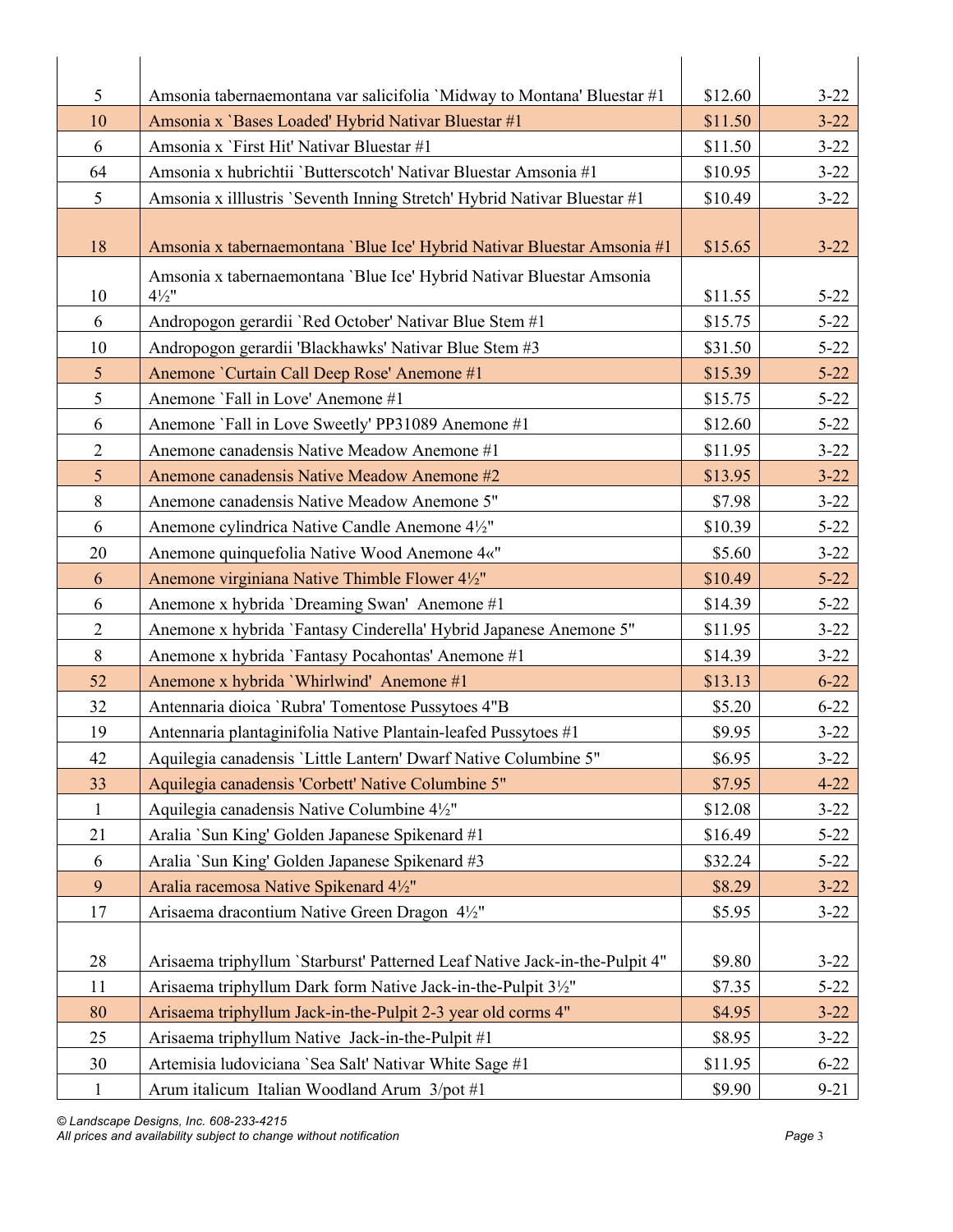| | | | |
|---|---|---|---|
| 5 | Amsonia tabernaemontana var salicifolia `Midway to Montana' Bluestar #1 | $12.60 | 3-22 |
| 10 | Amsonia x `Bases Loaded' Hybrid Nativar Bluestar #1 | $11.50 | 3-22 |
| 6 | Amsonia x `First Hit' Nativar Bluestar #1 | $11.50 | 3-22 |
| 64 | Amsonia x hubrichtii `Butterscotch' Nativar Bluestar Amsonia #1 | $10.95 | 3-22 |
| 5 | Amsonia x illlustris `Seventh Inning Stretch' Hybrid Nativar Bluestar #1 | $10.49 | 3-22 |
| 18 | Amsonia x tabernaemontana `Blue Ice' Hybrid Nativar Bluestar Amsonia #1 | $15.65 | 3-22 |
| 10 | Amsonia x tabernaemontana `Blue Ice' Hybrid Nativar Bluestar Amsonia 4½" | $11.55 | 5-22 |
| 6 | Andropogon gerardii `Red October' Nativar Blue Stem #1 | $15.75 | 5-22 |
| 10 | Andropogon gerardii 'Blackhawks' Nativar Blue Stem #3 | $31.50 | 5-22 |
| 5 | Anemone `Curtain Call Deep Rose' Anemone #1 | $15.39 | 5-22 |
| 5 | Anemone `Fall in Love' Anemone #1 | $15.75 | 5-22 |
| 6 | Anemone `Fall in Love Sweetly' PP31089 Anemone #1 | $12.60 | 5-22 |
| 2 | Anemone canadensis Native Meadow Anemone #1 | $11.95 | 3-22 |
| 5 | Anemone canadensis Native Meadow Anemone #2 | $13.95 | 3-22 |
| 8 | Anemone canadensis Native Meadow Anemone 5" | $7.98 | 3-22 |
| 6 | Anemone cylindrica Native Candle Anemone 4½" | $10.39 | 5-22 |
| 20 | Anemone quinquefolia Native Wood Anemone 4«" | $5.60 | 3-22 |
| 6 | Anemone virginiana Native Thimble Flower 4½" | $10.49 | 5-22 |
| 6 | Anemone x hybrida `Dreaming Swan'  Anemone #1 | $14.39 | 5-22 |
| 2 | Anemone x hybrida `Fantasy Cinderella' Hybrid Japanese Anemone 5" | $11.95 | 3-22 |
| 8 | Anemone x hybrida `Fantasy Pocahontas' Anemone #1 | $14.39 | 5-22 |
| 52 | Anemone x hybrida `Whirlwind'  Anemone #1 | $13.13 | 6-22 |
| 32 | Antennaria dioica `Rubra' Tomentose Pussytoes 4"B | $5.20 | 6-22 |
| 19 | Antennaria plantaginifolia Native Plantain-leafed Pussytoes #1 | $9.95 | 3-22 |
| 42 | Aquilegia canadensis `Little Lantern' Dwarf Native Columbine 5" | $6.95 | 3-22 |
| 33 | Aquilegia canadensis 'Corbett' Native Columbine 5" | $7.95 | 4-22 |
| 1 | Aquilegia canadensis Native Columbine 4½" | $12.08 | 3-22 |
| 21 | Aralia `Sun King' Golden Japanese Spikenard #1 | $16.49 | 5-22 |
| 6 | Aralia `Sun King' Golden Japanese Spikenard #3 | $32.24 | 5-22 |
| 9 | Aralia racemosa Native Spikenard 4½" | $8.29 | 3-22 |
| 17 | Arisaema dracontium Native Green Dragon  4½" | $5.95 | 3-22 |
| 28 | Arisaema triphyllum `Starburst' Patterned Leaf Native Jack-in-the-Pulpit 4" | $9.80 | 3-22 |
| 11 | Arisaema triphyllum Dark form Native Jack-in-the-Pulpit 3½" | $7.35 | 5-22 |
| 80 | Arisaema triphyllum Jack-in-the-Pulpit 2-3 year old corms 4" | $4.95 | 3-22 |
| 25 | Arisaema triphyllum Native  Jack-in-the-Pulpit #1 | $8.95 | 3-22 |
| 30 | Artemisia ludoviciana `Sea Salt' Nativar White Sage #1 | $11.95 | 6-22 |
| 1 | Arum italicum  Italian Woodland Arum  3/pot #1 | $9.90 | 9-21 |

*© Landscape Designs, Inc. 608-233-4215*
*All prices and availability subject to change without notification*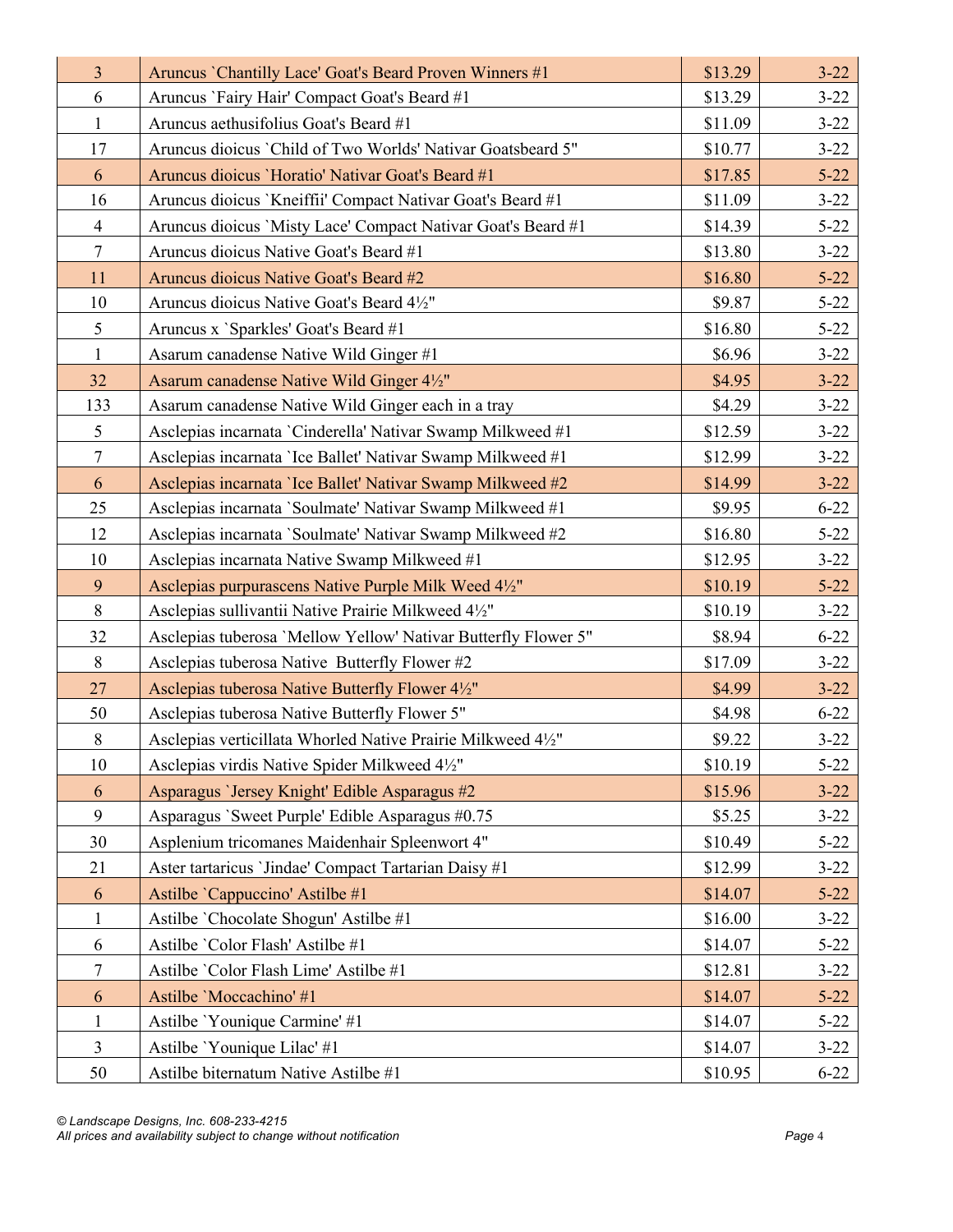| | | | |
|---|---|---|---|
| 3 | Aruncus `Chantilly Lace' Goat's Beard Proven Winners #1 | $13.29 | 3-22 |
| 6 | Aruncus `Fairy Hair' Compact Goat's Beard #1 | $13.29 | 3-22 |
| 1 | Aruncus aethusifolius Goat's Beard #1 | $11.09 | 3-22 |
| 17 | Aruncus dioicus `Child of Two Worlds' Nativar Goatsbeard 5" | $10.77 | 3-22 |
| 6 | Aruncus dioicus `Horatio' Nativar Goat's Beard #1 | $17.85 | 5-22 |
| 16 | Aruncus dioicus `Kneiffii' Compact Nativar Goat's Beard #1 | $11.09 | 3-22 |
| 4 | Aruncus dioicus `Misty Lace' Compact Nativar Goat's Beard #1 | $14.39 | 5-22 |
| 7 | Aruncus dioicus Native Goat's Beard #1 | $13.80 | 3-22 |
| 11 | Aruncus dioicus Native Goat's Beard #2 | $16.80 | 5-22 |
| 10 | Aruncus dioicus Native Goat's Beard 4½" | $9.87 | 5-22 |
| 5 | Aruncus x `Sparkles' Goat's Beard #1 | $16.80 | 5-22 |
| 1 | Asarum canadense Native Wild Ginger #1 | $6.96 | 3-22 |
| 32 | Asarum canadense Native Wild Ginger 4½" | $4.95 | 3-22 |
| 133 | Asarum canadense Native Wild Ginger each in a tray | $4.29 | 3-22 |
| 5 | Asclepias incarnata `Cinderella' Nativar Swamp Milkweed #1 | $12.59 | 3-22 |
| 7 | Asclepias incarnata `Ice Ballet' Nativar Swamp Milkweed #1 | $12.99 | 3-22 |
| 6 | Asclepias incarnata `Ice Ballet' Nativar Swamp Milkweed #2 | $14.99 | 3-22 |
| 25 | Asclepias incarnata `Soulmate' Nativar Swamp Milkweed #1 | $9.95 | 6-22 |
| 12 | Asclepias incarnata `Soulmate' Nativar Swamp Milkweed #2 | $16.80 | 5-22 |
| 10 | Asclepias incarnata Native Swamp Milkweed #1 | $12.95 | 3-22 |
| 9 | Asclepias purpurascens Native Purple Milk Weed 4½" | $10.19 | 5-22 |
| 8 | Asclepias sullivantii Native Prairie Milkweed 4½" | $10.19 | 3-22 |
| 32 | Asclepias tuberosa `Mellow Yellow' Nativar Butterfly Flower 5" | $8.94 | 6-22 |
| 8 | Asclepias tuberosa Native  Butterfly Flower #2 | $17.09 | 3-22 |
| 27 | Asclepias tuberosa Native Butterfly Flower 4½" | $4.99 | 3-22 |
| 50 | Asclepias tuberosa Native Butterfly Flower 5" | $4.98 | 6-22 |
| 8 | Asclepias verticillata Whorled Native Prairie Milkweed 4½" | $9.22 | 3-22 |
| 10 | Asclepias virdis Native Spider Milkweed 4½" | $10.19 | 5-22 |
| 6 | Asparagus `Jersey Knight' Edible Asparagus #2 | $15.96 | 3-22 |
| 9 | Asparagus `Sweet Purple' Edible Asparagus #0.75 | $5.25 | 3-22 |
| 30 | Asplenium tricomanes Maidenhair Spleenwort 4" | $10.49 | 5-22 |
| 21 | Aster tartaricus `Jindae' Compact Tartarian Daisy #1 | $12.99 | 3-22 |
| 6 | Astilbe `Cappuccino' Astilbe #1 | $14.07 | 5-22 |
| 1 | Astilbe `Chocolate Shogun' Astilbe #1 | $16.00 | 3-22 |
| 6 | Astilbe `Color Flash' Astilbe #1 | $14.07 | 5-22 |
| 7 | Astilbe `Color Flash Lime' Astilbe #1 | $12.81 | 3-22 |
| 6 | Astilbe `Moccachino' #1 | $14.07 | 5-22 |
| 1 | Astilbe `Younique Carmine' #1 | $14.07 | 5-22 |
| 3 | Astilbe `Younique Lilac' #1 | $14.07 | 3-22 |
| 50 | Astilbe biternatum Native Astilbe #1 | $10.95 | 6-22 |

*© Landscape Designs, Inc. 608-233-4215*
*All prices and availability subject to change without notification*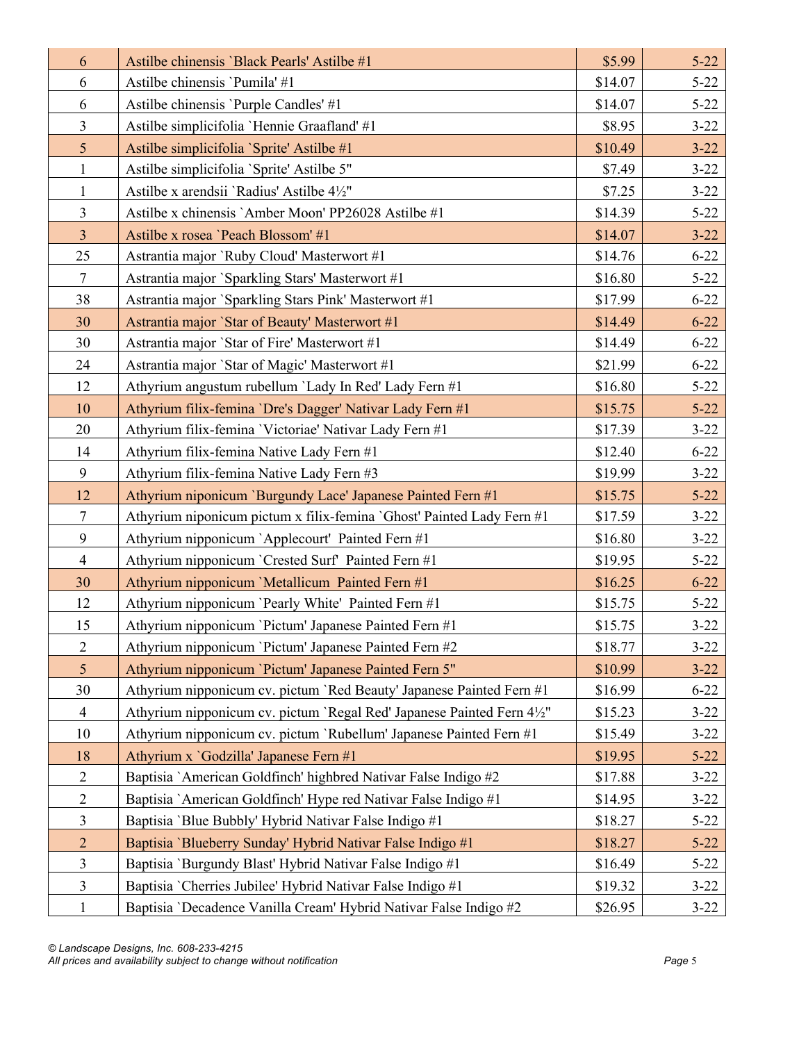| | | | |
|---|---|---|---|
| 6 | Astilbe chinensis `Black Pearls' Astilbe #1 | $5.99 | 5-22 |
| 6 | Astilbe chinensis `Pumila' #1 | $14.07 | 5-22 |
| 6 | Astilbe chinensis `Purple Candles' #1 | $14.07 | 5-22 |
| 3 | Astilbe simplicifolia `Hennie Graafland' #1 | $8.95 | 3-22 |
| 5 | Astilbe simplicifolia `Sprite' Astilbe #1 | $10.49 | 3-22 |
| 1 | Astilbe simplicifolia `Sprite' Astilbe 5" | $7.49 | 3-22 |
| 1 | Astilbe x arendsii `Radius' Astilbe 4½" | $7.25 | 3-22 |
| 3 | Astilbe x chinensis `Amber Moon' PP26028 Astilbe #1 | $14.39 | 5-22 |
| 3 | Astilbe x rosea `Peach Blossom' #1 | $14.07 | 3-22 |
| 25 | Astrantia major `Ruby Cloud' Masterwort #1 | $14.76 | 6-22 |
| 7 | Astrantia major `Sparkling Stars' Masterwort #1 | $16.80 | 5-22 |
| 38 | Astrantia major `Sparkling Stars Pink' Masterwort #1 | $17.99 | 6-22 |
| 30 | Astrantia major `Star of Beauty' Masterwort #1 | $14.49 | 6-22 |
| 30 | Astrantia major `Star of Fire' Masterwort #1 | $14.49 | 6-22 |
| 24 | Astrantia major `Star of Magic' Masterwort #1 | $21.99 | 6-22 |
| 12 | Athyrium angustum rubellum `Lady In Red' Lady Fern #1 | $16.80 | 5-22 |
| 10 | Athyrium filix-femina `Dre's Dagger' Nativar Lady Fern #1 | $15.75 | 5-22 |
| 20 | Athyrium filix-femina `Victoriae' Nativar Lady Fern #1 | $17.39 | 3-22 |
| 14 | Athyrium filix-femina Native Lady Fern #1 | $12.40 | 6-22 |
| 9 | Athyrium filix-femina Native Lady Fern #3 | $19.99 | 3-22 |
| 12 | Athyrium niponicum `Burgundy Lace' Japanese Painted Fern #1 | $15.75 | 5-22 |
| 7 | Athyrium niponicum pictum x filix-femina `Ghost' Painted Lady Fern #1 | $17.59 | 3-22 |
| 9 | Athyrium nipponicum `Applecourt'  Painted Fern #1 | $16.80 | 3-22 |
| 4 | Athyrium nipponicum `Crested Surf'  Painted Fern #1 | $19.95 | 5-22 |
| 30 | Athyrium nipponicum `Metallicum  Painted Fern #1 | $16.25 | 6-22 |
| 12 | Athyrium nipponicum `Pearly White'  Painted Fern #1 | $15.75 | 5-22 |
| 15 | Athyrium nipponicum `Pictum' Japanese Painted Fern #1 | $15.75 | 3-22 |
| 2 | Athyrium nipponicum `Pictum' Japanese Painted Fern #2 | $18.77 | 3-22 |
| 5 | Athyrium nipponicum `Pictum' Japanese Painted Fern 5" | $10.99 | 3-22 |
| 30 | Athyrium nipponicum cv. pictum `Red Beauty' Japanese Painted Fern #1 | $16.99 | 6-22 |
| 4 | Athyrium nipponicum cv. pictum `Regal Red' Japanese Painted Fern 4½" | $15.23 | 3-22 |
| 10 | Athyrium nipponicum cv. pictum `Rubellum' Japanese Painted Fern #1 | $15.49 | 3-22 |
| 18 | Athyrium x `Godzilla' Japanese Fern #1 | $19.95 | 5-22 |
| 2 | Baptisia `American Goldfinch' highbred Nativar False Indigo #2 | $17.88 | 3-22 |
| 2 | Baptisia `American Goldfinch' Hype red Nativar False Indigo #1 | $14.95 | 3-22 |
| 3 | Baptisia `Blue Bubbly' Hybrid Nativar False Indigo #1 | $18.27 | 5-22 |
| 2 | Baptisia `Blueberry Sunday' Hybrid Nativar False Indigo #1 | $18.27 | 5-22 |
| 3 | Baptisia `Burgundy Blast' Hybrid Nativar False Indigo #1 | $16.49 | 5-22 |
| 3 | Baptisia `Cherries Jubilee' Hybrid Nativar False Indigo #1 | $19.32 | 3-22 |
| 1 | Baptisia `Decadence Vanilla Cream' Hybrid Nativar False Indigo #2 | $26.95 | 3-22 |

*© Landscape Designs, Inc. 608-233-4215*
*All prices and availability subject to change without notification*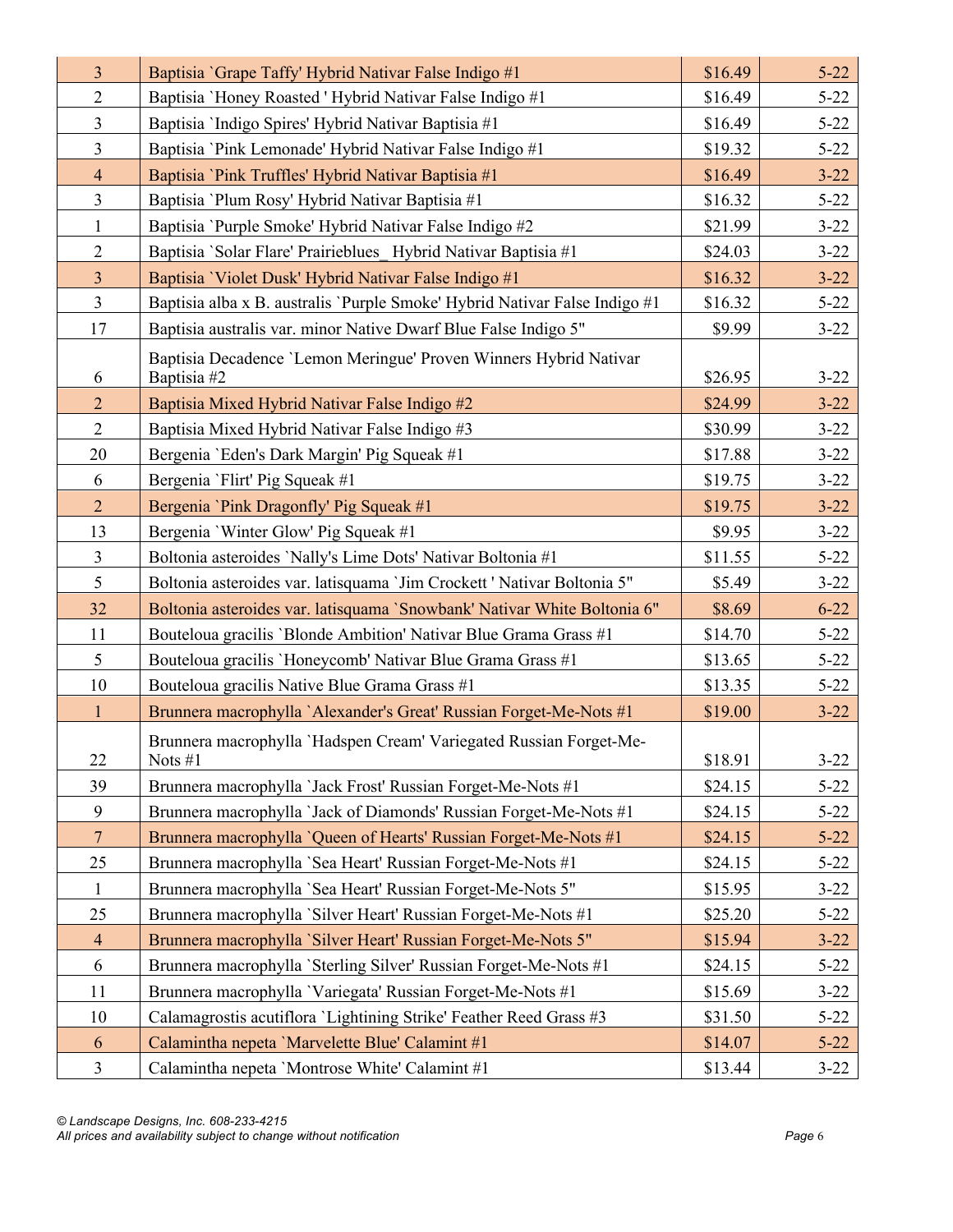| | | | |
|---|---|---|---|
| 3 | Baptisia `Grape Taffy' Hybrid Nativar False Indigo #1 | $16.49 | 5-22 |
| 2 | Baptisia `Honey Roasted ' Hybrid Nativar False Indigo #1 | $16.49 | 5-22 |
| 3 | Baptisia `Indigo Spires' Hybrid Nativar Baptisia #1 | $16.49 | 5-22 |
| 3 | Baptisia `Pink Lemonade' Hybrid Nativar False Indigo #1 | $19.32 | 5-22 |
| 4 | Baptisia `Pink Truffles' Hybrid Nativar Baptisia #1 | $16.49 | 3-22 |
| 3 | Baptisia `Plum Rosy' Hybrid Nativar Baptisia #1 | $16.32 | 5-22 |
| 1 | Baptisia `Purple Smoke' Hybrid Nativar False Indigo #2 | $21.99 | 3-22 |
| 2 | Baptisia `Solar Flare' Prairieblues_ Hybrid Nativar Baptisia #1 | $24.03 | 3-22 |
| 3 | Baptisia `Violet Dusk' Hybrid Nativar False Indigo #1 | $16.32 | 3-22 |
| 3 | Baptisia alba x B. australis `Purple Smoke' Hybrid Nativar False Indigo #1 | $16.32 | 5-22 |
| 17 | Baptisia australis var. minor Native Dwarf Blue False Indigo 5" | $9.99 | 3-22 |
| 6 | Baptisia Decadence `Lemon Meringue' Proven Winners Hybrid Nativar Baptisia #2 | $26.95 | 3-22 |
| 2 | Baptisia Mixed Hybrid Nativar False Indigo #2 | $24.99 | 3-22 |
| 2 | Baptisia Mixed Hybrid Nativar False Indigo #3 | $30.99 | 3-22 |
| 20 | Bergenia `Eden's Dark Margin' Pig Squeak #1 | $17.88 | 3-22 |
| 6 | Bergenia `Flirt' Pig Squeak #1 | $19.75 | 3-22 |
| 2 | Bergenia `Pink Dragonfly' Pig Squeak #1 | $19.75 | 3-22 |
| 13 | Bergenia `Winter Glow' Pig Squeak #1 | $9.95 | 3-22 |
| 3 | Boltonia asteroides `Nally's Lime Dots' Nativar Boltonia #1 | $11.55 | 5-22 |
| 5 | Boltonia asteroides var. latisquama `Jim Crockett ' Nativar Boltonia 5" | $5.49 | 3-22 |
| 32 | Boltonia asteroides var. latisquama `Snowbank' Nativar White Boltonia 6" | $8.69 | 6-22 |
| 11 | Bouteloua gracilis `Blonde Ambition' Nativar Blue Grama Grass #1 | $14.70 | 5-22 |
| 5 | Bouteloua gracilis `Honeycomb' Nativar Blue Grama Grass #1 | $13.65 | 5-22 |
| 10 | Bouteloua gracilis Native Blue Grama Grass #1 | $13.35 | 5-22 |
| 1 | Brunnera macrophylla `Alexander's Great' Russian Forget-Me-Nots #1 | $19.00 | 3-22 |
| 22 | Brunnera macrophylla `Hadspen Cream' Variegated Russian Forget-Me-Nots #1 | $18.91 | 3-22 |
| 39 | Brunnera macrophylla `Jack Frost' Russian Forget-Me-Nots #1 | $24.15 | 5-22 |
| 9 | Brunnera macrophylla `Jack of Diamonds' Russian Forget-Me-Nots #1 | $24.15 | 5-22 |
| 7 | Brunnera macrophylla `Queen of Hearts' Russian Forget-Me-Nots #1 | $24.15 | 5-22 |
| 25 | Brunnera macrophylla `Sea Heart' Russian Forget-Me-Nots #1 | $24.15 | 5-22 |
| 1 | Brunnera macrophylla `Sea Heart' Russian Forget-Me-Nots 5" | $15.95 | 3-22 |
| 25 | Brunnera macrophylla `Silver Heart' Russian Forget-Me-Nots #1 | $25.20 | 5-22 |
| 4 | Brunnera macrophylla `Silver Heart' Russian Forget-Me-Nots 5" | $15.94 | 3-22 |
| 6 | Brunnera macrophylla `Sterling Silver' Russian Forget-Me-Nots #1 | $24.15 | 5-22 |
| 11 | Brunnera macrophylla `Variegata' Russian Forget-Me-Nots #1 | $15.69 | 3-22 |
| 10 | Calamagrostis acutiflora `Lightining Strike' Feather Reed Grass #3 | $31.50 | 5-22 |
| 6 | Calamintha nepeta `Marvelette Blue' Calamint #1 | $14.07 | 5-22 |
| 3 | Calamintha nepeta `Montrose White' Calamint #1 | $13.44 | 3-22 |

*© Landscape Designs, Inc. 608-233-4215*
*All prices and availability subject to change without notification*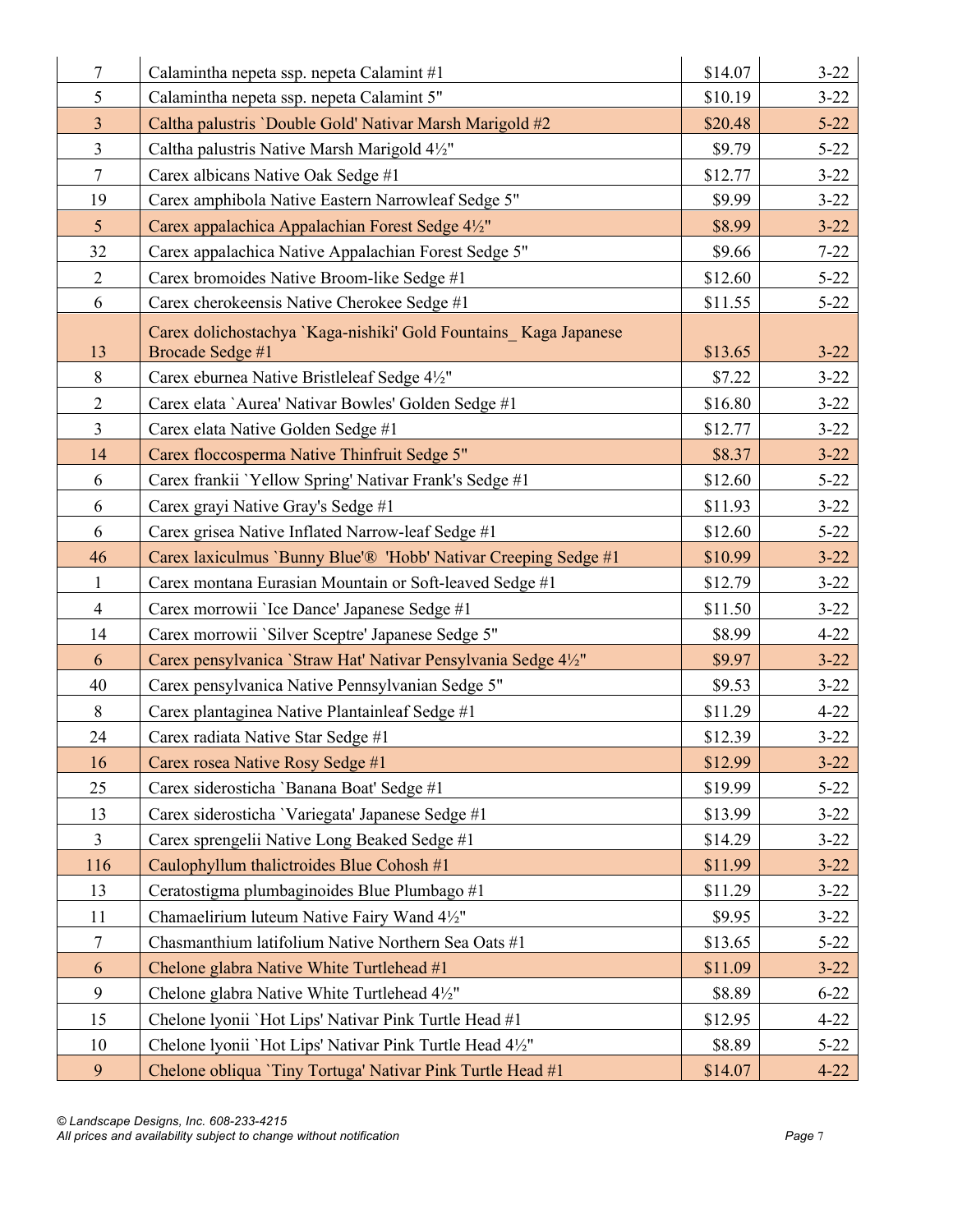| | | | |
|---|---|---|---|
| 7 | Calamintha nepeta ssp. nepeta Calamint #1 | $14.07 | 3-22 |
| 5 | Calamintha nepeta ssp. nepeta Calamint 5" | $10.19 | 3-22 |
| 3 | Caltha palustris `Double Gold' Nativar Marsh Marigold #2 | $20.48 | 5-22 |
| 3 | Caltha palustris Native Marsh Marigold 4½" | $9.79 | 5-22 |
| 7 | Carex albicans Native Oak Sedge #1 | $12.77 | 3-22 |
| 19 | Carex amphibola Native Eastern Narrowleaf Sedge 5" | $9.99 | 3-22 |
| 5 | Carex appalachica Appalachian Forest Sedge 4½" | $8.99 | 3-22 |
| 32 | Carex appalachica Native Appalachian Forest Sedge 5" | $9.66 | 7-22 |
| 2 | Carex bromoides Native Broom-like Sedge #1 | $12.60 | 5-22 |
| 6 | Carex cherokeensis Native Cherokee Sedge #1 | $11.55 | 5-22 |
| 13 | Carex dolichostachya `Kaga-nishiki' Gold Fountains_ Kaga Japanese Brocade Sedge #1 | $13.65 | 3-22 |
| 8 | Carex eburnea Native Bristleleaf Sedge 4½" | $7.22 | 3-22 |
| 2 | Carex elata `Aurea' Nativar Bowles' Golden Sedge #1 | $16.80 | 3-22 |
| 3 | Carex elata Native Golden Sedge #1 | $12.77 | 3-22 |
| 14 | Carex floccosperma Native Thinfruit Sedge 5" | $8.37 | 3-22 |
| 6 | Carex frankii `Yellow Spring' Nativar Frank's Sedge #1 | $12.60 | 5-22 |
| 6 | Carex grayi Native Gray's Sedge #1 | $11.93 | 3-22 |
| 6 | Carex grisea Native Inflated Narrow-leaf Sedge #1 | $12.60 | 5-22 |
| 46 | Carex laxiculmus `Bunny Blue'® 'Hobb' Nativar Creeping Sedge #1 | $10.99 | 3-22 |
| 1 | Carex montana Eurasian Mountain or Soft-leaved Sedge #1 | $12.79 | 3-22 |
| 4 | Carex morrowii `Ice Dance' Japanese Sedge #1 | $11.50 | 3-22 |
| 14 | Carex morrowii `Silver Sceptre' Japanese Sedge 5" | $8.99 | 4-22 |
| 6 | Carex pensylvanica `Straw Hat' Nativar Pensylvania Sedge 4½" | $9.97 | 3-22 |
| 40 | Carex pensylvanica Native Pennsylvanian Sedge 5" | $9.53 | 3-22 |
| 8 | Carex plantaginea Native Plantainleaf Sedge #1 | $11.29 | 4-22 |
| 24 | Carex radiata Native Star Sedge #1 | $12.39 | 3-22 |
| 16 | Carex rosea Native Rosy Sedge #1 | $12.99 | 3-22 |
| 25 | Carex siderosticha `Banana Boat' Sedge #1 | $19.99 | 5-22 |
| 13 | Carex siderosticha `Variegata' Japanese Sedge #1 | $13.99 | 3-22 |
| 3 | Carex sprengelii Native Long Beaked Sedge #1 | $14.29 | 3-22 |
| 116 | Caulophyllum thalictroides Blue Cohosh #1 | $11.99 | 3-22 |
| 13 | Ceratostigma plumbaginoides Blue Plumbago #1 | $11.29 | 3-22 |
| 11 | Chamaelirium luteum Native Fairy Wand 4½" | $9.95 | 3-22 |
| 7 | Chasmanthium latifolium Native Northern Sea Oats #1 | $13.65 | 5-22 |
| 6 | Chelone glabra Native White Turtlehead #1 | $11.09 | 3-22 |
| 9 | Chelone glabra Native White Turtlehead 4½" | $8.89 | 6-22 |
| 15 | Chelone lyonii `Hot Lips' Nativar Pink Turtle Head #1 | $12.95 | 4-22 |
| 10 | Chelone lyonii `Hot Lips' Nativar Pink Turtle Head 4½" | $8.89 | 5-22 |
| 9 | Chelone obliqua `Tiny Tortuga' Nativar Pink Turtle Head #1 | $14.07 | 4-22 |

*© Landscape Designs, Inc. 608-233-4215*
*All prices and availability subject to change without notification*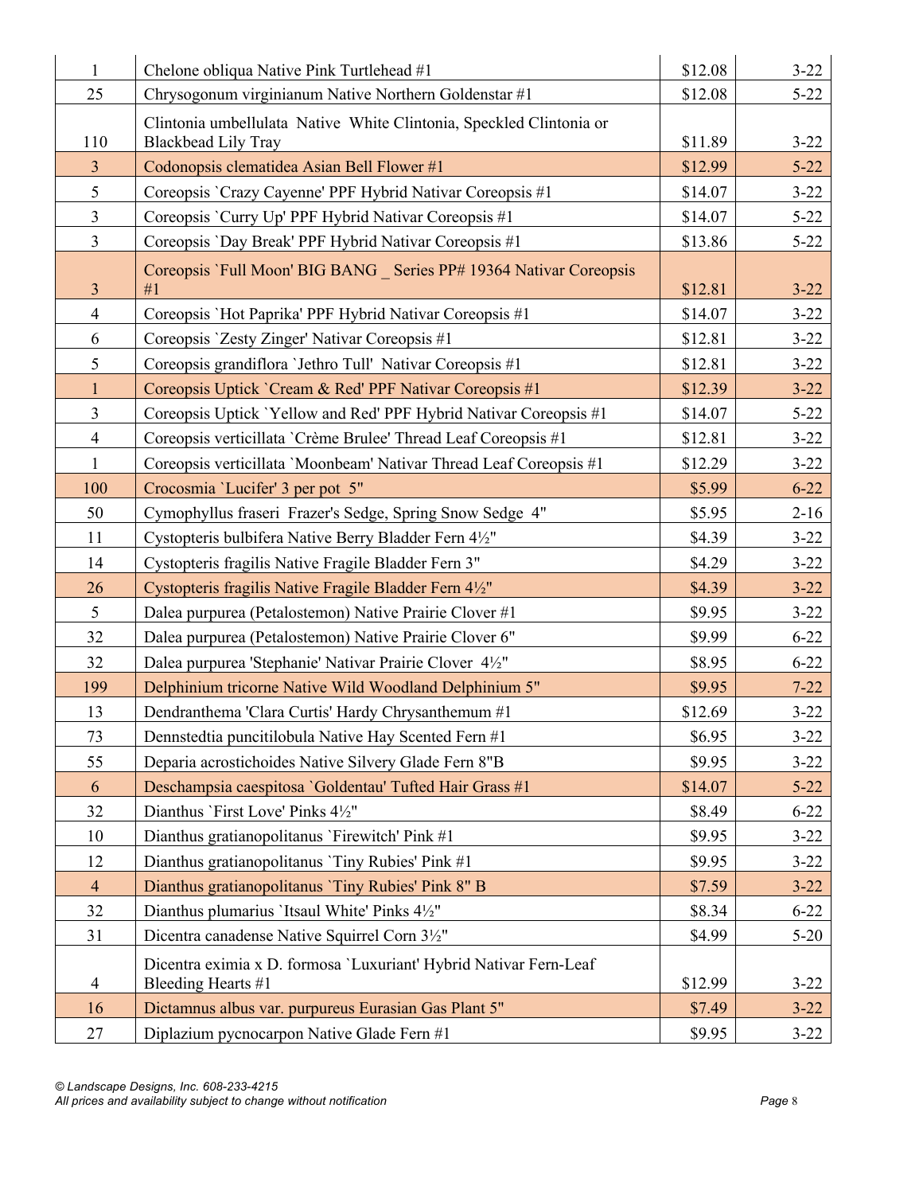| | | | |
|---|---|---|---|
| 1 | Chelone obliqua Native Pink Turtlehead #1 | $12.08 | 3-22 |
| 25 | Chrysogonum virginianum Native Northern Goldenstar #1 | $12.08 | 5-22 |
| 110 | Clintonia umbellulata Native White Clintonia, Speckled Clintonia or Blackbead Lily Tray | $11.89 | 3-22 |
| 3 | Codonopsis clematidea Asian Bell Flower #1 | $12.99 | 5-22 |
| 5 | Coreopsis `Crazy Cayenne' PPF Hybrid Nativar Coreopsis #1 | $14.07 | 3-22 |
| 3 | Coreopsis `Curry Up' PPF Hybrid Nativar Coreopsis #1 | $14.07 | 5-22 |
| 3 | Coreopsis `Day Break' PPF Hybrid Nativar Coreopsis #1 | $13.86 | 5-22 |
| 3 | Coreopsis `Full Moon' BIG BANG _ Series PP# 19364 Nativar Coreopsis #1 | $12.81 | 3-22 |
| 4 | Coreopsis `Hot Paprika' PPF Hybrid Nativar Coreopsis #1 | $14.07 | 3-22 |
| 6 | Coreopsis `Zesty Zinger' Nativar Coreopsis #1 | $12.81 | 3-22 |
| 5 | Coreopsis grandiflora `Jethro Tull' Nativar Coreopsis #1 | $12.81 | 3-22 |
| 1 | Coreopsis Uptick `Cream & Red' PPF Nativar Coreopsis #1 | $12.39 | 3-22 |
| 3 | Coreopsis Uptick `Yellow and Red' PPF Hybrid Nativar Coreopsis #1 | $14.07 | 5-22 |
| 4 | Coreopsis verticillata `Crème Brulee' Thread Leaf Coreopsis #1 | $12.81 | 3-22 |
| 1 | Coreopsis verticillata `Moonbeam' Nativar Thread Leaf Coreopsis #1 | $12.29 | 3-22 |
| 100 | Crocosmia `Lucifer' 3 per pot 5" | $5.99 | 6-22 |
| 50 | Cymophyllus fraseri Frazer's Sedge, Spring Snow Sedge 4" | $5.95 | 2-16 |
| 11 | Cystopteris bulbifera Native Berry Bladder Fern 4½" | $4.39 | 3-22 |
| 14 | Cystopteris fragilis Native Fragile Bladder Fern 3" | $4.29 | 3-22 |
| 26 | Cystopteris fragilis Native Fragile Bladder Fern 4½" | $4.39 | 3-22 |
| 5 | Dalea purpurea (Petalostemon) Native Prairie Clover #1 | $9.95 | 3-22 |
| 32 | Dalea purpurea (Petalostemon) Native Prairie Clover 6" | $9.99 | 6-22 |
| 32 | Dalea purpurea 'Stephanie' Nativar Prairie Clover 4½" | $8.95 | 6-22 |
| 199 | Delphinium tricorne Native Wild Woodland Delphinium 5" | $9.95 | 7-22 |
| 13 | Dendranthema 'Clara Curtis' Hardy Chrysanthemum #1 | $12.69 | 3-22 |
| 73 | Dennstedtia puncitilobula Native Hay Scented Fern #1 | $6.95 | 3-22 |
| 55 | Deparia acrostichoides Native Silvery Glade Fern 8"B | $9.95 | 3-22 |
| 6 | Deschampsia caespitosa `Goldentau' Tufted Hair Grass #1 | $14.07 | 5-22 |
| 32 | Dianthus `First Love' Pinks 4½" | $8.49 | 6-22 |
| 10 | Dianthus gratianopolitanus `Firewitch' Pink #1 | $9.95 | 3-22 |
| 12 | Dianthus gratianopolitanus `Tiny Rubies' Pink #1 | $9.95 | 3-22 |
| 4 | Dianthus gratianopolitanus `Tiny Rubies' Pink 8" B | $7.59 | 3-22 |
| 32 | Dianthus plumarius `Itsaul White' Pinks 4½" | $8.34 | 6-22 |
| 31 | Dicentra canadense Native Squirrel Corn 3½" | $4.99 | 5-20 |
| 4 | Dicentra eximia x D. formosa `Luxuriant' Hybrid Nativar Fern-Leaf Bleeding Hearts #1 | $12.99 | 3-22 |
| 16 | Dictamnus albus var. purpureus Eurasian Gas Plant 5" | $7.49 | 3-22 |
| 27 | Diplazium pycnocarpon Native Glade Fern #1 | $9.95 | 3-22 |

*© Landscape Designs, Inc. 608-233-4215*
*All prices and availability subject to change without notification*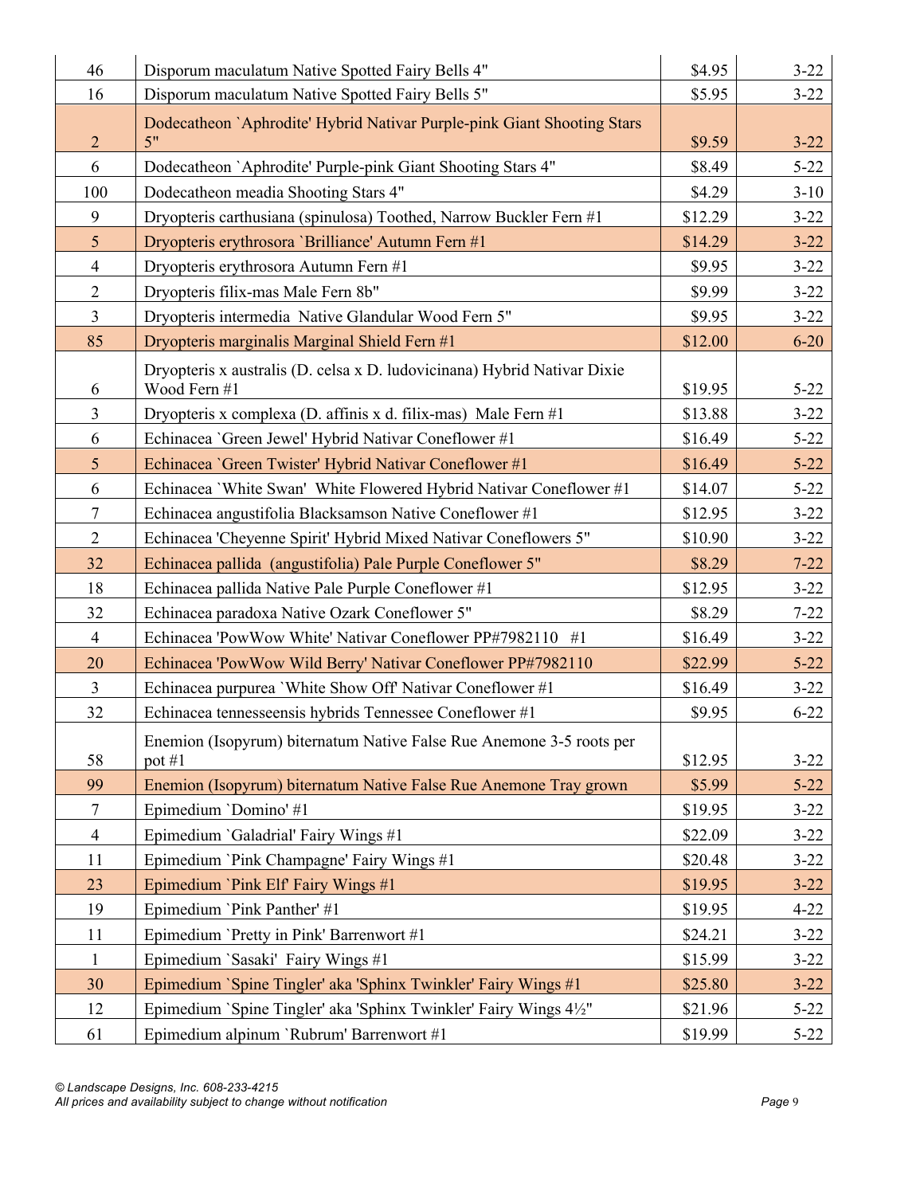| | | | |
|---|---|---|---|
| 46 | Disporum maculatum Native Spotted Fairy Bells 4" | $4.95 | 3-22 |
| 16 | Disporum maculatum Native Spotted Fairy Bells 5" | $5.95 | 3-22 |
| 2 | Dodecatheon `Aphrodite' Hybrid Nativar Purple-pink Giant Shooting Stars 5" | $9.59 | 3-22 |
| 6 | Dodecatheon `Aphrodite' Purple-pink Giant Shooting Stars 4" | $8.49 | 5-22 |
| 100 | Dodecatheon meadia Shooting Stars 4" | $4.29 | 3-10 |
| 9 | Dryopteris carthusiana (spinulosa) Toothed, Narrow Buckler Fern #1 | $12.29 | 3-22 |
| 5 | Dryopteris erythrosora `Brilliance' Autumn Fern #1 | $14.29 | 3-22 |
| 4 | Dryopteris erythrosora Autumn Fern #1 | $9.95 | 3-22 |
| 2 | Dryopteris filix-mas Male Fern 8b" | $9.99 | 3-22 |
| 3 | Dryopteris intermedia Native Glandular Wood Fern 5" | $9.95 | 3-22 |
| 85 | Dryopteris marginalis Marginal Shield Fern #1 | $12.00 | 6-20 |
| 6 | Dryopteris x australis (D. celsa x D. ludovicinana) Hybrid Nativar Dixie Wood Fern #1 | $19.95 | 5-22 |
| 3 | Dryopteris x complexa (D. affinis x d. filix-mas) Male Fern #1 | $13.88 | 3-22 |
| 6 | Echinacea `Green Jewel' Hybrid Nativar Coneflower #1 | $16.49 | 5-22 |
| 5 | Echinacea `Green Twister' Hybrid Nativar Coneflower #1 | $16.49 | 5-22 |
| 6 | Echinacea `White Swan' White Flowered Hybrid Nativar Coneflower #1 | $14.07 | 5-22 |
| 7 | Echinacea angustifolia Blacksamson Native Coneflower #1 | $12.95 | 3-22 |
| 2 | Echinacea 'Cheyenne Spirit' Hybrid Mixed Nativar Coneflowers 5" | $10.90 | 3-22 |
| 32 | Echinacea pallida (angustifolia) Pale Purple Coneflower 5" | $8.29 | 7-22 |
| 18 | Echinacea pallida Native Pale Purple Coneflower #1 | $12.95 | 3-22 |
| 32 | Echinacea paradoxa Native Ozark Coneflower 5" | $8.29 | 7-22 |
| 4 | Echinacea 'PowWow White' Nativar Coneflower PP#7982110 #1 | $16.49 | 3-22 |
| 20 | Echinacea 'PowWow Wild Berry' Nativar Coneflower PP#7982110 | $22.99 | 5-22 |
| 3 | Echinacea purpurea `White Show Off' Nativar Coneflower #1 | $16.49 | 3-22 |
| 32 | Echinacea tennesseensis hybrids Tennessee Coneflower #1 | $9.95 | 6-22 |
| 58 | Enemion (Isopyrum) biternatum Native False Rue Anemone 3-5 roots per pot #1 | $12.95 | 3-22 |
| 99 | Enemion (Isopyrum) biternatum Native False Rue Anemone Tray grown | $5.99 | 5-22 |
| 7 | Epimedium `Domino' #1 | $19.95 | 3-22 |
| 4 | Epimedium `Galadrial' Fairy Wings #1 | $22.09 | 3-22 |
| 11 | Epimedium `Pink Champagne' Fairy Wings #1 | $20.48 | 3-22 |
| 23 | Epimedium `Pink Elf' Fairy Wings #1 | $19.95 | 3-22 |
| 19 | Epimedium `Pink Panther' #1 | $19.95 | 4-22 |
| 11 | Epimedium `Pretty in Pink' Barrenwort #1 | $24.21 | 3-22 |
| 1 | Epimedium `Sasaki' Fairy Wings #1 | $15.99 | 3-22 |
| 30 | Epimedium `Spine Tingler' aka 'Sphinx Twinkler' Fairy Wings #1 | $25.80 | 3-22 |
| 12 | Epimedium `Spine Tingler' aka 'Sphinx Twinkler' Fairy Wings 4½" | $21.96 | 5-22 |
| 61 | Epimedium alpinum `Rubrum' Barrenwort #1 | $19.99 | 5-22 |

*© Landscape Designs, Inc. 608-233-4215*
*All prices and availability subject to change without notification*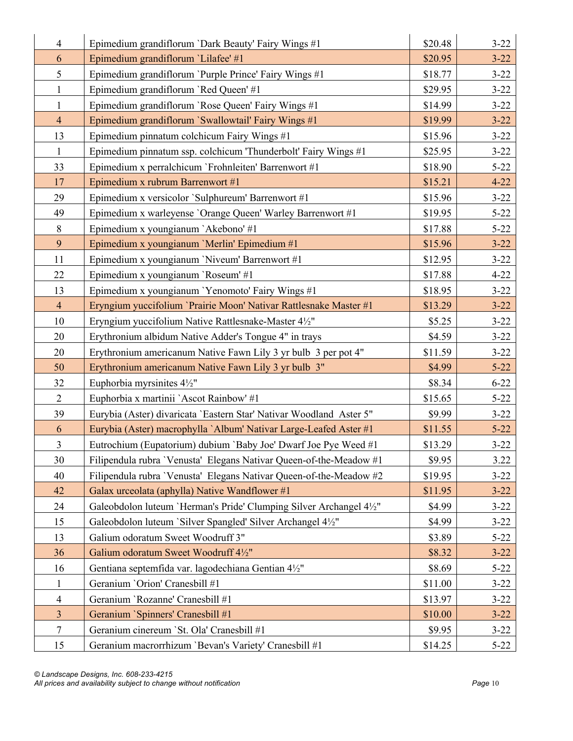| | | | |
|---|---|---|---|
| 4 | Epimedium grandiflorum `Dark Beauty' Fairy Wings #1 | $20.48 | 3-22 |
| 6 | Epimedium grandiflorum `Lilafee' #1 | $20.95 | 3-22 |
| 5 | Epimedium grandiflorum `Purple Prince' Fairy Wings #1 | $18.77 | 3-22 |
| 1 | Epimedium grandiflorum `Red Queen' #1 | $29.95 | 3-22 |
| 1 | Epimedium grandiflorum `Rose Queen' Fairy Wings #1 | $14.99 | 3-22 |
| 4 | Epimedium grandiflorum `Swallowtail' Fairy Wings #1 | $19.99 | 3-22 |
| 13 | Epimedium pinnatum colchicum Fairy Wings #1 | $15.96 | 3-22 |
| 1 | Epimedium pinnatum ssp. colchicum 'Thunderbolt' Fairy Wings #1 | $25.95 | 3-22 |
| 33 | Epimedium x perralchicum `Frohnleiten' Barrenwort #1 | $18.90 | 5-22 |
| 17 | Epimedium x rubrum Barrenwort #1 | $15.21 | 4-22 |
| 29 | Epimedium x versicolor `Sulphureum' Barrenwort #1 | $15.96 | 3-22 |
| 49 | Epimedium x warleyense `Orange Queen' Warley Barrenwort #1 | $19.95 | 5-22 |
| 8 | Epimedium x youngianum `Akebono' #1 | $17.88 | 5-22 |
| 9 | Epimedium x youngianum `Merlin' Epimedium #1 | $15.96 | 3-22 |
| 11 | Epimedium x youngianum `Niveum' Barrenwort #1 | $12.95 | 3-22 |
| 22 | Epimedium x youngianum `Roseum' #1 | $17.88 | 4-22 |
| 13 | Epimedium x youngianum `Yenomoto' Fairy Wings #1 | $18.95 | 3-22 |
| 4 | Eryngium yuccifolium `Prairie Moon' Nativar Rattlesnake Master #1 | $13.29 | 3-22 |
| 10 | Eryngium yuccifolium Native Rattlesnake-Master 4½" | $5.25 | 3-22 |
| 20 | Erythronium albidum Native Adder's Tongue 4" in trays | $4.59 | 3-22 |
| 20 | Erythronium americanum Native Fawn Lily 3 yr bulb 3 per pot 4" | $11.59 | 3-22 |
| 50 | Erythronium americanum Native Fawn Lily 3 yr bulb 3" | $4.99 | 5-22 |
| 32 | Euphorbia myrsinites 4½" | $8.34 | 6-22 |
| 2 | Euphorbia x martinii `Ascot Rainbow' #1 | $15.65 | 5-22 |
| 39 | Eurybia (Aster) divaricata `Eastern Star' Nativar Woodland Aster 5" | $9.99 | 3-22 |
| 6 | Eurybia (Aster) macrophylla `Album' Nativar Large-Leafed Aster #1 | $11.55 | 5-22 |
| 3 | Eutrochium (Eupatorium) dubium `Baby Joe' Dwarf Joe Pye Weed #1 | $13.29 | 3-22 |
| 30 | Filipendula rubra `Venusta' Elegans Nativar Queen-of-the-Meadow #1 | $9.95 | 3.22 |
| 40 | Filipendula rubra `Venusta' Elegans Nativar Queen-of-the-Meadow #2 | $19.95 | 3-22 |
| 42 | Galax urceolata (aphylla) Native Wandflower #1 | $11.95 | 3-22 |
| 24 | Galeobdolon luteum `Herman's Pride' Clumping Silver Archangel 4½" | $4.99 | 3-22 |
| 15 | Galeobdolon luteum `Silver Spangled' Silver Archangel 4½" | $4.99 | 3-22 |
| 13 | Galium odoratum Sweet Woodruff 3" | $3.89 | 5-22 |
| 36 | Galium odoratum Sweet Woodruff 4½" | $8.32 | 3-22 |
| 16 | Gentiana septemfida var. lagodechiana Gentian 4½" | $8.69 | 5-22 |
| 1 | Geranium `Orion' Cranesbill #1 | $11.00 | 3-22 |
| 4 | Geranium `Rozanne' Cranesbill #1 | $13.97 | 3-22 |
| 3 | Geranium `Spinners' Cranesbill #1 | $10.00 | 3-22 |
| 7 | Geranium cinereum `St. Ola' Cranesbill #1 | $9.95 | 3-22 |
| 15 | Geranium macrorrhizum `Bevan's Variety' Cranesbill #1 | $14.25 | 5-22 |

*© Landscape Designs, Inc. 608-233-4215*
*All prices and availability subject to change without notification*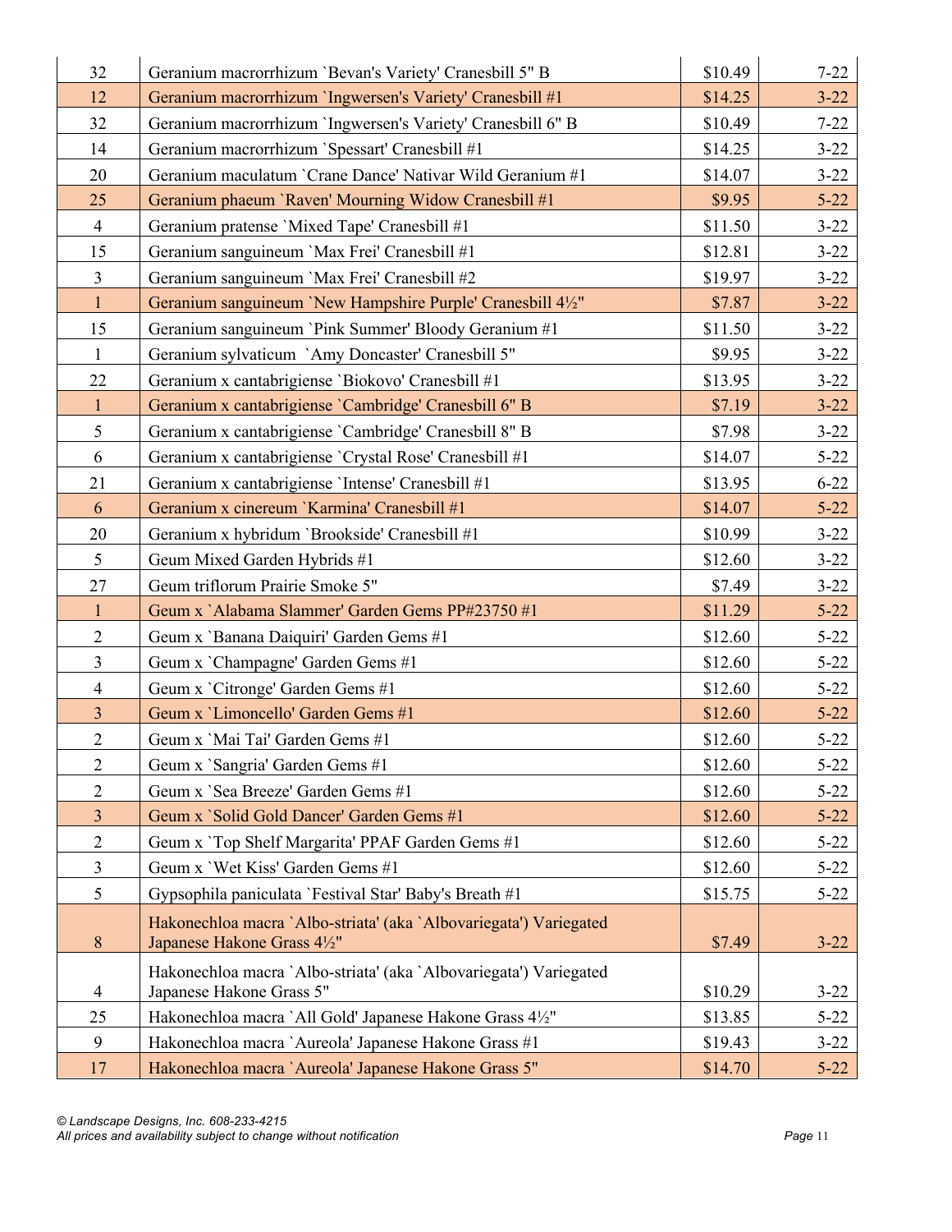| | | | |
|---|---|---|---|
| 32 | Geranium macrorrhizum `Bevan's Variety' Cranesbill 5" B | $10.49 | 7-22 |
| 12 | Geranium macrorrhizum `Ingwersen's Variety' Cranesbill #1 | $14.25 | 3-22 |
| 32 | Geranium macrorrhizum `Ingwersen's Variety' Cranesbill 6" B | $10.49 | 7-22 |
| 14 | Geranium macrorrhizum `Spessart' Cranesbill #1 | $14.25 | 3-22 |
| 20 | Geranium maculatum `Crane Dance' Nativar Wild Geranium #1 | $14.07 | 3-22 |
| 25 | Geranium phaeum `Raven' Mourning Widow Cranesbill #1 | $9.95 | 5-22 |
| 4 | Geranium pratense `Mixed Tape' Cranesbill #1 | $11.50 | 3-22 |
| 15 | Geranium sanguineum `Max Frei' Cranesbill #1 | $12.81 | 3-22 |
| 3 | Geranium sanguineum `Max Frei' Cranesbill #2 | $19.97 | 3-22 |
| 1 | Geranium sanguineum `New Hampshire Purple' Cranesbill 4½" | $7.87 | 3-22 |
| 15 | Geranium sanguineum `Pink Summer' Bloody Geranium #1 | $11.50 | 3-22 |
| 1 | Geranium sylvaticum `Amy Doncaster' Cranesbill 5" | $9.95 | 3-22 |
| 22 | Geranium x cantabrigiense `Biokovo' Cranesbill #1 | $13.95 | 3-22 |
| 1 | Geranium x cantabrigiense `Cambridge' Cranesbill 6" B | $7.19 | 3-22 |
| 5 | Geranium x cantabrigiense `Cambridge' Cranesbill 8" B | $7.98 | 3-22 |
| 6 | Geranium x cantabrigiense `Crystal Rose' Cranesbill #1 | $14.07 | 5-22 |
| 21 | Geranium x cantabrigiense `Intense' Cranesbill #1 | $13.95 | 6-22 |
| 6 | Geranium x cinereum `Karmina' Cranesbill #1 | $14.07 | 5-22 |
| 20 | Geranium x hybridum `Brookside' Cranesbill #1 | $10.99 | 3-22 |
| 5 | Geum Mixed Garden Hybrids #1 | $12.60 | 3-22 |
| 27 | Geum triflorum Prairie Smoke 5" | $7.49 | 3-22 |
| 1 | Geum x `Alabama Slammer' Garden Gems PP#23750 #1 | $11.29 | 5-22 |
| 2 | Geum x `Banana Daiquiri' Garden Gems #1 | $12.60 | 5-22 |
| 3 | Geum x `Champagne' Garden Gems #1 | $12.60 | 5-22 |
| 4 | Geum x `Citronge' Garden Gems #1 | $12.60 | 5-22 |
| 3 | Geum x `Limoncello' Garden Gems #1 | $12.60 | 5-22 |
| 2 | Geum x `Mai Tai' Garden Gems #1 | $12.60 | 5-22 |
| 2 | Geum x `Sangria' Garden Gems #1 | $12.60 | 5-22 |
| 2 | Geum x `Sea Breeze' Garden Gems #1 | $12.60 | 5-22 |
| 3 | Geum x `Solid Gold Dancer' Garden Gems #1 | $12.60 | 5-22 |
| 2 | Geum x `Top Shelf Margarita' PPAF Garden Gems #1 | $12.60 | 5-22 |
| 3 | Geum x `Wet Kiss' Garden Gems #1 | $12.60 | 5-22 |
| 5 | Gypsophila paniculata `Festival Star' Baby's Breath #1 | $15.75 | 5-22 |
| 8 | Hakonechloa macra `Albo-striata' (aka `Albovariegata') Variegated Japanese Hakone Grass 4½" | $7.49 | 3-22 |
| 4 | Hakonechloa macra `Albo-striata' (aka `Albovariegata') Variegated Japanese Hakone Grass 5" | $10.29 | 3-22 |
| 25 | Hakonechloa macra `All Gold' Japanese Hakone Grass 4½" | $13.85 | 5-22 |
| 9 | Hakonechloa macra `Aureola' Japanese Hakone Grass #1 | $19.43 | 3-22 |
| 17 | Hakonechloa macra `Aureola' Japanese Hakone Grass 5" | $14.70 | 5-22 |

*© Landscape Designs, Inc. 608-233-4215*
*All prices and availability subject to change without notification*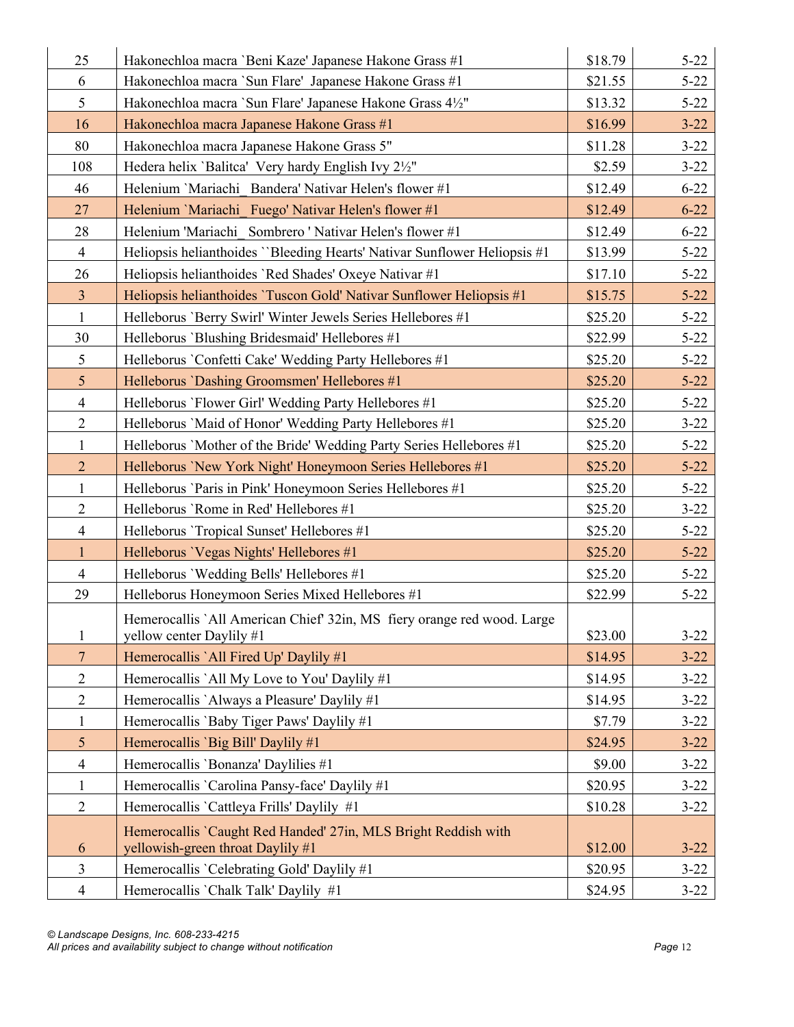| | | | |
|---|---|---|---|
| 25 | Hakonechloa macra `Beni Kaze' Japanese Hakone Grass #1 | $18.79 | 5-22 |
| 6 | Hakonechloa macra `Sun Flare'  Japanese Hakone Grass #1 | $21.55 | 5-22 |
| 5 | Hakonechloa macra `Sun Flare' Japanese Hakone Grass 4½" | $13.32 | 5-22 |
| 16 | Hakonechloa macra Japanese Hakone Grass #1 | $16.99 | 3-22 |
| 80 | Hakonechloa macra Japanese Hakone Grass 5" | $11.28 | 3-22 |
| 108 | Hedera helix `Balitca'  Very hardy English Ivy 2½" | $2.59 | 3-22 |
| 46 | Helenium `Mariachi_ Bandera' Nativar Helen's flower #1 | $12.49 | 6-22 |
| 27 | Helenium `Mariachi_ Fuego' Nativar Helen's flower #1 | $12.49 | 6-22 |
| 28 | Helenium 'Mariachi_ Sombrero ' Nativar Helen's flower #1 | $12.49 | 6-22 |
| 4 | Heliopsis helianthoides ``Bleeding Hearts' Nativar Sunflower Heliopsis #1 | $13.99 | 5-22 |
| 26 | Heliopsis helianthoides `Red Shades' Oxeye Nativar #1 | $17.10 | 5-22 |
| 3 | Heliopsis helianthoides `Tuscon Gold' Nativar Sunflower Heliopsis #1 | $15.75 | 5-22 |
| 1 | Helleborus `Berry Swirl' Winter Jewels Series Hellebores #1 | $25.20 | 5-22 |
| 30 | Helleborus `Blushing Bridesmaid' Hellebores #1 | $22.99 | 5-22 |
| 5 | Helleborus `Confetti Cake' Wedding Party Hellebores #1 | $25.20 | 5-22 |
| 5 | Helleborus `Dashing Groomsmen' Hellebores #1 | $25.20 | 5-22 |
| 4 | Helleborus `Flower Girl' Wedding Party Hellebores #1 | $25.20 | 5-22 |
| 2 | Helleborus `Maid of Honor' Wedding Party Hellebores #1 | $25.20 | 3-22 |
| 1 | Helleborus `Mother of the Bride' Wedding Party Series Hellebores #1 | $25.20 | 5-22 |
| 2 | Helleborus `New York Night' Honeymoon Series Hellebores #1 | $25.20 | 5-22 |
| 1 | Helleborus `Paris in Pink' Honeymoon Series Hellebores #1 | $25.20 | 5-22 |
| 2 | Helleborus `Rome in Red' Hellebores #1 | $25.20 | 3-22 |
| 4 | Helleborus `Tropical Sunset' Hellebores #1 | $25.20 | 5-22 |
| 1 | Helleborus `Vegas Nights' Hellebores #1 | $25.20 | 5-22 |
| 4 | Helleborus `Wedding Bells' Hellebores #1 | $25.20 | 5-22 |
| 29 | Helleborus Honeymoon Series Mixed Hellebores #1 | $22.99 | 5-22 |
| 1 | Hemerocallis `All American Chief' 32in, MS  fiery orange red wood. Large yellow center Daylily #1 | $23.00 | 3-22 |
| 7 | Hemerocallis `All Fired Up' Daylily #1 | $14.95 | 3-22 |
| 2 | Hemerocallis `All My Love to You' Daylily #1 | $14.95 | 3-22 |
| 2 | Hemerocallis `Always a Pleasure' Daylily #1 | $14.95 | 3-22 |
| 1 | Hemerocallis `Baby Tiger Paws' Daylily #1 | $7.79 | 3-22 |
| 5 | Hemerocallis `Big Bill' Daylily #1 | $24.95 | 3-22 |
| 4 | Hemerocallis `Bonanza' Daylilies #1 | $9.00 | 3-22 |
| 1 | Hemerocallis `Carolina Pansy-face' Daylily #1 | $20.95 | 3-22 |
| 2 | Hemerocallis `Cattleya Frills' Daylily  #1 | $10.28 | 3-22 |
| 6 | Hemerocallis `Caught Red Handed' 27in, MLS Bright Reddish with yellowish-green throat Daylily #1 | $12.00 | 3-22 |
| 3 | Hemerocallis `Celebrating Gold' Daylily #1 | $20.95 | 3-22 |
| 4 | Hemerocallis `Chalk Talk' Daylily  #1 | $24.95 | 3-22 |

*© Landscape Designs, Inc. 608-233-4215*
*All prices and availability subject to change without notification*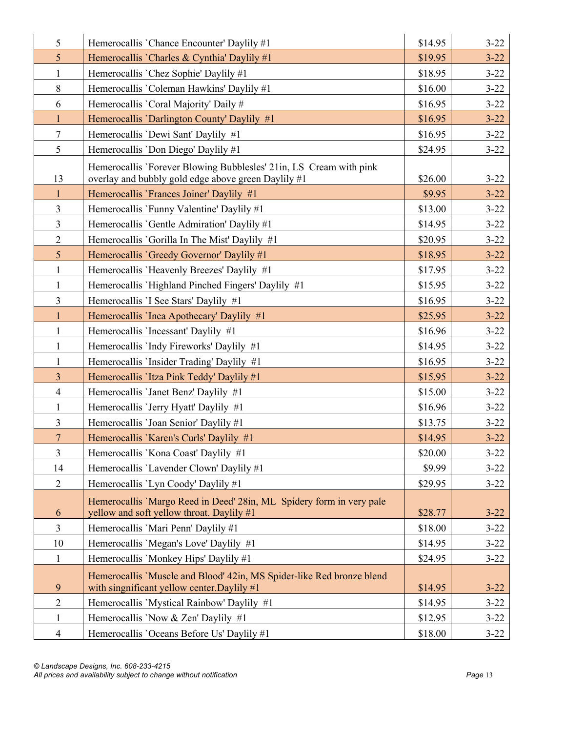| | | | |
|---|---|---|---|
| 5 | Hemerocallis `Chance Encounter' Daylily #1 | $14.95 | 3-22 |
| 5 | Hemerocallis `Charles & Cynthia' Daylily #1 | $19.95 | 3-22 |
| 1 | Hemerocallis `Chez Sophie' Daylily #1 | $18.95 | 3-22 |
| 8 | Hemerocallis `Coleman Hawkins' Daylily #1 | $16.00 | 3-22 |
| 6 | Hemerocallis `Coral Majority' Daily # | $16.95 | 3-22 |
| 1 | Hemerocallis `Darlington County' Daylily #1 | $16.95 | 3-22 |
| 7 | Hemerocallis `Dewi Sant' Daylily #1 | $16.95 | 3-22 |
| 5 | Hemerocallis `Don Diego' Daylily #1 | $24.95 | 3-22 |
| 13 | Hemerocallis `Forever Blowing Bubblesles' 21in, LS Cream with pink overlay and bubbly gold edge above green Daylily #1 | $26.00 | 3-22 |
| 1 | Hemerocallis `Frances Joiner' Daylily #1 | $9.95 | 3-22 |
| 3 | Hemerocallis `Funny Valentine' Daylily #1 | $13.00 | 3-22 |
| 3 | Hemerocallis `Gentle Admiration' Daylily #1 | $14.95 | 3-22 |
| 2 | Hemerocallis `Gorilla In The Mist' Daylily #1 | $20.95 | 3-22 |
| 5 | Hemerocallis `Greedy Governor' Daylily #1 | $18.95 | 3-22 |
| 1 | Hemerocallis `Heavenly Breezes' Daylily #1 | $17.95 | 3-22 |
| 1 | Hemerocallis `Highland Pinched Fingers' Daylily #1 | $15.95 | 3-22 |
| 3 | Hemerocallis `I See Stars' Daylily #1 | $16.95 | 3-22 |
| 1 | Hemerocallis `Inca Apothecary' Daylily #1 | $25.95 | 3-22 |
| 1 | Hemerocallis `Incessant' Daylily #1 | $16.96 | 3-22 |
| 1 | Hemerocallis `Indy Fireworks' Daylily #1 | $14.95 | 3-22 |
| 1 | Hemerocallis `Insider Trading' Daylily #1 | $16.95 | 3-22 |
| 3 | Hemerocallis `Itza Pink Teddy' Daylily #1 | $15.95 | 3-22 |
| 4 | Hemerocallis `Janet Benz' Daylily #1 | $15.00 | 3-22 |
| 1 | Hemerocallis `Jerry Hyatt' Daylily #1 | $16.96 | 3-22 |
| 3 | Hemerocallis `Joan Senior' Daylily #1 | $13.75 | 3-22 |
| 7 | Hemerocallis `Karen's Curls' Daylily #1 | $14.95 | 3-22 |
| 3 | Hemerocallis `Kona Coast' Daylily #1 | $20.00 | 3-22 |
| 14 | Hemerocallis `Lavender Clown' Daylily #1 | $9.99 | 3-22 |
| 2 | Hemerocallis `Lyn Coody' Daylily #1 | $29.95 | 3-22 |
| 6 | Hemerocallis `Margo Reed in Deed' 28in, ML Spidery form in very pale yellow and soft yellow throat. Daylily #1 | $28.77 | 3-22 |
| 3 | Hemerocallis `Mari Penn' Daylily #1 | $18.00 | 3-22 |
| 10 | Hemerocallis `Megan's Love' Daylily #1 | $14.95 | 3-22 |
| 1 | Hemerocallis `Monkey Hips' Daylily #1 | $24.95 | 3-22 |
| 9 | Hemerocallis `Muscle and Blood' 42in, MS Spider-like Red bronze blend with singnificant yellow center.Daylily #1 | $14.95 | 3-22 |
| 2 | Hemerocallis `Mystical Rainbow' Daylily #1 | $14.95 | 3-22 |
| 1 | Hemerocallis `Now & Zen' Daylily #1 | $12.95 | 3-22 |
| 4 | Hemerocallis `Oceans Before Us' Daylily #1 | $18.00 | 3-22 |

*© Landscape Designs, Inc. 608-233-4215*
*All prices and availability subject to change without notification*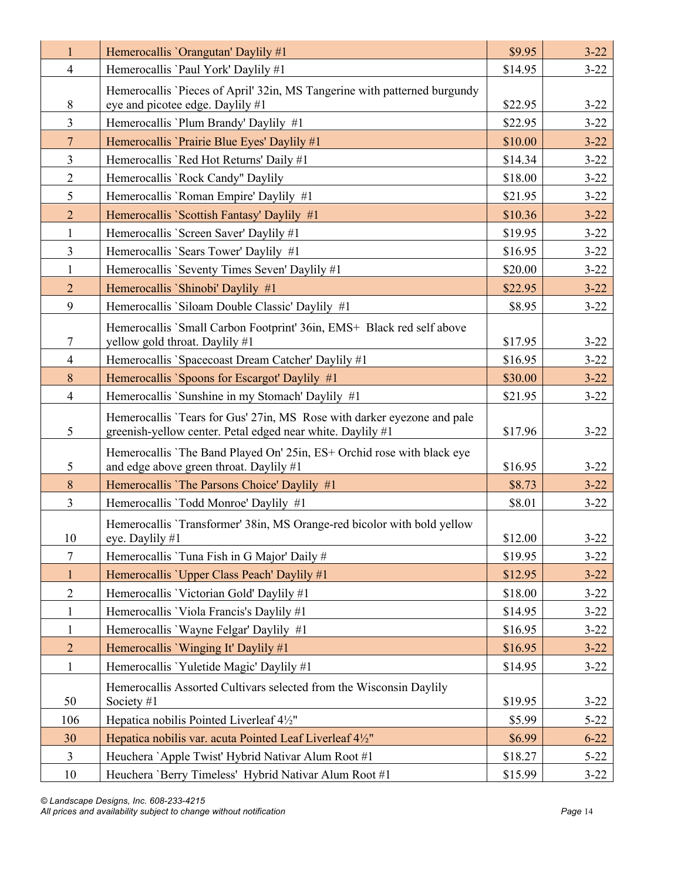| | | | |
|---|---|---|---|
| 1 | Hemerocallis `Orangutan' Daylily #1 | $9.95 | 3-22 |
| 4 | Hemerocallis `Paul York' Daylily #1 | $14.95 | 3-22 |
| 8 | Hemerocallis `Pieces of April' 32in, MS Tangerine with patterned burgundy eye and picotee edge. Daylily #1 | $22.95 | 3-22 |
| 3 | Hemerocallis `Plum Brandy' Daylily #1 | $22.95 | 3-22 |
| 7 | Hemerocallis `Prairie Blue Eyes' Daylily #1 | $10.00 | 3-22 |
| 3 | Hemerocallis `Red Hot Returns' Daily #1 | $14.34 | 3-22 |
| 2 | Hemerocallis `Rock Candy" Daylily | $18.00 | 3-22 |
| 5 | Hemerocallis `Roman Empire' Daylily #1 | $21.95 | 3-22 |
| 2 | Hemerocallis `Scottish Fantasy' Daylily #1 | $10.36 | 3-22 |
| 1 | Hemerocallis `Screen Saver' Daylily #1 | $19.95 | 3-22 |
| 3 | Hemerocallis `Sears Tower' Daylily #1 | $16.95 | 3-22 |
| 1 | Hemerocallis `Seventy Times Seven' Daylily #1 | $20.00 | 3-22 |
| 2 | Hemerocallis `Shinobi' Daylily #1 | $22.95 | 3-22 |
| 9 | Hemerocallis `Siloam Double Classic' Daylily #1 | $8.95 | 3-22 |
| 7 | Hemerocallis `Small Carbon Footprint' 36in, EMS+ Black red self above yellow gold throat. Daylily #1 | $17.95 | 3-22 |
| 4 | Hemerocallis `Spacecoast Dream Catcher' Daylily #1 | $16.95 | 3-22 |
| 8 | Hemerocallis `Spoons for Escargot' Daylily #1 | $30.00 | 3-22 |
| 4 | Hemerocallis `Sunshine in my Stomach' Daylily #1 | $21.95 | 3-22 |
| 5 | Hemerocallis `Tears for Gus' 27in, MS Rose with darker eyezone and pale greenish-yellow center. Petal edged near white. Daylily #1 | $17.96 | 3-22 |
| 5 | Hemerocallis `The Band Played On' 25in, ES+ Orchid rose with black eye and edge above green throat. Daylily #1 | $16.95 | 3-22 |
| 8 | Hemerocallis `The Parsons Choice' Daylily #1 | $8.73 | 3-22 |
| 3 | Hemerocallis `Todd Monroe' Daylily #1 | $8.01 | 3-22 |
| 10 | Hemerocallis `Transformer' 38in, MS Orange-red bicolor with bold yellow eye. Daylily #1 | $12.00 | 3-22 |
| 7 | Hemerocallis `Tuna Fish in G Major' Daily # | $19.95 | 3-22 |
| 1 | Hemerocallis `Upper Class Peach' Daylily #1 | $12.95 | 3-22 |
| 2 | Hemerocallis `Victorian Gold' Daylily #1 | $18.00 | 3-22 |
| 1 | Hemerocallis `Viola Francis's Daylily #1 | $14.95 | 3-22 |
| 1 | Hemerocallis `Wayne Felgar' Daylily #1 | $16.95 | 3-22 |
| 2 | Hemerocallis `Winging It' Daylily #1 | $16.95 | 3-22 |
| 1 | Hemerocallis `Yuletide Magic' Daylily #1 | $14.95 | 3-22 |
| 50 | Hemerocallis Assorted Cultivars selected from the Wisconsin Daylily Society #1 | $19.95 | 3-22 |
| 106 | Hepatica nobilis Pointed Liverleaf 4½" | $5.99 | 5-22 |
| 30 | Hepatica nobilis var. acuta Pointed Leaf Liverleaf 4½" | $6.99 | 6-22 |
| 3 | Heuchera `Apple Twist' Hybrid Nativar Alum Root #1 | $18.27 | 5-22 |
| 10 | Heuchera `Berry Timeless' Hybrid Nativar Alum Root #1 | $15.99 | 3-22 |

*© Landscape Designs, Inc. 608-233-4215*
*All prices and availability subject to change without notification*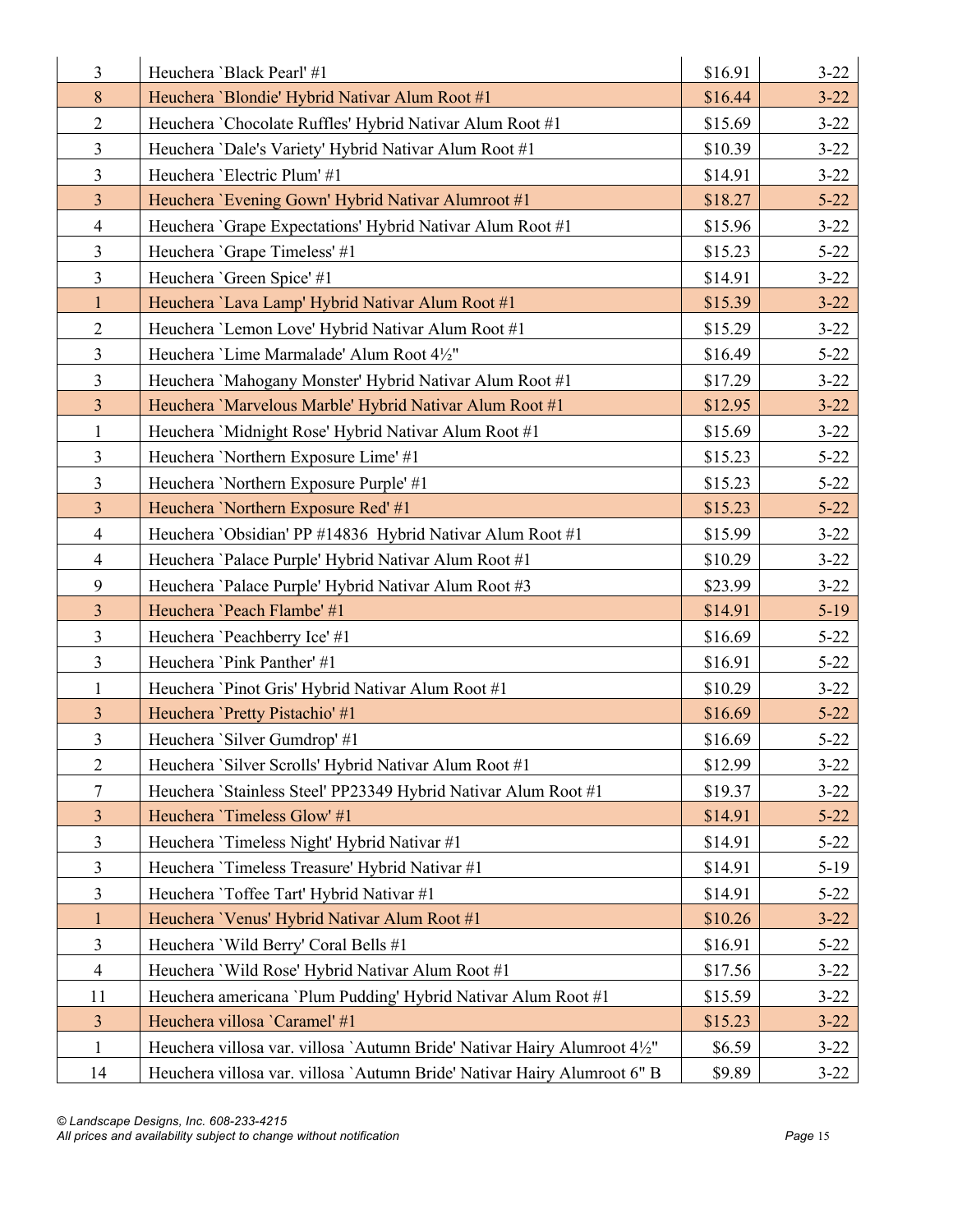| | | | |
|---|---|---|---|
| 3 | Heuchera `Black Pearl' #1 | $16.91 | 3-22 |
| 8 | Heuchera `Blondie' Hybrid Nativar Alum Root #1 | $16.44 | 3-22 |
| 2 | Heuchera `Chocolate Ruffles' Hybrid Nativar Alum Root #1 | $15.69 | 3-22 |
| 3 | Heuchera `Dale's Variety' Hybrid Nativar Alum Root #1 | $10.39 | 3-22 |
| 3 | Heuchera `Electric Plum' #1 | $14.91 | 3-22 |
| 3 | Heuchera `Evening Gown' Hybrid Nativar Alumroot #1 | $18.27 | 5-22 |
| 4 | Heuchera `Grape Expectations' Hybrid Nativar Alum Root #1 | $15.96 | 3-22 |
| 3 | Heuchera `Grape Timeless' #1 | $15.23 | 5-22 |
| 3 | Heuchera `Green Spice' #1 | $14.91 | 3-22 |
| 1 | Heuchera `Lava Lamp' Hybrid Nativar Alum Root #1 | $15.39 | 3-22 |
| 2 | Heuchera `Lemon Love' Hybrid Nativar Alum Root #1 | $15.29 | 3-22 |
| 3 | Heuchera `Lime Marmalade' Alum Root 4½" | $16.49 | 5-22 |
| 3 | Heuchera `Mahogany Monster' Hybrid Nativar Alum Root #1 | $17.29 | 3-22 |
| 3 | Heuchera `Marvelous Marble' Hybrid Nativar Alum Root #1 | $12.95 | 3-22 |
| 1 | Heuchera `Midnight Rose' Hybrid Nativar Alum Root #1 | $15.69 | 3-22 |
| 3 | Heuchera `Northern Exposure Lime' #1 | $15.23 | 5-22 |
| 3 | Heuchera `Northern Exposure Purple' #1 | $15.23 | 5-22 |
| 3 | Heuchera `Northern Exposure Red' #1 | $15.23 | 5-22 |
| 4 | Heuchera `Obsidian' PP #14836 Hybrid Nativar Alum Root #1 | $15.99 | 3-22 |
| 4 | Heuchera `Palace Purple' Hybrid Nativar Alum Root #1 | $10.29 | 3-22 |
| 9 | Heuchera `Palace Purple' Hybrid Nativar Alum Root #3 | $23.99 | 3-22 |
| 3 | Heuchera `Peach Flambe' #1 | $14.91 | 5-19 |
| 3 | Heuchera `Peachberry Ice' #1 | $16.69 | 5-22 |
| 3 | Heuchera `Pink Panther' #1 | $16.91 | 5-22 |
| 1 | Heuchera `Pinot Gris' Hybrid Nativar Alum Root #1 | $10.29 | 3-22 |
| 3 | Heuchera `Pretty Pistachio' #1 | $16.69 | 5-22 |
| 3 | Heuchera `Silver Gumdrop' #1 | $16.69 | 5-22 |
| 2 | Heuchera `Silver Scrolls' Hybrid Nativar Alum Root #1 | $12.99 | 3-22 |
| 7 | Heuchera `Stainless Steel' PP23349 Hybrid Nativar Alum Root #1 | $19.37 | 3-22 |
| 3 | Heuchera `Timeless Glow' #1 | $14.91 | 5-22 |
| 3 | Heuchera `Timeless Night' Hybrid Nativar #1 | $14.91 | 5-22 |
| 3 | Heuchera `Timeless Treasure' Hybrid Nativar #1 | $14.91 | 5-19 |
| 3 | Heuchera `Toffee Tart' Hybrid Nativar #1 | $14.91 | 5-22 |
| 1 | Heuchera `Venus' Hybrid Nativar Alum Root #1 | $10.26 | 3-22 |
| 3 | Heuchera `Wild Berry' Coral Bells #1 | $16.91 | 5-22 |
| 4 | Heuchera `Wild Rose' Hybrid Nativar Alum Root #1 | $17.56 | 3-22 |
| 11 | Heuchera americana `Plum Pudding' Hybrid Nativar Alum Root #1 | $15.59 | 3-22 |
| 3 | Heuchera villosa `Caramel' #1 | $15.23 | 3-22 |
| 1 | Heuchera villosa var. villosa `Autumn Bride' Nativar Hairy Alumroot 4½" | $6.59 | 3-22 |
| 14 | Heuchera villosa var. villosa `Autumn Bride' Nativar Hairy Alumroot 6" B | $9.89 | 3-22 |

*© Landscape Designs, Inc. 608-233-4215*
*All prices and availability subject to change without notification*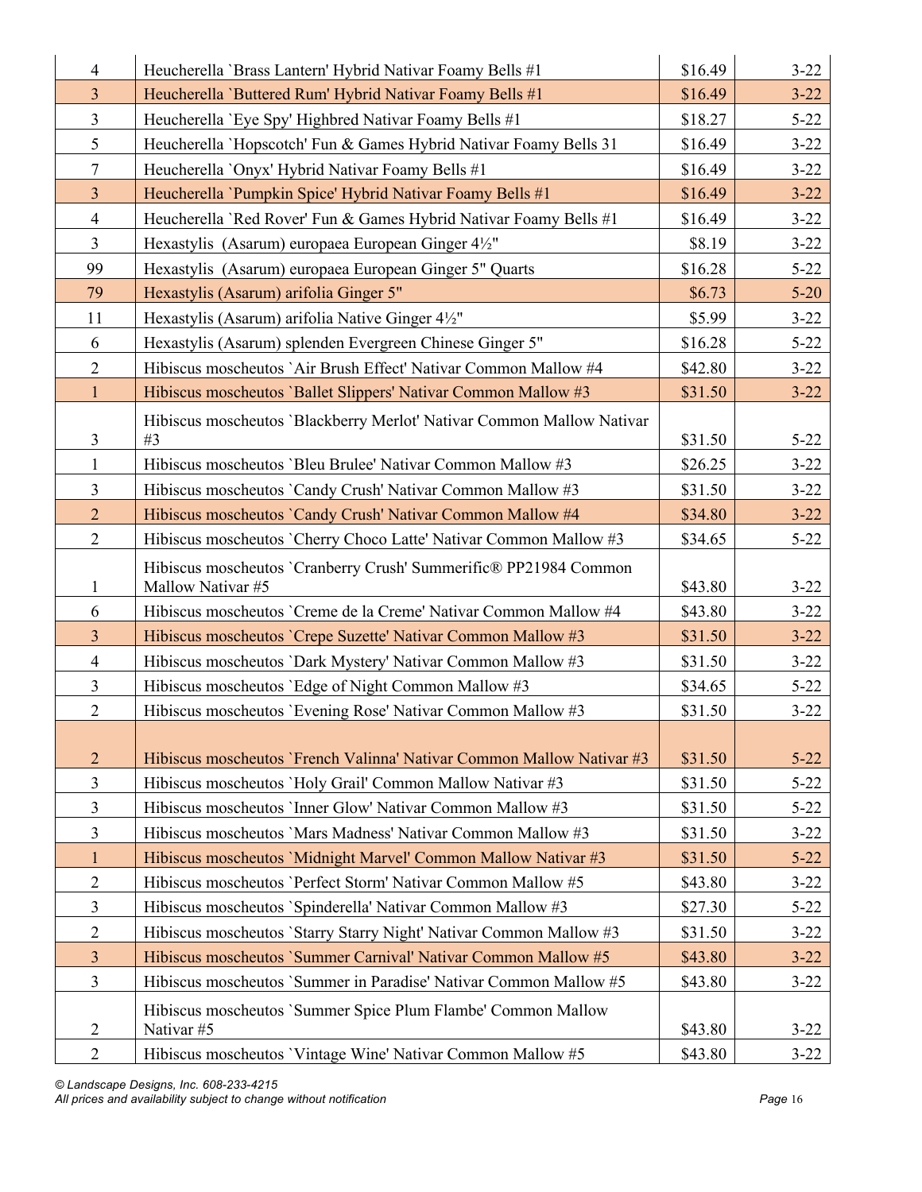| | | | |
|---|---|---|---|
| 4 | Heucherella `Brass Lantern' Hybrid Nativar Foamy Bells #1 | $16.49 | 3-22 |
| 3 | Heucherella `Buttered Rum' Hybrid Nativar Foamy Bells #1 | $16.49 | 3-22 |
| 3 | Heucherella `Eye Spy' Highbred Nativar Foamy Bells #1 | $18.27 | 5-22 |
| 5 | Heucherella `Hopscotch' Fun & Games Hybrid Nativar Foamy Bells 31 | $16.49 | 3-22 |
| 7 | Heucherella `Onyx' Hybrid Nativar Foamy Bells #1 | $16.49 | 3-22 |
| 3 | Heucherella `Pumpkin Spice' Hybrid Nativar Foamy Bells #1 | $16.49 | 3-22 |
| 4 | Heucherella `Red Rover' Fun & Games Hybrid Nativar Foamy Bells #1 | $16.49 | 3-22 |
| 3 | Hexastylis (Asarum) europaea European Ginger 4½" | $8.19 | 3-22 |
| 99 | Hexastylis (Asarum) europaea European Ginger 5" Quarts | $16.28 | 5-22 |
| 79 | Hexastylis (Asarum) arifolia Ginger 5" | $6.73 | 5-20 |
| 11 | Hexastylis (Asarum) arifolia Native Ginger 4½" | $5.99 | 3-22 |
| 6 | Hexastylis (Asarum) splenden Evergreen Chinese Ginger 5" | $16.28 | 5-22 |
| 2 | Hibiscus moscheutos `Air Brush Effect' Nativar Common Mallow #4 | $42.80 | 3-22 |
| 1 | Hibiscus moscheutos `Ballet Slippers' Nativar Common Mallow #3 | $31.50 | 3-22 |
| 3 | Hibiscus moscheutos `Blackberry Merlot' Nativar Common Mallow Nativar #3 | $31.50 | 5-22 |
| 1 | Hibiscus moscheutos `Bleu Brulee' Nativar Common Mallow #3 | $26.25 | 3-22 |
| 3 | Hibiscus moscheutos `Candy Crush' Nativar Common Mallow #3 | $31.50 | 3-22 |
| 2 | Hibiscus moscheutos `Candy Crush' Nativar Common Mallow #4 | $34.80 | 3-22 |
| 2 | Hibiscus moscheutos `Cherry Choco Latte' Nativar Common Mallow #3 | $34.65 | 5-22 |
| 1 | Hibiscus moscheutos `Cranberry Crush' Summerific® PP21984 Common Mallow Nativar #5 | $43.80 | 3-22 |
| 6 | Hibiscus moscheutos `Creme de la Creme' Nativar Common Mallow #4 | $43.80 | 3-22 |
| 3 | Hibiscus moscheutos `Crepe Suzette' Nativar Common Mallow #3 | $31.50 | 3-22 |
| 4 | Hibiscus moscheutos `Dark Mystery' Nativar Common Mallow #3 | $31.50 | 3-22 |
| 3 | Hibiscus moscheutos `Edge of Night Common Mallow #3 | $34.65 | 5-22 |
| 2 | Hibiscus moscheutos `Evening Rose' Nativar Common Mallow #3 | $31.50 | 3-22 |
| 2 | Hibiscus moscheutos `French Valinna' Nativar Common Mallow Nativar #3 | $31.50 | 5-22 |
| 3 | Hibiscus moscheutos `Holy Grail' Common Mallow Nativar #3 | $31.50 | 5-22 |
| 3 | Hibiscus moscheutos `Inner Glow' Nativar Common Mallow #3 | $31.50 | 5-22 |
| 3 | Hibiscus moscheutos `Mars Madness' Nativar Common Mallow #3 | $31.50 | 3-22 |
| 1 | Hibiscus moscheutos `Midnight Marvel' Common Mallow Nativar #3 | $31.50 | 5-22 |
| 2 | Hibiscus moscheutos `Perfect Storm' Nativar Common Mallow #5 | $43.80 | 3-22 |
| 3 | Hibiscus moscheutos `Spinderella' Nativar Common Mallow #3 | $27.30 | 5-22 |
| 2 | Hibiscus moscheutos `Starry Starry Night' Nativar Common Mallow #3 | $31.50 | 3-22 |
| 3 | Hibiscus moscheutos `Summer Carnival' Nativar Common Mallow #5 | $43.80 | 3-22 |
| 3 | Hibiscus moscheutos `Summer in Paradise' Nativar Common Mallow #5 | $43.80 | 3-22 |
| 2 | Hibiscus moscheutos `Summer Spice Plum Flambe' Common Mallow Nativar #5 | $43.80 | 3-22 |
| 2 | Hibiscus moscheutos `Vintage Wine' Nativar Common Mallow #5 | $43.80 | 3-22 |

*© Landscape Designs, Inc. 608-233-4215*
*All prices and availability subject to change without notification*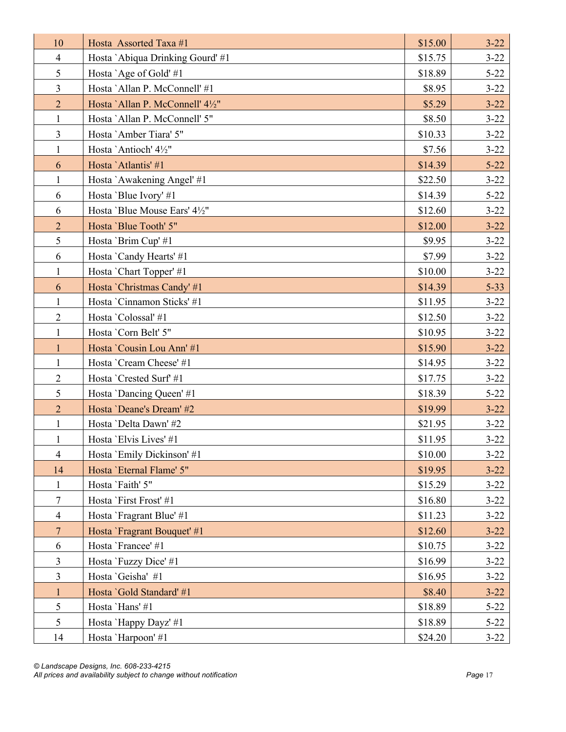| | | | |
|---|---|---|---|
| 10 | Hosta  Assorted Taxa #1 | $15.00 | 3-22 |
| 4 | Hosta `Abiqua Drinking Gourd' #1 | $15.75 | 3-22 |
| 5 | Hosta `Age of Gold' #1 | $18.89 | 5-22 |
| 3 | Hosta `Allan P. McConnell' #1 | $8.95 | 3-22 |
| 2 | Hosta `Allan P. McConnell' 4½" | $5.29 | 3-22 |
| 1 | Hosta `Allan P. McConnell' 5" | $8.50 | 3-22 |
| 3 | Hosta `Amber Tiara' 5" | $10.33 | 3-22 |
| 1 | Hosta `Antioch' 4½" | $7.56 | 3-22 |
| 6 | Hosta `Atlantis' #1 | $14.39 | 5-22 |
| 1 | Hosta `Awakening Angel' #1 | $22.50 | 3-22 |
| 6 | Hosta `Blue Ivory' #1 | $14.39 | 5-22 |
| 6 | Hosta `Blue Mouse Ears' 4½" | $12.60 | 3-22 |
| 2 | Hosta `Blue Tooth' 5" | $12.00 | 3-22 |
| 5 | Hosta `Brim Cup' #1 | $9.95 | 3-22 |
| 6 | Hosta `Candy Hearts' #1 | $7.99 | 3-22 |
| 1 | Hosta `Chart Topper' #1 | $10.00 | 3-22 |
| 6 | Hosta `Christmas Candy' #1 | $14.39 | 5-33 |
| 1 | Hosta `Cinnamon Sticks' #1 | $11.95 | 3-22 |
| 2 | Hosta `Colossal' #1 | $12.50 | 3-22 |
| 1 | Hosta `Corn Belt' 5" | $10.95 | 3-22 |
| 1 | Hosta `Cousin Lou Ann' #1 | $15.90 | 3-22 |
| 1 | Hosta `Cream Cheese' #1 | $14.95 | 3-22 |
| 2 | Hosta `Crested Surf' #1 | $17.75 | 3-22 |
| 5 | Hosta `Dancing Queen' #1 | $18.39 | 5-22 |
| 2 | Hosta `Deane's Dream' #2 | $19.99 | 3-22 |
| 1 | Hosta `Delta Dawn' #2 | $21.95 | 3-22 |
| 1 | Hosta `Elvis Lives' #1 | $11.95 | 3-22 |
| 4 | Hosta `Emily Dickinson' #1 | $10.00 | 3-22 |
| 14 | Hosta `Eternal Flame' 5" | $19.95 | 3-22 |
| 1 | Hosta `Faith' 5" | $15.29 | 3-22 |
| 7 | Hosta `First Frost' #1 | $16.80 | 3-22 |
| 4 | Hosta `Fragrant Blue' #1 | $11.23 | 3-22 |
| 7 | Hosta `Fragrant Bouquet' #1 | $12.60 | 3-22 |
| 6 | Hosta `Francee' #1 | $10.75 | 3-22 |
| 3 | Hosta `Fuzzy Dice' #1 | $16.99 | 3-22 |
| 3 | Hosta `Geisha'  #1 | $16.95 | 3-22 |
| 1 | Hosta `Gold Standard' #1 | $8.40 | 3-22 |
| 5 | Hosta `Hans' #1 | $18.89 | 5-22 |
| 5 | Hosta `Happy Dayz' #1 | $18.89 | 5-22 |
| 14 | Hosta `Harpoon' #1 | $24.20 | 3-22 |

*© Landscape Designs, Inc. 608-233-4215*
*All prices and availability subject to change without notification*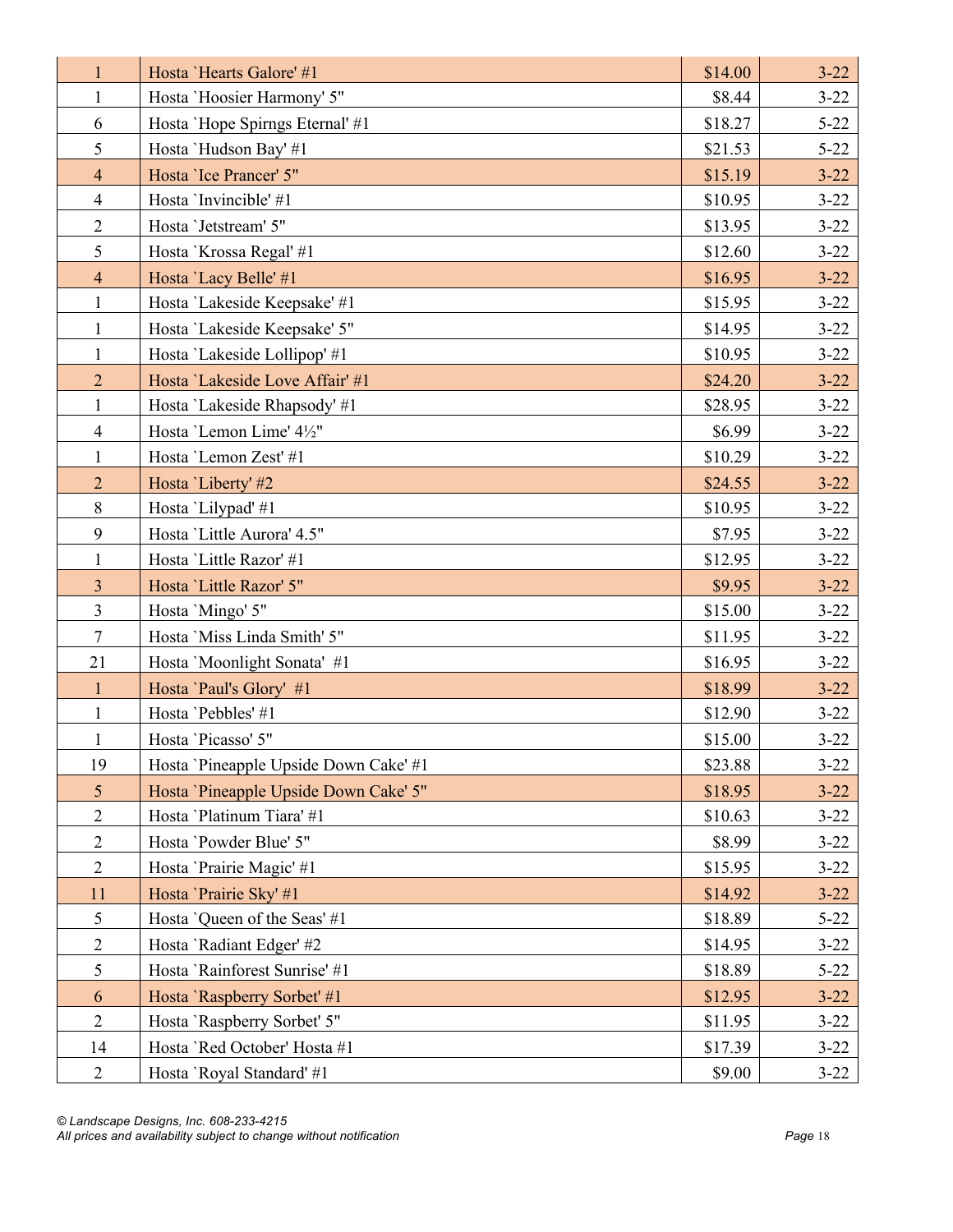| | | | |
|---|---|---|---|
| 1 | Hosta `Hearts Galore' #1 | $14.00 | 3-22 |
| 1 | Hosta `Hoosier Harmony' 5" | $8.44 | 3-22 |
| 6 | Hosta `Hope Spirngs Eternal' #1 | $18.27 | 5-22 |
| 5 | Hosta `Hudson Bay' #1 | $21.53 | 5-22 |
| 4 | Hosta `Ice Prancer' 5" | $15.19 | 3-22 |
| 4 | Hosta `Invincible' #1 | $10.95 | 3-22 |
| 2 | Hosta `Jetstream' 5" | $13.95 | 3-22 |
| 5 | Hosta `Krossa Regal' #1 | $12.60 | 3-22 |
| 4 | Hosta `Lacy Belle' #1 | $16.95 | 3-22 |
| 1 | Hosta `Lakeside Keepsake' #1 | $15.95 | 3-22 |
| 1 | Hosta `Lakeside Keepsake' 5" | $14.95 | 3-22 |
| 1 | Hosta `Lakeside Lollipop' #1 | $10.95 | 3-22 |
| 2 | Hosta `Lakeside Love Affair' #1 | $24.20 | 3-22 |
| 1 | Hosta `Lakeside Rhapsody' #1 | $28.95 | 3-22 |
| 4 | Hosta `Lemon Lime' 4½" | $6.99 | 3-22 |
| 1 | Hosta `Lemon Zest' #1 | $10.29 | 3-22 |
| 2 | Hosta `Liberty' #2 | $24.55 | 3-22 |
| 8 | Hosta `Lilypad' #1 | $10.95 | 3-22 |
| 9 | Hosta `Little Aurora' 4.5" | $7.95 | 3-22 |
| 1 | Hosta `Little Razor' #1 | $12.95 | 3-22 |
| 3 | Hosta `Little Razor' 5" | $9.95 | 3-22 |
| 3 | Hosta `Mingo' 5" | $15.00 | 3-22 |
| 7 | Hosta `Miss Linda Smith' 5" | $11.95 | 3-22 |
| 21 | Hosta `Moonlight Sonata' #1 | $16.95 | 3-22 |
| 1 | Hosta `Paul's Glory' #1 | $18.99 | 3-22 |
| 1 | Hosta `Pebbles' #1 | $12.90 | 3-22 |
| 1 | Hosta `Picasso' 5" | $15.00 | 3-22 |
| 19 | Hosta `Pineapple Upside Down Cake' #1 | $23.88 | 3-22 |
| 5 | Hosta `Pineapple Upside Down Cake' 5" | $18.95 | 3-22 |
| 2 | Hosta `Platinum Tiara' #1 | $10.63 | 3-22 |
| 2 | Hosta `Powder Blue' 5" | $8.99 | 3-22 |
| 2 | Hosta `Prairie Magic' #1 | $15.95 | 3-22 |
| 11 | Hosta `Prairie Sky' #1 | $14.92 | 3-22 |
| 5 | Hosta `Queen of the Seas' #1 | $18.89 | 5-22 |
| 2 | Hosta `Radiant Edger' #2 | $14.95 | 3-22 |
| 5 | Hosta `Rainforest Sunrise' #1 | $18.89 | 5-22 |
| 6 | Hosta `Raspberry Sorbet' #1 | $12.95 | 3-22 |
| 2 | Hosta `Raspberry Sorbet' 5" | $11.95 | 3-22 |
| 14 | Hosta `Red October' Hosta #1 | $17.39 | 3-22 |
| 2 | Hosta `Royal Standard' #1 | $9.00 | 3-22 |

*© Landscape Designs, Inc. 608-233-4215*
*All prices and availability subject to change without notification*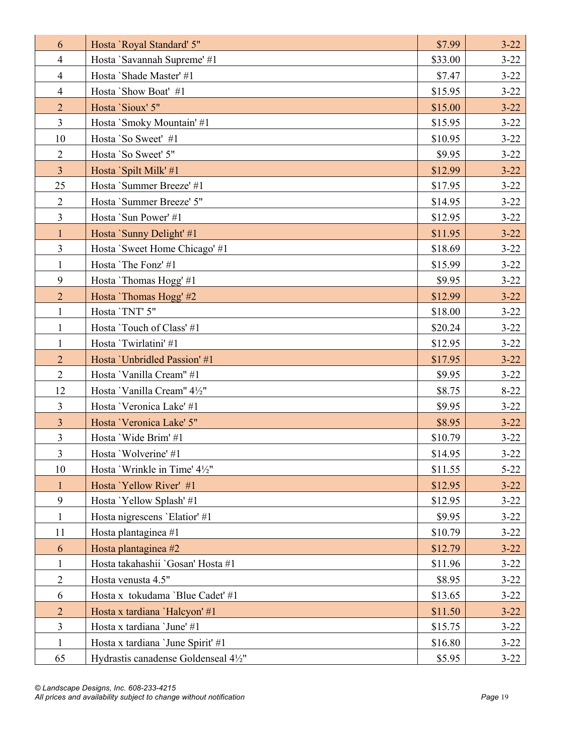| | | | |
|---|---|---|---|
| 6 | Hosta `Royal Standard' 5" | $7.99 | 3-22 |
| 4 | Hosta `Savannah Supreme' #1 | $33.00 | 3-22 |
| 4 | Hosta `Shade Master' #1 | $7.47 | 3-22 |
| 4 | Hosta `Show Boat'  #1 | $15.95 | 3-22 |
| 2 | Hosta `Sioux' 5" | $15.00 | 3-22 |
| 3 | Hosta `Smoky Mountain' #1 | $15.95 | 3-22 |
| 10 | Hosta `So Sweet'  #1 | $10.95 | 3-22 |
| 2 | Hosta `So Sweet' 5" | $9.95 | 3-22 |
| 3 | Hosta `Spilt Milk' #1 | $12.99 | 3-22 |
| 25 | Hosta `Summer Breeze' #1 | $17.95 | 3-22 |
| 2 | Hosta `Summer Breeze' 5" | $14.95 | 3-22 |
| 3 | Hosta `Sun Power' #1 | $12.95 | 3-22 |
| 1 | Hosta `Sunny Delight' #1 | $11.95 | 3-22 |
| 3 | Hosta `Sweet Home Chicago' #1 | $18.69 | 3-22 |
| 1 | Hosta `The Fonz' #1 | $15.99 | 3-22 |
| 9 | Hosta `Thomas Hogg' #1 | $9.95 | 3-22 |
| 2 | Hosta `Thomas Hogg' #2 | $12.99 | 3-22 |
| 1 | Hosta `TNT' 5" | $18.00 | 3-22 |
| 1 | Hosta `Touch of Class' #1 | $20.24 | 3-22 |
| 1 | Hosta `Twirlatini' #1 | $12.95 | 3-22 |
| 2 | Hosta `Unbridled Passion' #1 | $17.95 | 3-22 |
| 2 | Hosta `Vanilla Cream" #1 | $9.95 | 3-22 |
| 12 | Hosta `Vanilla Cream" 4½" | $8.75 | 8-22 |
| 3 | Hosta `Veronica Lake' #1 | $9.95 | 3-22 |
| 3 | Hosta `Veronica Lake' 5" | $8.95 | 3-22 |
| 3 | Hosta `Wide Brim' #1 | $10.79 | 3-22 |
| 3 | Hosta `Wolverine' #1 | $14.95 | 3-22 |
| 10 | Hosta `Wrinkle in Time' 4½" | $11.55 | 5-22 |
| 1 | Hosta `Yellow River'  #1 | $12.95 | 3-22 |
| 9 | Hosta `Yellow Splash' #1 | $12.95 | 3-22 |
| 1 | Hosta nigrescens `Elatior' #1 | $9.95 | 3-22 |
| 11 | Hosta plantaginea #1 | $10.79 | 3-22 |
| 6 | Hosta plantaginea #2 | $12.79 | 3-22 |
| 1 | Hosta takahashii `Gosan' Hosta #1 | $11.96 | 3-22 |
| 2 | Hosta venusta 4.5" | $8.95 | 3-22 |
| 6 | Hosta x  tokudama `Blue Cadet' #1 | $13.65 | 3-22 |
| 2 | Hosta x tardiana `Halcyon' #1 | $11.50 | 3-22 |
| 3 | Hosta x tardiana `June' #1 | $15.75 | 3-22 |
| 1 | Hosta x tardiana `June Spirit' #1 | $16.80 | 3-22 |
| 65 | Hydrastis canadense Goldenseal 4½" | $5.95 | 3-22 |

*© Landscape Designs, Inc. 608-233-4215*
*All prices and availability subject to change without notification*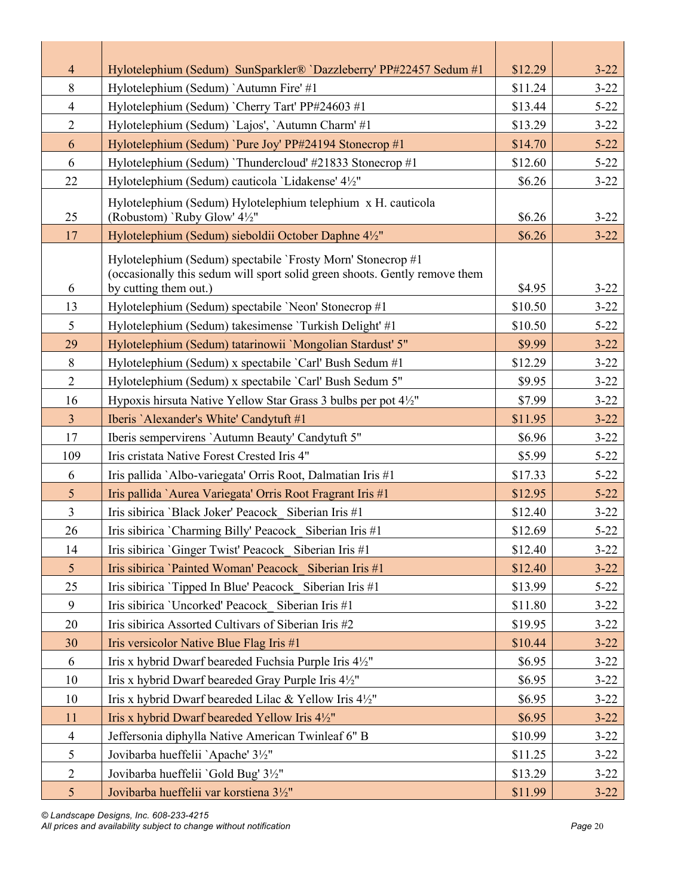| | | | |
|---|---|---|---|
| 4 | Hylotelephium (Sedum) SunSparkler® `Dazzleberry' PP#22457 Sedum #1 | $12.29 | 3-22 |
| 8 | Hylotelephium (Sedum) `Autumn Fire' #1 | $11.24 | 3-22 |
| 4 | Hylotelephium (Sedum) `Cherry Tart' PP#24603 #1 | $13.44 | 5-22 |
| 2 | Hylotelephium (Sedum) `Lajos', `Autumn Charm' #1 | $13.29 | 3-22 |
| 6 | Hylotelephium (Sedum) `Pure Joy' PP#24194 Stonecrop #1 | $14.70 | 5-22 |
| 6 | Hylotelephium (Sedum) `Thundercloud' #21833 Stonecrop #1 | $12.60 | 5-22 |
| 22 | Hylotelephium (Sedum) cauticola `Lidakense' 4½" | $6.26 | 3-22 |
| 25 | Hylotelephium (Sedum) Hylotelephium telephium x H. cauticola (Robustom) `Ruby Glow' 4½" | $6.26 | 3-22 |
| 17 | Hylotelephium (Sedum) sieboldii October Daphne 4½" | $6.26 | 3-22 |
| 6 | Hylotelephium (Sedum) spectabile `Frosty Morn' Stonecrop #1 (occasionally this sedum will sport solid green shoots. Gently remove them by cutting them out.) | $4.95 | 3-22 |
| 13 | Hylotelephium (Sedum) spectabile `Neon' Stonecrop #1 | $10.50 | 3-22 |
| 5 | Hylotelephium (Sedum) takesimense `Turkish Delight' #1 | $10.50 | 5-22 |
| 29 | Hylotelephium (Sedum) tatarinowii `Mongolian Stardust' 5" | $9.99 | 3-22 |
| 8 | Hylotelephium (Sedum) x spectabile `Carl' Bush Sedum #1 | $12.29 | 3-22 |
| 2 | Hylotelephium (Sedum) x spectabile `Carl' Bush Sedum 5" | $9.95 | 3-22 |
| 16 | Hypoxis hirsuta Native Yellow Star Grass 3 bulbs per pot 4½" | $7.99 | 3-22 |
| 3 | Iberis `Alexander's White' Candytuft #1 | $11.95 | 3-22 |
| 17 | Iberis sempervirens `Autumn Beauty' Candytuft 5" | $6.96 | 3-22 |
| 109 | Iris cristata Native Forest Crested Iris 4" | $5.99 | 5-22 |
| 6 | Iris pallida `Albo-variegata' Orris Root, Dalmatian Iris #1 | $17.33 | 5-22 |
| 5 | Iris pallida `Aurea Variegata' Orris Root Fragrant Iris #1 | $12.95 | 5-22 |
| 3 | Iris sibirica `Black Joker' Peacock_ Siberian Iris #1 | $12.40 | 3-22 |
| 26 | Iris sibirica `Charming Billy' Peacock_ Siberian Iris #1 | $12.69 | 5-22 |
| 14 | Iris sibirica `Ginger Twist' Peacock_ Siberian Iris #1 | $12.40 | 3-22 |
| 5 | Iris sibirica `Painted Woman' Peacock_ Siberian Iris #1 | $12.40 | 3-22 |
| 25 | Iris sibirica `Tipped In Blue' Peacock_ Siberian Iris #1 | $13.99 | 5-22 |
| 9 | Iris sibirica `Uncorked' Peacock_ Siberian Iris #1 | $11.80 | 3-22 |
| 20 | Iris sibirica Assorted Cultivars of Siberian Iris #2 | $19.95 | 3-22 |
| 30 | Iris versicolor Native Blue Flag Iris #1 | $10.44 | 3-22 |
| 6 | Iris x hybrid Dwarf beareded Fuchsia Purple Iris 4½" | $6.95 | 3-22 |
| 10 | Iris x hybrid Dwarf beareded Gray Purple Iris 4½" | $6.95 | 3-22 |
| 10 | Iris x hybrid Dwarf beareded Lilac & Yellow Iris 4½" | $6.95 | 3-22 |
| 11 | Iris x hybrid Dwarf beareded Yellow Iris 4½" | $6.95 | 3-22 |
| 4 | Jeffersonia diphylla Native American Twinleaf 6" B | $10.99 | 3-22 |
| 5 | Jovibarba hueffelii `Apache' 3½" | $11.25 | 3-22 |
| 2 | Jovibarba hueffelii `Gold Bug' 3½" | $13.29 | 3-22 |
| 5 | Jovibarba hueffelii var korstiena 3½" | $11.99 | 3-22 |

*© Landscape Designs, Inc. 608-233-4215*
*All prices and availability subject to change without notification*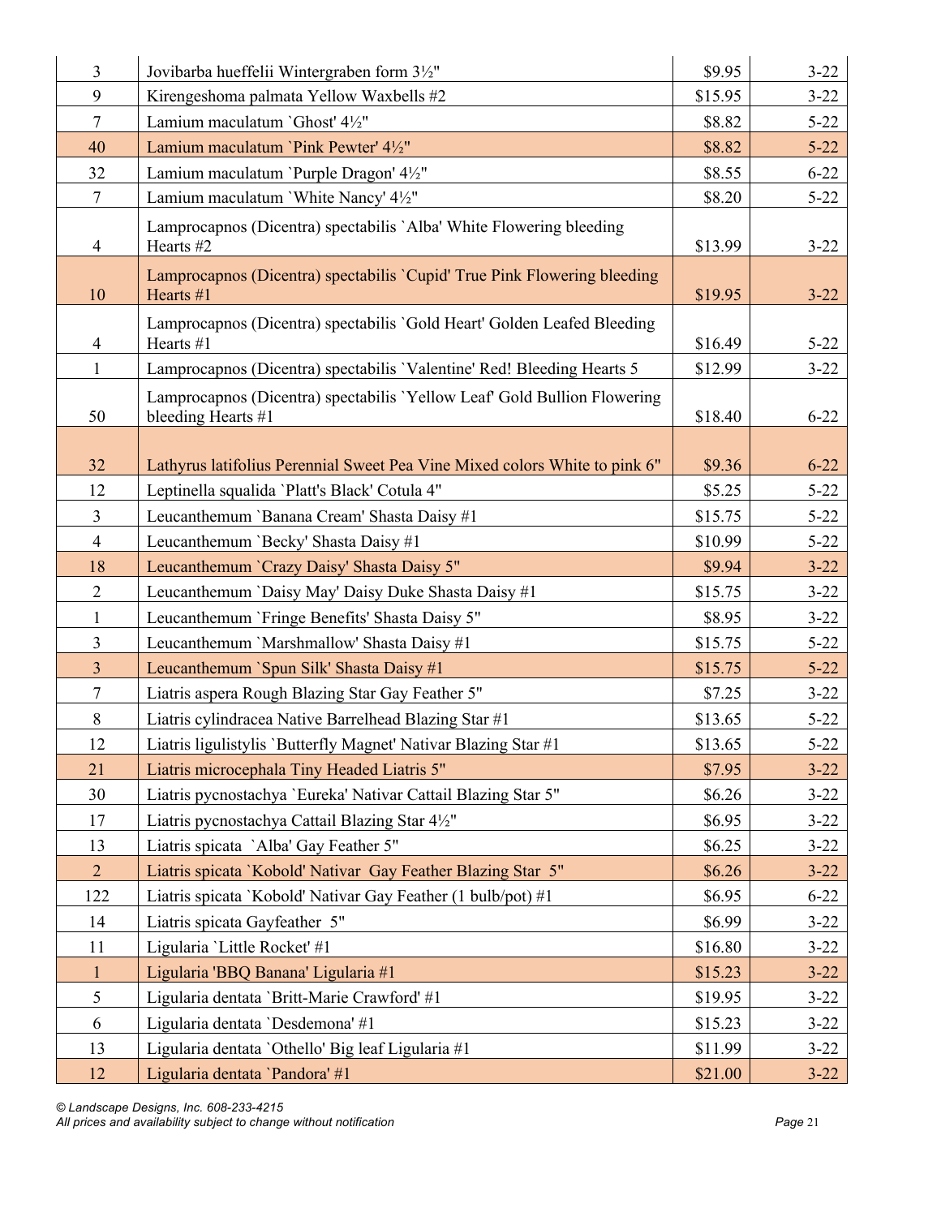| | | | |
|---|---|---|---|
| 3 | Jovibarba hueffelii Wintergraben form 3½" | $9.95 | 3-22 |
| 9 | Kirengeshoma palmata Yellow Waxbells #2 | $15.95 | 3-22 |
| 7 | Lamium maculatum `Ghost' 4½" | $8.82 | 5-22 |
| 40 | Lamium maculatum `Pink Pewter' 4½" | $8.82 | 5-22 |
| 32 | Lamium maculatum `Purple Dragon' 4½" | $8.55 | 6-22 |
| 7 | Lamium maculatum `White Nancy' 4½" | $8.20 | 5-22 |
| 4 | Lamprocapnos (Dicentra) spectabilis `Alba' White Flowering bleeding Hearts #2 | $13.99 | 3-22 |
| 10 | Lamprocapnos (Dicentra) spectabilis `Cupid' True Pink Flowering bleeding Hearts #1 | $19.95 | 3-22 |
| 4 | Lamprocapnos (Dicentra) spectabilis `Gold Heart' Golden Leafed Bleeding Hearts #1 | $16.49 | 5-22 |
| 1 | Lamprocapnos (Dicentra) spectabilis `Valentine' Red! Bleeding Hearts 5 | $12.99 | 3-22 |
| 50 | Lamprocapnos (Dicentra) spectabilis `Yellow Leaf' Gold Bullion Flowering bleeding Hearts #1 | $18.40 | 6-22 |
| 32 | Lathyrus latifolius Perennial Sweet Pea Vine Mixed colors White to pink 6" | $9.36 | 6-22 |
| 12 | Leptinella squalida `Platt's Black' Cotula 4" | $5.25 | 5-22 |
| 3 | Leucanthemum `Banana Cream' Shasta Daisy #1 | $15.75 | 5-22 |
| 4 | Leucanthemum `Becky' Shasta Daisy #1 | $10.99 | 5-22 |
| 18 | Leucanthemum `Crazy Daisy' Shasta Daisy 5" | $9.94 | 3-22 |
| 2 | Leucanthemum `Daisy May' Daisy Duke Shasta Daisy #1 | $15.75 | 3-22 |
| 1 | Leucanthemum `Fringe Benefits' Shasta Daisy 5" | $8.95 | 3-22 |
| 3 | Leucanthemum `Marshmallow' Shasta Daisy #1 | $15.75 | 5-22 |
| 3 | Leucanthemum `Spun Silk' Shasta Daisy #1 | $15.75 | 5-22 |
| 7 | Liatris aspera Rough Blazing Star Gay Feather 5" | $7.25 | 3-22 |
| 8 | Liatris cylindracea Native Barrelhead Blazing Star #1 | $13.65 | 5-22 |
| 12 | Liatris ligulistylis `Butterfly Magnet' Nativar Blazing Star #1 | $13.65 | 5-22 |
| 21 | Liatris microcephala Tiny Headed Liatris 5" | $7.95 | 3-22 |
| 30 | Liatris pycnostachya `Eureka' Nativar Cattail Blazing Star 5" | $6.26 | 3-22 |
| 17 | Liatris pycnostachya Cattail Blazing Star 4½" | $6.95 | 3-22 |
| 13 | Liatris spicata `Alba' Gay Feather 5" | $6.25 | 3-22 |
| 2 | Liatris spicata `Kobold' Nativar Gay Feather Blazing Star 5" | $6.26 | 3-22 |
| 122 | Liatris spicata `Kobold' Nativar Gay Feather (1 bulb/pot) #1 | $6.95 | 6-22 |
| 14 | Liatris spicata Gayfeather 5" | $6.99 | 3-22 |
| 11 | Ligularia `Little Rocket' #1 | $16.80 | 3-22 |
| 1 | Ligularia 'BBQ Banana' Ligularia #1 | $15.23 | 3-22 |
| 5 | Ligularia dentata `Britt-Marie Crawford' #1 | $19.95 | 3-22 |
| 6 | Ligularia dentata `Desdemona' #1 | $15.23 | 3-22 |
| 13 | Ligularia dentata `Othello' Big leaf Ligularia #1 | $11.99 | 3-22 |
| 12 | Ligularia dentata `Pandora' #1 | $21.00 | 3-22 |

*© Landscape Designs, Inc. 608-233-4215*
*All prices and availability subject to change without notification*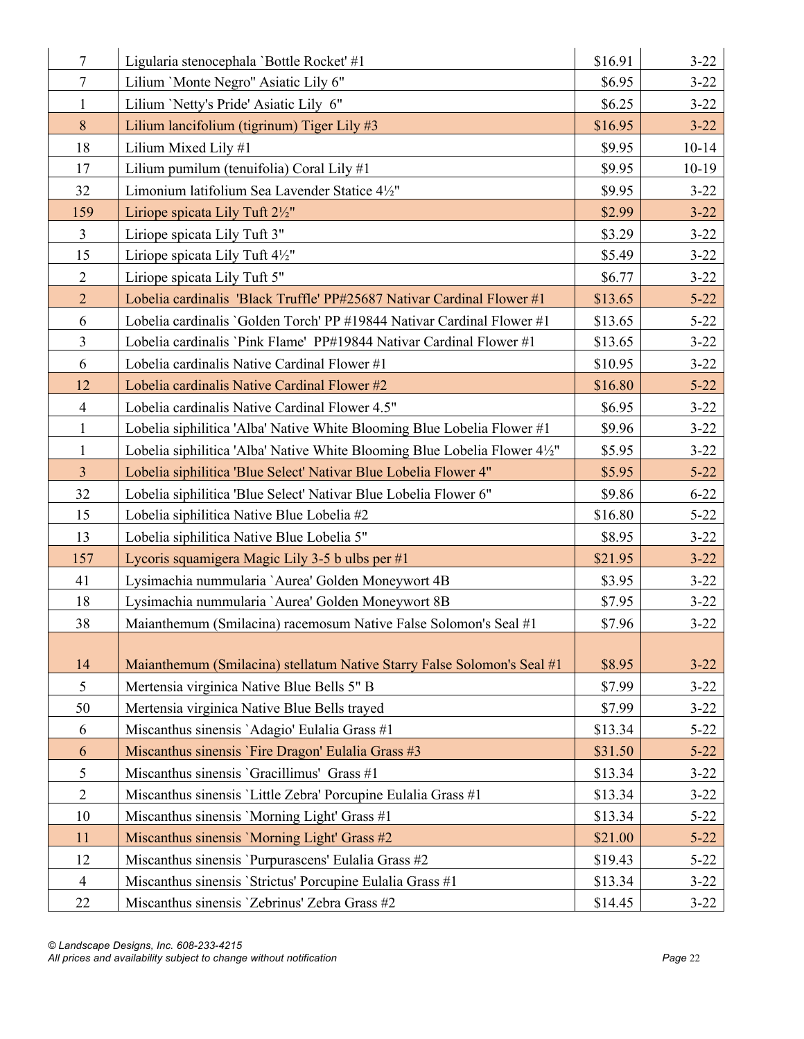| | | | |
|---|---|---|---|
| 7 | Ligularia stenocephala `Bottle Rocket' #1 | $16.91 | 3-22 |
| 7 | Lilium `Monte Negro'' Asiatic Lily 6" | $6.95 | 3-22 |
| 1 | Lilium `Netty's Pride' Asiatic Lily 6" | $6.25 | 3-22 |
| 8 | Lilium lancifolium (tigrinum) Tiger Lily #3 | $16.95 | 3-22 |
| 18 | Lilium Mixed Lily #1 | $9.95 | 10-14 |
| 17 | Lilium pumilum (tenuifolia) Coral Lily #1 | $9.95 | 10-19 |
| 32 | Limonium latifolium Sea Lavender Statice 4½" | $9.95 | 3-22 |
| 159 | Liriope spicata Lily Tuft 2½" | $2.99 | 3-22 |
| 3 | Liriope spicata Lily Tuft 3" | $3.29 | 3-22 |
| 15 | Liriope spicata Lily Tuft 4½" | $5.49 | 3-22 |
| 2 | Liriope spicata Lily Tuft 5" | $6.77 | 3-22 |
| 2 | Lobelia cardinalis 'Black Truffle' PP#25687 Nativar Cardinal Flower #1 | $13.65 | 5-22 |
| 6 | Lobelia cardinalis `Golden Torch' PP #19844 Nativar Cardinal Flower #1 | $13.65 | 5-22 |
| 3 | Lobelia cardinalis `Pink Flame' PP#19844 Nativar Cardinal Flower #1 | $13.65 | 3-22 |
| 6 | Lobelia cardinalis Native Cardinal Flower #1 | $10.95 | 3-22 |
| 12 | Lobelia cardinalis Native Cardinal Flower #2 | $16.80 | 5-22 |
| 4 | Lobelia cardinalis Native Cardinal Flower 4.5" | $6.95 | 3-22 |
| 1 | Lobelia siphilitica 'Alba' Native White Blooming Blue Lobelia Flower #1 | $9.96 | 3-22 |
| 1 | Lobelia siphilitica 'Alba' Native White Blooming Blue Lobelia Flower 4½" | $5.95 | 3-22 |
| 3 | Lobelia siphilitica 'Blue Select' Nativar Blue Lobelia Flower 4" | $5.95 | 5-22 |
| 32 | Lobelia siphilitica 'Blue Select' Nativar Blue Lobelia Flower 6" | $9.86 | 6-22 |
| 15 | Lobelia siphilitica Native Blue Lobelia #2 | $16.80 | 5-22 |
| 13 | Lobelia siphilitica Native Blue Lobelia 5" | $8.95 | 3-22 |
| 157 | Lycoris squamigera Magic Lily 3-5 b ulbs per #1 | $21.95 | 3-22 |
| 41 | Lysimachia nummularia `Aurea' Golden Moneywort 4B | $3.95 | 3-22 |
| 18 | Lysimachia nummularia `Aurea' Golden Moneywort 8B | $7.95 | 3-22 |
| 38 | Maianthemum (Smilacina) racemosum Native False Solomon's Seal #1 | $7.96 | 3-22 |
| 14 | Maianthemum (Smilacina) stellatum Native Starry False Solomon's Seal #1 | $8.95 | 3-22 |
| 5 | Mertensia virginica Native Blue Bells 5" B | $7.99 | 3-22 |
| 50 | Mertensia virginica Native Blue Bells trayed | $7.99 | 3-22 |
| 6 | Miscanthus sinensis `Adagio' Eulalia Grass #1 | $13.34 | 5-22 |
| 6 | Miscanthus sinensis `Fire Dragon' Eulalia Grass #3 | $31.50 | 5-22 |
| 5 | Miscanthus sinensis `Gracillimus' Grass #1 | $13.34 | 3-22 |
| 2 | Miscanthus sinensis `Little Zebra' Porcupine Eulalia Grass #1 | $13.34 | 3-22 |
| 10 | Miscanthus sinensis `Morning Light' Grass #1 | $13.34 | 5-22 |
| 11 | Miscanthus sinensis `Morning Light' Grass #2 | $21.00 | 5-22 |
| 12 | Miscanthus sinensis `Purpurascens' Eulalia Grass #2 | $19.43 | 5-22 |
| 4 | Miscanthus sinensis `Strictus' Porcupine Eulalia Grass #1 | $13.34 | 3-22 |
| 22 | Miscanthus sinensis `Zebrinus' Zebra Grass #2 | $14.45 | 3-22 |

*© Landscape Designs, Inc. 608-233-4215*
*All prices and availability subject to change without notification*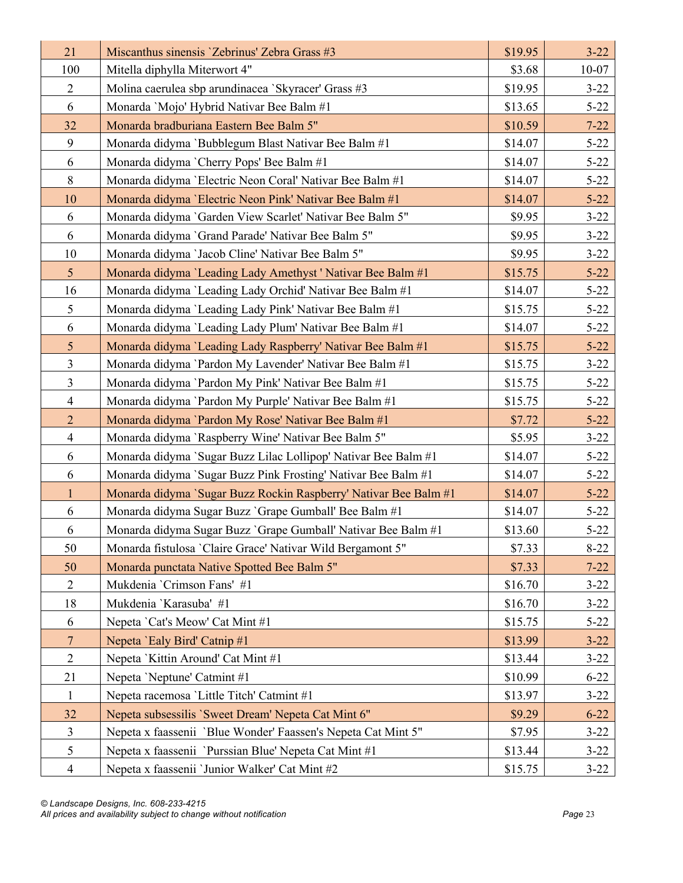| | | | |
|---|---|---|---|
| 21 | Miscanthus sinensis `Zebrinus' Zebra Grass #3 | $19.95 | 3-22 |
| 100 | Mitella diphylla Miterwort 4" | $3.68 | 10-07 |
| 2 | Molina caerulea sbp arundinacea `Skyracer' Grass #3 | $19.95 | 3-22 |
| 6 | Monarda `Mojo' Hybrid Nativar Bee Balm #1 | $13.65 | 5-22 |
| 32 | Monarda bradburiana Eastern Bee Balm 5" | $10.59 | 7-22 |
| 9 | Monarda didyma `Bubblegum Blast Nativar Bee Balm #1 | $14.07 | 5-22 |
| 6 | Monarda didyma `Cherry Pops' Bee Balm #1 | $14.07 | 5-22 |
| 8 | Monarda didyma `Electric Neon Coral' Nativar Bee Balm #1 | $14.07 | 5-22 |
| 10 | Monarda didyma `Electric Neon Pink' Nativar Bee Balm #1 | $14.07 | 5-22 |
| 6 | Monarda didyma `Garden View Scarlet' Nativar Bee Balm 5" | $9.95 | 3-22 |
| 6 | Monarda didyma `Grand Parade' Nativar Bee Balm 5" | $9.95 | 3-22 |
| 10 | Monarda didyma `Jacob Cline' Nativar Bee Balm 5" | $9.95 | 3-22 |
| 5 | Monarda didyma `Leading Lady Amethyst ' Nativar Bee Balm #1 | $15.75 | 5-22 |
| 16 | Monarda didyma `Leading Lady Orchid' Nativar Bee Balm #1 | $14.07 | 5-22 |
| 5 | Monarda didyma `Leading Lady Pink' Nativar Bee Balm #1 | $15.75 | 5-22 |
| 6 | Monarda didyma `Leading Lady Plum' Nativar Bee Balm #1 | $14.07 | 5-22 |
| 5 | Monarda didyma `Leading Lady Raspberry' Nativar Bee Balm #1 | $15.75 | 5-22 |
| 3 | Monarda didyma `Pardon My Lavender' Nativar Bee Balm #1 | $15.75 | 3-22 |
| 3 | Monarda didyma `Pardon My Pink' Nativar Bee Balm #1 | $15.75 | 5-22 |
| 4 | Monarda didyma `Pardon My Purple' Nativar Bee Balm #1 | $15.75 | 5-22 |
| 2 | Monarda didyma `Pardon My Rose' Nativar Bee Balm #1 | $7.72 | 5-22 |
| 4 | Monarda didyma `Raspberry Wine' Nativar Bee Balm 5" | $5.95 | 3-22 |
| 6 | Monarda didyma `Sugar Buzz Lilac Lollipop' Nativar Bee Balm #1 | $14.07 | 5-22 |
| 6 | Monarda didyma `Sugar Buzz Pink Frosting' Nativar Bee Balm #1 | $14.07 | 5-22 |
| 1 | Monarda didyma `Sugar Buzz Rockin Raspberry' Nativar Bee Balm #1 | $14.07 | 5-22 |
| 6 | Monarda didyma Sugar Buzz `Grape Gumball' Bee Balm #1 | $14.07 | 5-22 |
| 6 | Monarda didyma Sugar Buzz `Grape Gumball' Nativar Bee Balm #1 | $13.60 | 5-22 |
| 50 | Monarda fistulosa `Claire Grace' Nativar Wild Bergamont 5" | $7.33 | 8-22 |
| 50 | Monarda punctata Native Spotted Bee Balm 5" | $7.33 | 7-22 |
| 2 | Mukdenia `Crimson Fans'  #1 | $16.70 | 3-22 |
| 18 | Mukdenia `Karasuba'  #1 | $16.70 | 3-22 |
| 6 | Nepeta `Cat's Meow' Cat Mint #1 | $15.75 | 5-22 |
| 7 | Nepeta `Ealy Bird' Catnip #1 | $13.99 | 3-22 |
| 2 | Nepeta `Kittin Around' Cat Mint #1 | $13.44 | 3-22 |
| 21 | Nepeta `Neptune' Catmint #1 | $10.99 | 6-22 |
| 1 | Nepeta racemosa `Little Titch' Catmint #1 | $13.97 | 3-22 |
| 32 | Nepeta subsessilis `Sweet Dream' Nepeta Cat Mint 6" | $9.29 | 6-22 |
| 3 | Nepeta x faassenii  `Blue Wonder' Faassen's Nepeta Cat Mint 5" | $7.95 | 3-22 |
| 5 | Nepeta x faassenii  `Purssian Blue' Nepeta Cat Mint #1 | $13.44 | 3-22 |
| 4 | Nepeta x faassenii `Junior Walker' Cat Mint #2 | $15.75 | 3-22 |

*© Landscape Designs, Inc. 608-233-4215*
*All prices and availability subject to change without notification*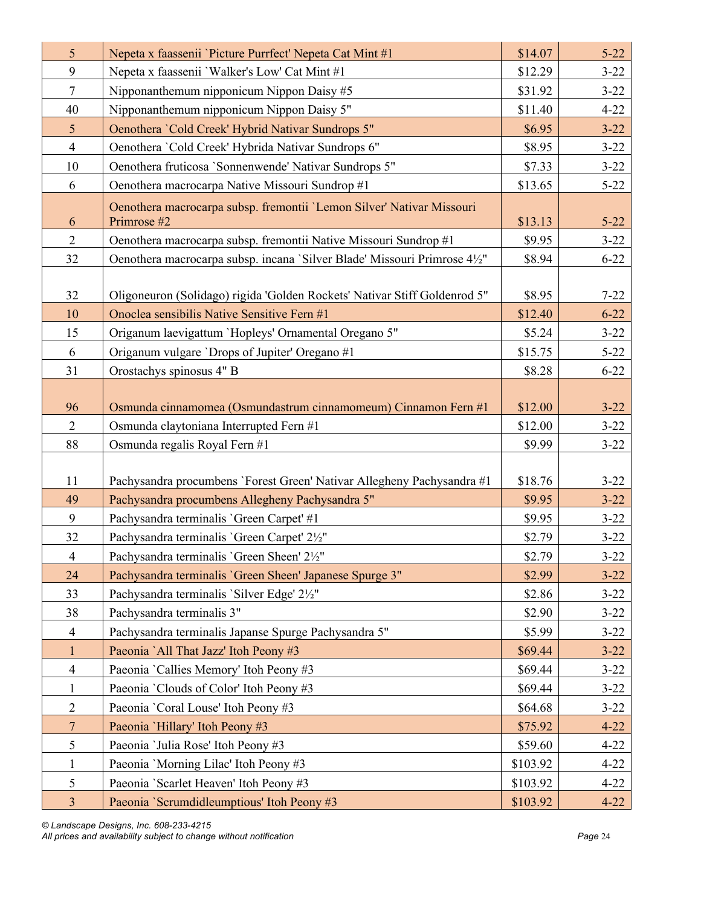| | | | |
|---|---|---|---|
| 5 | Nepeta x faassenii `Picture Purrfect' Nepeta Cat Mint #1 | $14.07 | 5-22 |
| 9 | Nepeta x faassenii `Walker's Low' Cat Mint #1 | $12.29 | 3-22 |
| 7 | Nipponanthemum nipponicum Nippon Daisy #5 | $31.92 | 3-22 |
| 40 | Nipponanthemum nipponicum Nippon Daisy 5" | $11.40 | 4-22 |
| 5 | Oenothera `Cold Creek' Hybrid Nativar Sundrops 5" | $6.95 | 3-22 |
| 4 | Oenothera `Cold Creek' Hybrida Nativar Sundrops 6" | $8.95 | 3-22 |
| 10 | Oenothera fruticosa `Sonnenwende' Nativar Sundrops 5" | $7.33 | 3-22 |
| 6 | Oenothera macrocarpa Native Missouri Sundrop #1 | $13.65 | 5-22 |
| 6 | Oenothera macrocarpa subsp. fremontii `Lemon Silver' Nativar Missouri Primrose #2 | $13.13 | 5-22 |
| 2 | Oenothera macrocarpa subsp. fremontii Native Missouri Sundrop #1 | $9.95 | 3-22 |
| 32 | Oenothera macrocarpa subsp. incana `Silver Blade' Missouri Primrose 4½" | $8.94 | 6-22 |
| 32 | Oligoneuron (Solidago) rigida 'Golden Rockets' Nativar Stiff Goldenrod 5" | $8.95 | 7-22 |
| 10 | Onoclea sensibilis Native Sensitive Fern #1 | $12.40 | 6-22 |
| 15 | Origanum laevigattum `Hopleys' Ornamental Oregano 5" | $5.24 | 3-22 |
| 6 | Origanum vulgare `Drops of Jupiter' Oregano #1 | $15.75 | 5-22 |
| 31 | Orostachys spinosus 4" B | $8.28 | 6-22 |
| 96 | Osmunda cinnamomea (Osmundastrum cinnamomeum) Cinnamon Fern #1 | $12.00 | 3-22 |
| 2 | Osmunda claytoniana Interrupted Fern #1 | $12.00 | 3-22 |
| 88 | Osmunda regalis Royal Fern #1 | $9.99 | 3-22 |
| 11 | Pachysandra procumbens `Forest Green' Nativar Allegheny Pachysandra #1 | $18.76 | 3-22 |
| 49 | Pachysandra procumbens Allegheny Pachysandra 5" | $9.95 | 3-22 |
| 9 | Pachysandra terminalis `Green Carpet' #1 | $9.95 | 3-22 |
| 32 | Pachysandra terminalis `Green Carpet' 2½" | $2.79 | 3-22 |
| 4 | Pachysandra terminalis `Green Sheen' 2½" | $2.79 | 3-22 |
| 24 | Pachysandra terminalis `Green Sheen' Japanese Spurge 3" | $2.99 | 3-22 |
| 33 | Pachysandra terminalis `Silver Edge' 2½" | $2.86 | 3-22 |
| 38 | Pachysandra terminalis 3" | $2.90 | 3-22 |
| 4 | Pachysandra terminalis Japanse Spurge Pachysandra 5" | $5.99 | 3-22 |
| 1 | Paeonia `All That Jazz' Itoh Peony #3 | $69.44 | 3-22 |
| 4 | Paeonia `Callies Memory' Itoh Peony #3 | $69.44 | 3-22 |
| 1 | Paeonia `Clouds of Color' Itoh Peony #3 | $69.44 | 3-22 |
| 2 | Paeonia `Coral Louse' Itoh Peony #3 | $64.68 | 3-22 |
| 7 | Paeonia `Hillary' Itoh Peony #3 | $75.92 | 4-22 |
| 5 | Paeonia `Julia Rose' Itoh Peony #3 | $59.60 | 4-22 |
| 1 | Paeonia `Morning Lilac' Itoh Peony #3 | $103.92 | 4-22 |
| 5 | Paeonia `Scarlet Heaven' Itoh Peony #3 | $103.92 | 4-22 |
| 3 | Paeonia `Scrumdidleumptious' Itoh Peony #3 | $103.92 | 4-22 |

*© Landscape Designs, Inc. 608-233-4215*
*All prices and availability subject to change without notification*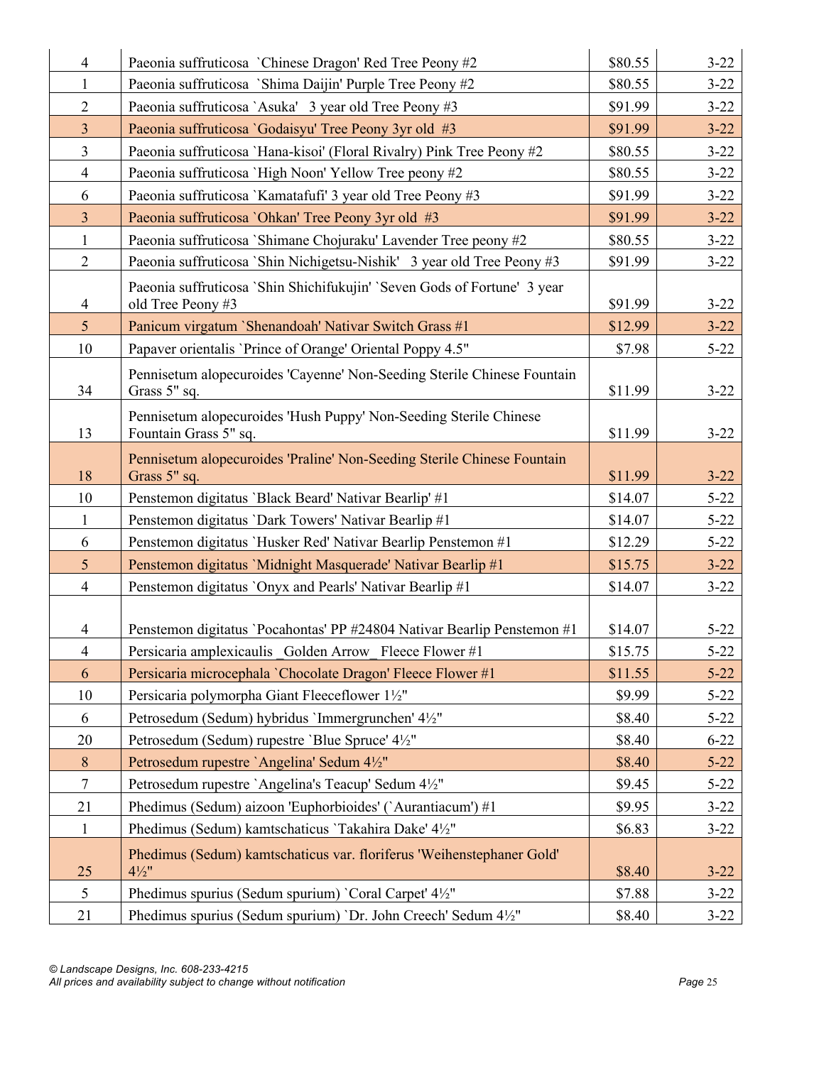| 4 | Paeonia suffruticosa `Chinese Dragon' Red Tree Peony #2 | $80.55 | 3-22 |
|---|---|---|---|
| 1 | Paeonia suffruticosa `Shima Daijin' Purple Tree Peony #2 | $80.55 | 3-22 |
| 2 | Paeonia suffruticosa `Asuka' 3 year old Tree Peony #3 | $91.99 | 3-22 |
| 3 | Paeonia suffruticosa `Godaisyu' Tree Peony 3yr old #3 | $91.99 | 3-22 |
| 3 | Paeonia suffruticosa `Hana-kisoi' (Floral Rivalry) Pink Tree Peony #2 | $80.55 | 3-22 |
| 4 | Paeonia suffruticosa `High Noon' Yellow Tree peony #2 | $80.55 | 3-22 |
| 6 | Paeonia suffruticosa `Kamatafufi' 3 year old Tree Peony #3 | $91.99 | 3-22 |
| 3 | Paeonia suffruticosa `Ohkan' Tree Peony 3yr old #3 | $91.99 | 3-22 |
| 1 | Paeonia suffruticosa `Shimane Chojuraku' Lavender Tree peony #2 | $80.55 | 3-22 |
| 2 | Paeonia suffruticosa `Shin Nichigetsu-Nishik' 3 year old Tree Peony #3 | $91.99 | 3-22 |
| 4 | Paeonia suffruticosa `Shin Shichifukujin' `Seven Gods of Fortune' 3 year old Tree Peony #3 | $91.99 | 3-22 |
| 5 | Panicum virgatum `Shenandoah' Nativar Switch Grass #1 | $12.99 | 3-22 |
| 10 | Papaver orientalis `Prince of Orange' Oriental Poppy 4.5" | $7.98 | 5-22 |
| 34 | Pennisetum alopecuroides 'Cayenne' Non-Seeding Sterile Chinese Fountain Grass 5" sq. | $11.99 | 3-22 |
| 13 | Pennisetum alopecuroides 'Hush Puppy' Non-Seeding Sterile Chinese Fountain Grass 5" sq. | $11.99 | 3-22 |
| 18 | Pennisetum alopecuroides 'Praline' Non-Seeding Sterile Chinese Fountain Grass 5" sq. | $11.99 | 3-22 |
| 10 | Penstemon digitatus `Black Beard' Nativar Bearlip' #1 | $14.07 | 5-22 |
| 1 | Penstemon digitatus `Dark Towers' Nativar Bearlip #1 | $14.07 | 5-22 |
| 6 | Penstemon digitatus `Husker Red' Nativar Bearlip Penstemon #1 | $12.29 | 5-22 |
| 5 | Penstemon digitatus `Midnight Masquerade' Nativar Bearlip #1 | $15.75 | 3-22 |
| 4 | Penstemon digitatus `Onyx and Pearls' Nativar Bearlip #1 | $14.07 | 3-22 |
| 4 | Penstemon digitatus `Pocahontas' PP #24804 Nativar Bearlip Penstemon #1 | $14.07 | 5-22 |
| 4 | Persicaria amplexicaulis _Golden Arrow_ Fleece Flower #1 | $15.75 | 5-22 |
| 6 | Persicaria microcephala `Chocolate Dragon' Fleece Flower #1 | $11.55 | 5-22 |
| 10 | Persicaria polymorpha Giant Fleeceflower 1½" | $9.99 | 5-22 |
| 6 | Petrosedum (Sedum) hybridus `Immergrunchen' 4½" | $8.40 | 5-22 |
| 20 | Petrosedum (Sedum) rupestre `Blue Spruce' 4½" | $8.40 | 6-22 |
| 8 | Petrosedum rupestre `Angelina' Sedum 4½" | $8.40 | 5-22 |
| 7 | Petrosedum rupestre `Angelina's Teacup' Sedum 4½" | $9.45 | 5-22 |
| 21 | Phedimus (Sedum) aizoon 'Euphorbioides' (`Aurantiacum') #1 | $9.95 | 3-22 |
| 1 | Phedimus (Sedum) kamtschaticus `Takahira Dake' 4½" | $6.83 | 3-22 |
| 25 | Phedimus (Sedum) kamtschaticus var. floriferus 'Weihenstephaner Gold' 4½" | $8.40 | 3-22 |
| 5 | Phedimus spurius (Sedum spurium) `Coral Carpet' 4½" | $7.88 | 3-22 |
| 21 | Phedimus spurius (Sedum spurium) `Dr. John Creech' Sedum 4½" | $8.40 | 3-22 |

*© Landscape Designs, Inc. 608-233-4215*
*All prices and availability subject to change without notification*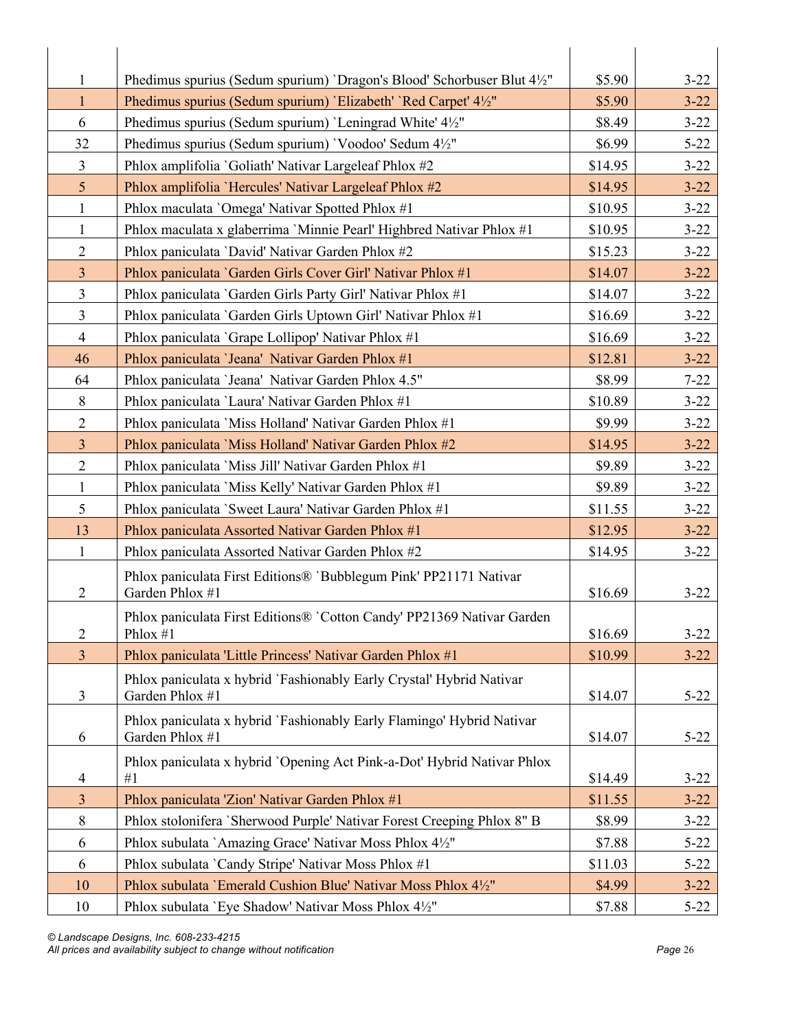| | | | |
|---|---|---|---|
| 1 | Phedimus spurius (Sedum spurium) `Dragon's Blood' Schorbuser Blut 4½" | $5.90 | 3-22 |
| 1 | Phedimus spurius (Sedum spurium) `Elizabeth' `Red Carpet' 4½" | $5.90 | 3-22 |
| 6 | Phedimus spurius (Sedum spurium) `Leningrad White' 4½" | $8.49 | 3-22 |
| 32 | Phedimus spurius (Sedum spurium) `Voodoo' Sedum 4½" | $6.99 | 5-22 |
| 3 | Phlox amplifolia `Goliath' Nativar Largeleaf Phlox #2 | $14.95 | 3-22 |
| 5 | Phlox amplifolia `Hercules' Nativar Largeleaf Phlox #2 | $14.95 | 3-22 |
| 1 | Phlox maculata `Omega' Nativar Spotted Phlox #1 | $10.95 | 3-22 |
| 1 | Phlox maculata x glaberrima `Minnie Pearl' Highbred Nativar Phlox #1 | $10.95 | 3-22 |
| 2 | Phlox paniculata `David' Nativar Garden Phlox #2 | $15.23 | 3-22 |
| 3 | Phlox paniculata `Garden Girls Cover Girl' Nativar Phlox #1 | $14.07 | 3-22 |
| 3 | Phlox paniculata `Garden Girls Party Girl' Nativar Phlox #1 | $14.07 | 3-22 |
| 3 | Phlox paniculata `Garden Girls Uptown Girl' Nativar Phlox #1 | $16.69 | 3-22 |
| 4 | Phlox paniculata `Grape Lollipop' Nativar Phlox #1 | $16.69 | 3-22 |
| 46 | Phlox paniculata `Jeana' Nativar Garden Phlox #1 | $12.81 | 3-22 |
| 64 | Phlox paniculata `Jeana' Nativar Garden Phlox 4.5" | $8.99 | 7-22 |
| 8 | Phlox paniculata `Laura' Nativar Garden Phlox #1 | $10.89 | 3-22 |
| 2 | Phlox paniculata `Miss Holland' Nativar Garden Phlox #1 | $9.99 | 3-22 |
| 3 | Phlox paniculata `Miss Holland' Nativar Garden Phlox #2 | $14.95 | 3-22 |
| 2 | Phlox paniculata `Miss Jill' Nativar Garden Phlox #1 | $9.89 | 3-22 |
| 1 | Phlox paniculata `Miss Kelly' Nativar Garden Phlox #1 | $9.89 | 3-22 |
| 5 | Phlox paniculata `Sweet Laura' Nativar Garden Phlox #1 | $11.55 | 3-22 |
| 13 | Phlox paniculata Assorted Nativar Garden Phlox #1 | $12.95 | 3-22 |
| 1 | Phlox paniculata Assorted Nativar Garden Phlox #2 | $14.95 | 3-22 |
| 2 | Phlox paniculata First Editions® `Bubblegum Pink' PP21171 Nativar Garden Phlox #1 | $16.69 | 3-22 |
| 2 | Phlox paniculata First Editions® `Cotton Candy' PP21369 Nativar Garden Phlox #1 | $16.69 | 3-22 |
| 3 | Phlox paniculata 'Little Princess' Nativar Garden Phlox #1 | $10.99 | 3-22 |
| 3 | Phlox paniculata x hybrid `Fashionably Early Crystal' Hybrid Nativar Garden Phlox #1 | $14.07 | 5-22 |
| 6 | Phlox paniculata x hybrid `Fashionably Early Flamingo' Hybrid Nativar Garden Phlox #1 | $14.07 | 5-22 |
| 4 | Phlox paniculata x hybrid `Opening Act Pink-a-Dot' Hybrid Nativar Phlox #1 | $14.49 | 3-22 |
| 3 | Phlox paniculata 'Zion' Nativar Garden Phlox #1 | $11.55 | 3-22 |
| 8 | Phlox stolonifera `Sherwood Purple' Nativar Forest Creeping Phlox 8" B | $8.99 | 3-22 |
| 6 | Phlox subulata `Amazing Grace' Nativar Moss Phlox 4½" | $7.88 | 5-22 |
| 6 | Phlox subulata `Candy Stripe' Nativar Moss Phlox #1 | $11.03 | 5-22 |
| 10 | Phlox subulata `Emerald Cushion Blue' Nativar Moss Phlox 4½" | $4.99 | 3-22 |
| 10 | Phlox subulata `Eye Shadow' Nativar Moss Phlox 4½" | $7.88 | 5-22 |

*© Landscape Designs, Inc. 608-233-4215*
*All prices and availability subject to change without notification*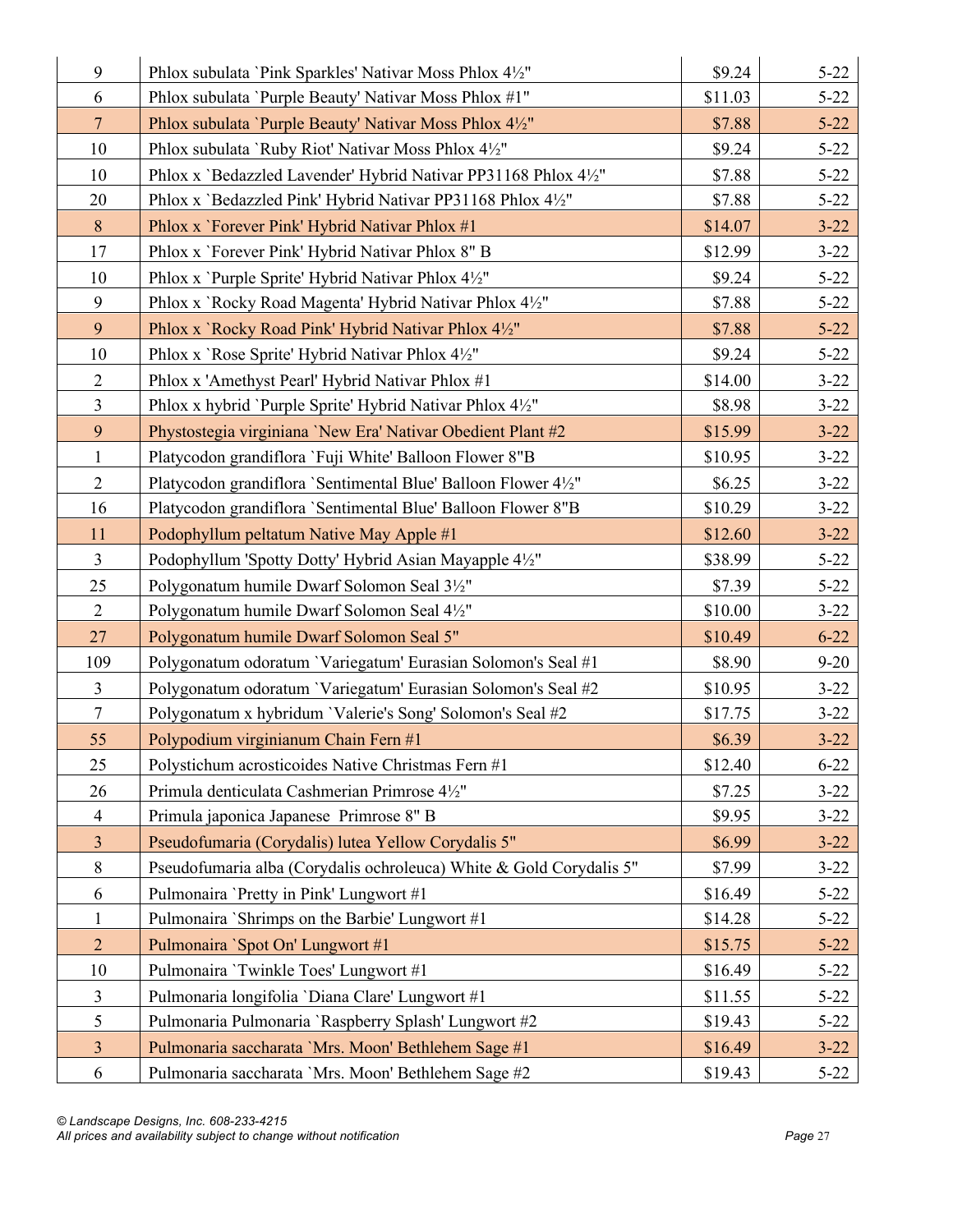| | | | |
|---|---|---|---|
| 9 | Phlox subulata `Pink Sparkles' Nativar Moss Phlox 4½" | $9.24 | 5-22 |
| 6 | Phlox subulata `Purple Beauty' Nativar Moss Phlox #1" | $11.03 | 5-22 |
| 7 | Phlox subulata `Purple Beauty' Nativar Moss Phlox 4½" | $7.88 | 5-22 |
| 10 | Phlox subulata `Ruby Riot' Nativar Moss Phlox 4½" | $9.24 | 5-22 |
| 10 | Phlox x `Bedazzled Lavender' Hybrid Nativar PP31168 Phlox 4½" | $7.88 | 5-22 |
| 20 | Phlox x `Bedazzled Pink' Hybrid Nativar PP31168 Phlox 4½" | $7.88 | 5-22 |
| 8 | Phlox x `Forever Pink' Hybrid Nativar Phlox #1 | $14.07 | 3-22 |
| 17 | Phlox x `Forever Pink' Hybrid Nativar Phlox 8" B | $12.99 | 3-22 |
| 10 | Phlox x `Purple Sprite' Hybrid Nativar Phlox 4½" | $9.24 | 5-22 |
| 9 | Phlox x `Rocky Road Magenta' Hybrid Nativar Phlox 4½" | $7.88 | 5-22 |
| 9 | Phlox x `Rocky Road Pink' Hybrid Nativar Phlox 4½" | $7.88 | 5-22 |
| 10 | Phlox x `Rose Sprite' Hybrid Nativar Phlox 4½" | $9.24 | 5-22 |
| 2 | Phlox x 'Amethyst Pearl' Hybrid Nativar Phlox #1 | $14.00 | 3-22 |
| 3 | Phlox x hybrid `Purple Sprite' Hybrid Nativar Phlox 4½" | $8.98 | 3-22 |
| 9 | Phystostegia virginiana `New Era' Nativar Obedient Plant #2 | $15.99 | 3-22 |
| 1 | Platycodon grandiflora `Fuji White' Balloon Flower 8"B | $10.95 | 3-22 |
| 2 | Platycodon grandiflora `Sentimental Blue' Balloon Flower 4½" | $6.25 | 3-22 |
| 16 | Platycodon grandiflora `Sentimental Blue' Balloon Flower 8"B | $10.29 | 3-22 |
| 11 | Podophyllum peltatum Native May Apple #1 | $12.60 | 3-22 |
| 3 | Podophyllum 'Spotty Dotty' Hybrid Asian Mayapple 4½" | $38.99 | 5-22 |
| 25 | Polygonatum humile Dwarf Solomon Seal 3½" | $7.39 | 5-22 |
| 2 | Polygonatum humile Dwarf Solomon Seal 4½" | $10.00 | 3-22 |
| 27 | Polygonatum humile Dwarf Solomon Seal 5" | $10.49 | 6-22 |
| 109 | Polygonatum odoratum `Variegatum' Eurasian Solomon's Seal #1 | $8.90 | 9-20 |
| 3 | Polygonatum odoratum `Variegatum' Eurasian Solomon's Seal #2 | $10.95 | 3-22 |
| 7 | Polygonatum x hybridum `Valerie's Song' Solomon's Seal #2 | $17.75 | 3-22 |
| 55 | Polypodium virginianum Chain Fern #1 | $6.39 | 3-22 |
| 25 | Polystichum acrosticoides Native Christmas Fern #1 | $12.40 | 6-22 |
| 26 | Primula denticulata Cashmerian Primrose 4½" | $7.25 | 3-22 |
| 4 | Primula japonica Japanese Primrose 8" B | $9.95 | 3-22 |
| 3 | Pseudofumaria (Corydalis) lutea Yellow Corydalis 5" | $6.99 | 3-22 |
| 8 | Pseudofumaria alba (Corydalis ochroleuca) White & Gold Corydalis 5" | $7.99 | 3-22 |
| 6 | Pulmonaira `Pretty in Pink' Lungwort #1 | $16.49 | 5-22 |
| 1 | Pulmonaira `Shrimps on the Barbie' Lungwort #1 | $14.28 | 5-22 |
| 2 | Pulmonaira `Spot On' Lungwort #1 | $15.75 | 5-22 |
| 10 | Pulmonaira `Twinkle Toes' Lungwort #1 | $16.49 | 5-22 |
| 3 | Pulmonaria longifolia `Diana Clare' Lungwort #1 | $11.55 | 5-22 |
| 5 | Pulmonaria Pulmonaria `Raspberry Splash' Lungwort #2 | $19.43 | 5-22 |
| 3 | Pulmonaria saccharata `Mrs. Moon' Bethlehem Sage #1 | $16.49 | 3-22 |
| 6 | Pulmonaria saccharata `Mrs. Moon' Bethlehem Sage #2 | $19.43 | 5-22 |

*© Landscape Designs, Inc. 608-233-4215*
*All prices and availability subject to change without notification*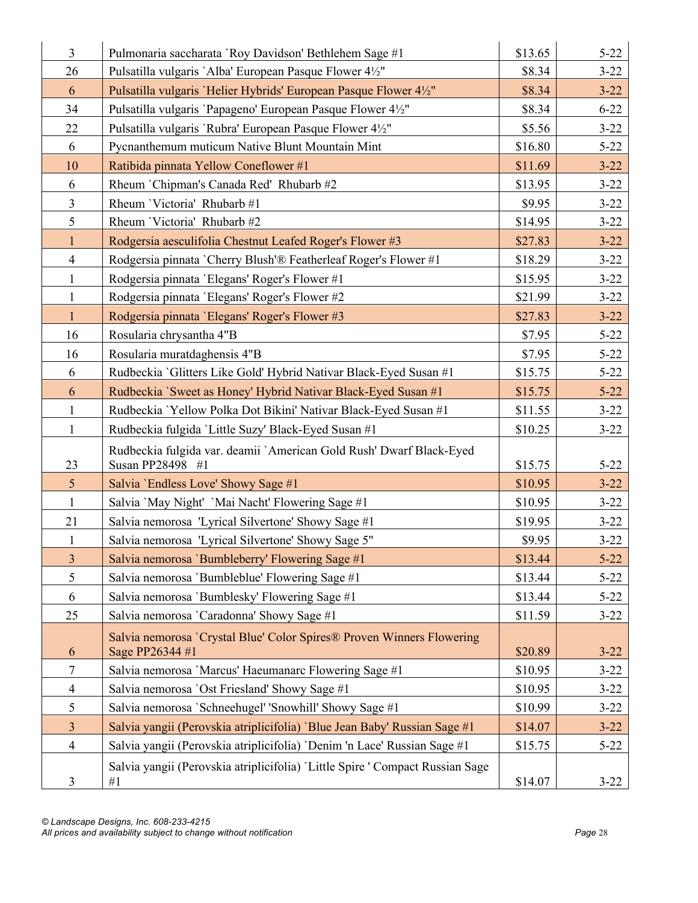| | | | |
|---|---|---|---|
| 3 | Pulmonaria saccharata `Roy Davidson' Bethlehem Sage #1 | $13.65 | 5-22 |
| 26 | Pulsatilla vulgaris `Alba' European Pasque Flower 4½" | $8.34 | 3-22 |
| 6 | Pulsatilla vulgaris `Helier Hybrids' European Pasque Flower 4½" | $8.34 | 3-22 |
| 34 | Pulsatilla vulgaris `Papageno' European Pasque Flower 4½" | $8.34 | 6-22 |
| 22 | Pulsatilla vulgaris `Rubra' European Pasque Flower 4½" | $5.56 | 3-22 |
| 6 | Pycnanthemum muticum Native Blunt Mountain Mint | $16.80 | 5-22 |
| 10 | Ratibida pinnata Yellow Coneflower #1 | $11.69 | 3-22 |
| 6 | Rheum `Chipman's Canada Red' Rhubarb #2 | $13.95 | 3-22 |
| 3 | Rheum `Victoria' Rhubarb #1 | $9.95 | 3-22 |
| 5 | Rheum `Victoria' Rhubarb #2 | $14.95 | 3-22 |
| 1 | Rodgersia aesculifolia Chestnut Leafed Roger's Flower #3 | $27.83 | 3-22 |
| 4 | Rodgersia pinnata `Cherry Blush'® Featherleaf Roger's Flower #1 | $18.29 | 3-22 |
| 1 | Rodgersia pinnata `Elegans' Roger's Flower #1 | $15.95 | 3-22 |
| 1 | Rodgersia pinnata `Elegans' Roger's Flower #2 | $21.99 | 3-22 |
| 1 | Rodgersia pinnata `Elegans' Roger's Flower #3 | $27.83 | 3-22 |
| 16 | Rosularia chrysantha 4"B | $7.95 | 5-22 |
| 16 | Rosularia muratdaghensis 4"B | $7.95 | 5-22 |
| 6 | Rudbeckia `Glitters Like Gold' Hybrid Nativar Black-Eyed Susan #1 | $15.75 | 5-22 |
| 6 | Rudbeckia `Sweet as Honey' Hybrid Nativar Black-Eyed Susan #1 | $15.75 | 5-22 |
| 1 | Rudbeckia `Yellow Polka Dot Bikini' Nativar Black-Eyed Susan #1 | $11.55 | 3-22 |
| 1 | Rudbeckia fulgida `Little Suzy' Black-Eyed Susan #1 | $10.25 | 3-22 |
| 23 | Rudbeckia fulgida var. deamii `American Gold Rush' Dwarf Black-Eyed Susan PP28498 #1 | $15.75 | 5-22 |
| 5 | Salvia `Endless Love' Showy Sage #1 | $10.95 | 3-22 |
| 1 | Salvia `May Night' `Mai Nacht' Flowering Sage #1 | $10.95 | 3-22 |
| 21 | Salvia nemorosa 'Lyrical Silvertone' Showy Sage #1 | $19.95 | 3-22 |
| 1 | Salvia nemorosa 'Lyrical Silvertone' Showy Sage 5" | $9.95 | 3-22 |
| 3 | Salvia nemorosa `Bumbleberry' Flowering Sage #1 | $13.44 | 5-22 |
| 5 | Salvia nemorosa `Bumbleblue' Flowering Sage #1 | $13.44 | 5-22 |
| 6 | Salvia nemorosa `Bumblesky' Flowering Sage #1 | $13.44 | 5-22 |
| 25 | Salvia nemorosa `Caradonna' Showy Sage #1 | $11.59 | 3-22 |
| 6 | Salvia nemorosa `Crystal Blue' Color Spires® Proven Winners Flowering Sage PP26344 #1 | $20.89 | 3-22 |
| 7 | Salvia nemorosa `Marcus' Haeumanarc Flowering Sage #1 | $10.95 | 3-22 |
| 4 | Salvia nemorosa `Ost Friesland' Showy Sage #1 | $10.95 | 3-22 |
| 5 | Salvia nemorosa `Schneehugel' 'Snowhill' Showy Sage #1 | $10.99 | 3-22 |
| 3 | Salvia yangii (Perovskia atriplicifolia) `Blue Jean Baby' Russian Sage #1 | $14.07 | 3-22 |
| 4 | Salvia yangii (Perovskia atriplicifolia) `Denim 'n Lace' Russian Sage #1 | $15.75 | 5-22 |
| 3 | Salvia yangii (Perovskia atriplicifolia) `Little Spire ' Compact Russian Sage #1 | $14.07 | 3-22 |

*© Landscape Designs, Inc. 608-233-4215*
*All prices and availability subject to change without notification*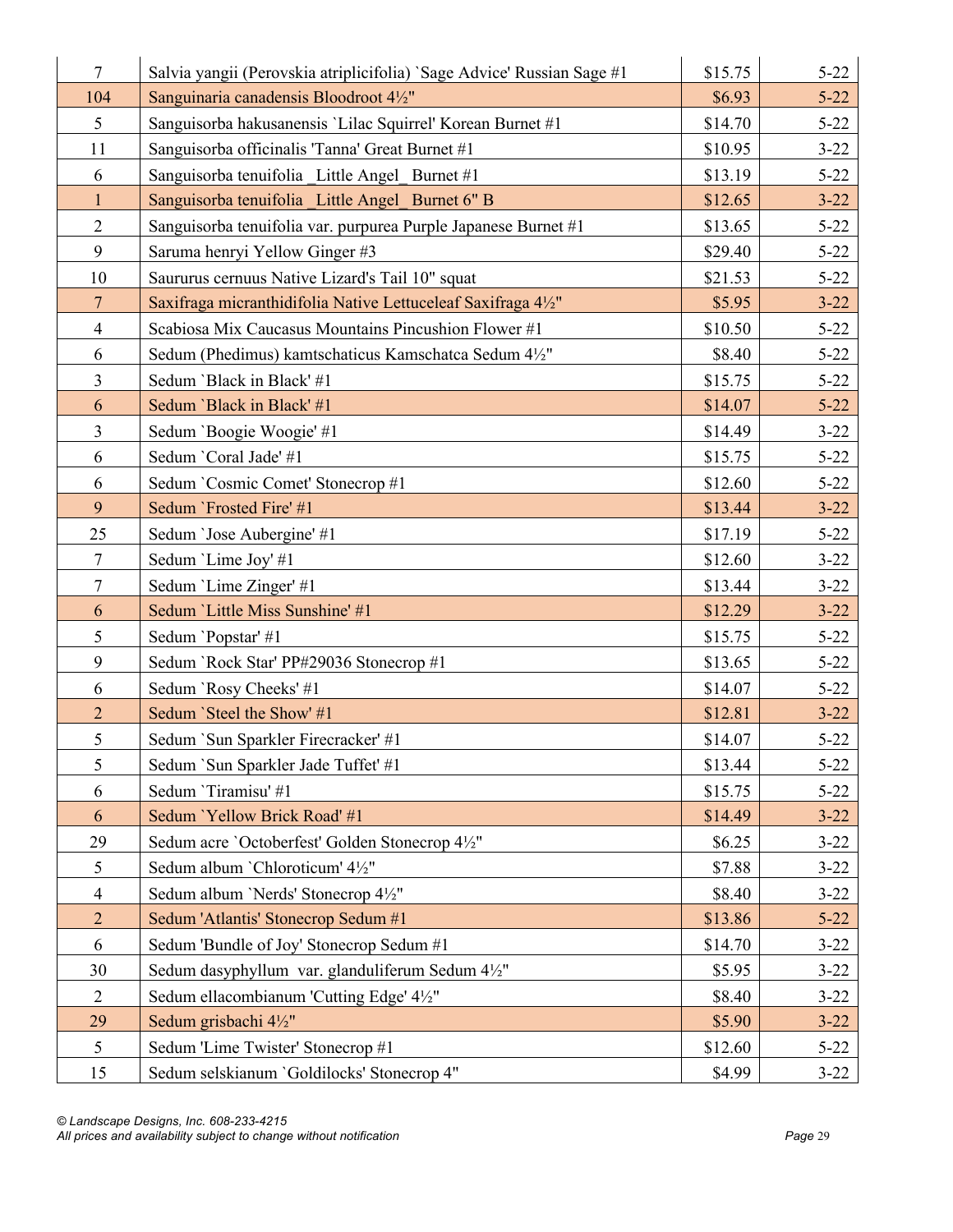| | | | |
|---|---|---|---|
| 7 | Salvia yangii (Perovskia atriplicifolia) `Sage Advice' Russian Sage #1 | $15.75 | 5-22 |
| 104 | Sanguinaria canadensis Bloodroot 4½" | $6.93 | 5-22 |
| 5 | Sanguisorba hakusanensis `Lilac Squirrel' Korean Burnet #1 | $14.70 | 5-22 |
| 11 | Sanguisorba officinalis 'Tanna' Great Burnet #1 | $10.95 | 3-22 |
| 6 | Sanguisorba tenuifolia _Little Angel_ Burnet #1 | $13.19 | 5-22 |
| 1 | Sanguisorba tenuifolia _Little Angel_ Burnet 6" B | $12.65 | 3-22 |
| 2 | Sanguisorba tenuifolia var. purpurea Purple Japanese Burnet #1 | $13.65 | 5-22 |
| 9 | Saruma henryi Yellow Ginger #3 | $29.40 | 5-22 |
| 10 | Saururus cernuus Native Lizard's Tail 10" squat | $21.53 | 5-22 |
| 7 | Saxifraga micranthidifolia Native Lettuceleaf Saxifraga 4½" | $5.95 | 3-22 |
| 4 | Scabiosa Mix Caucasus Mountains Pincushion Flower #1 | $10.50 | 5-22 |
| 6 | Sedum (Phedimus) kamtschaticus Kamschatca Sedum 4½" | $8.40 | 5-22 |
| 3 | Sedum `Black in Black' #1 | $15.75 | 5-22 |
| 6 | Sedum `Black in Black' #1 | $14.07 | 5-22 |
| 3 | Sedum `Boogie Woogie' #1 | $14.49 | 3-22 |
| 6 | Sedum `Coral Jade' #1 | $15.75 | 5-22 |
| 6 | Sedum `Cosmic Comet' Stonecrop #1 | $12.60 | 5-22 |
| 9 | Sedum `Frosted Fire' #1 | $13.44 | 3-22 |
| 25 | Sedum `Jose Aubergine' #1 | $17.19 | 5-22 |
| 7 | Sedum `Lime Joy' #1 | $12.60 | 3-22 |
| 7 | Sedum `Lime Zinger' #1 | $13.44 | 3-22 |
| 6 | Sedum `Little Miss Sunshine' #1 | $12.29 | 3-22 |
| 5 | Sedum `Popstar' #1 | $15.75 | 5-22 |
| 9 | Sedum `Rock Star' PP#29036 Stonecrop #1 | $13.65 | 5-22 |
| 6 | Sedum `Rosy Cheeks' #1 | $14.07 | 5-22 |
| 2 | Sedum `Steel the Show' #1 | $12.81 | 3-22 |
| 5 | Sedum `Sun Sparkler Firecracker' #1 | $14.07 | 5-22 |
| 5 | Sedum `Sun Sparkler Jade Tuffet' #1 | $13.44 | 5-22 |
| 6 | Sedum `Tiramisu' #1 | $15.75 | 5-22 |
| 6 | Sedum `Yellow Brick Road' #1 | $14.49 | 3-22 |
| 29 | Sedum acre `Octoberfest' Golden Stonecrop 4½" | $6.25 | 3-22 |
| 5 | Sedum album `Chloroticum' 4½" | $7.88 | 3-22 |
| 4 | Sedum album `Nerds' Stonecrop 4½" | $8.40 | 3-22 |
| 2 | Sedum 'Atlantis' Stonecrop Sedum #1 | $13.86 | 5-22 |
| 6 | Sedum 'Bundle of Joy' Stonecrop Sedum #1 | $14.70 | 3-22 |
| 30 | Sedum dasyphyllum var. glanduliferum Sedum 4½" | $5.95 | 3-22 |
| 2 | Sedum ellacombianum 'Cutting Edge' 4½" | $8.40 | 3-22 |
| 29 | Sedum grisbachi 4½" | $5.90 | 3-22 |
| 5 | Sedum 'Lime Twister' Stonecrop #1 | $12.60 | 5-22 |
| 15 | Sedum selskianum `Goldilocks' Stonecrop 4" | $4.99 | 3-22 |

*© Landscape Designs, Inc. 608-233-4215*
*All prices and availability subject to change without notification*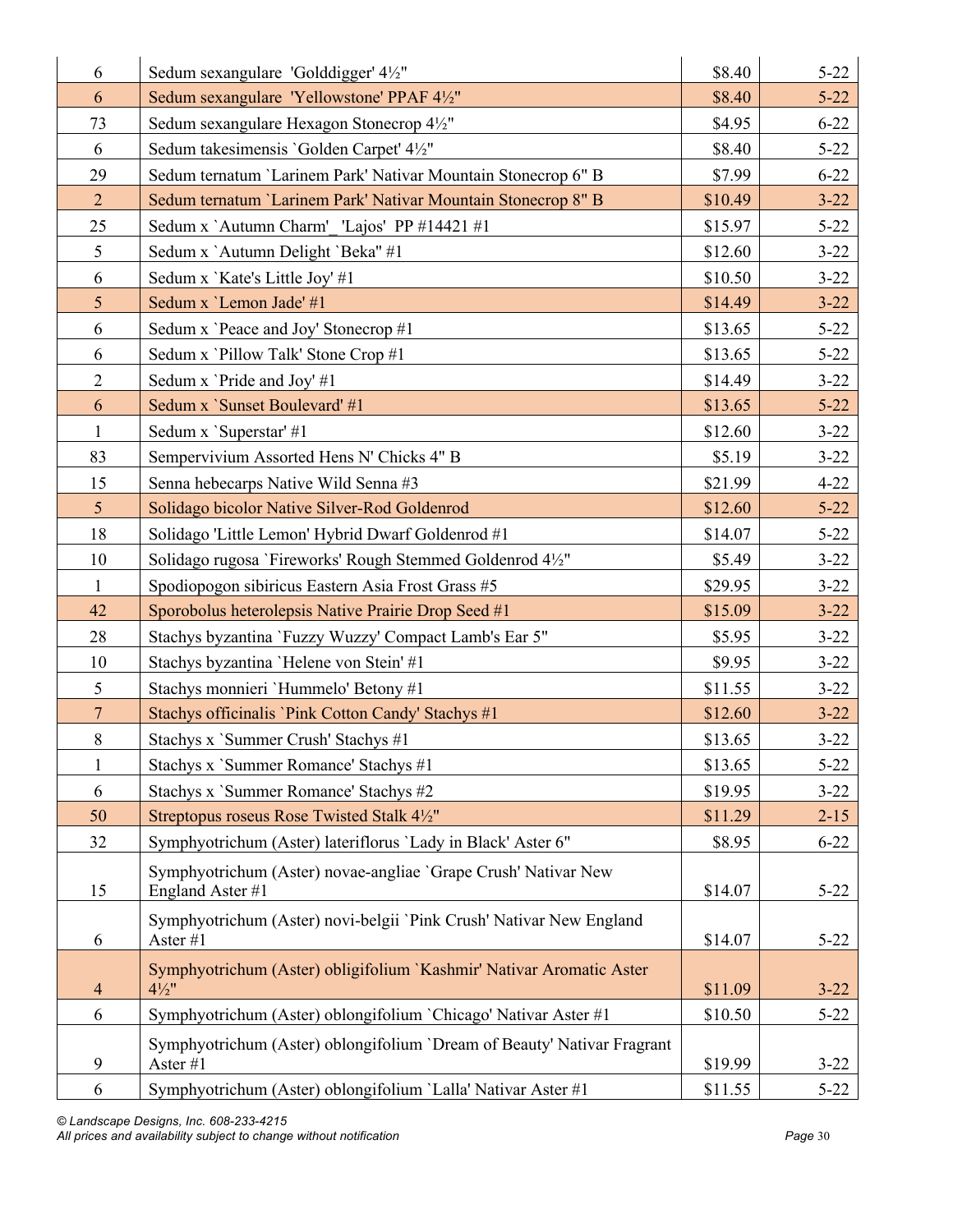| | | | |
|---|---|---|---|
| 6 | Sedum sexangulare 'Golddigger' 4½" | $8.40 | 5-22 |
| 6 | Sedum sexangulare 'Yellowstone' PPAF 4½" | $8.40 | 5-22 |
| 73 | Sedum sexangulare Hexagon Stonecrop 4½" | $4.95 | 6-22 |
| 6 | Sedum takesimensis `Golden Carpet' 4½" | $8.40 | 5-22 |
| 29 | Sedum ternatum `Larinem Park' Nativar Mountain Stonecrop 6" B | $7.99 | 6-22 |
| 2 | Sedum ternatum `Larinem Park' Nativar Mountain Stonecrop 8" B | $10.49 | 3-22 |
| 25 | Sedum x `Autumn Charm'_ 'Lajos' PP #14421 #1 | $15.97 | 5-22 |
| 5 | Sedum x `Autumn Delight `Beka" #1 | $12.60 | 3-22 |
| 6 | Sedum x `Kate's Little Joy' #1 | $10.50 | 3-22 |
| 5 | Sedum x `Lemon Jade' #1 | $14.49 | 3-22 |
| 6 | Sedum x `Peace and Joy' Stonecrop #1 | $13.65 | 5-22 |
| 6 | Sedum x `Pillow Talk' Stone Crop #1 | $13.65 | 5-22 |
| 2 | Sedum x `Pride and Joy' #1 | $14.49 | 3-22 |
| 6 | Sedum x `Sunset Boulevard' #1 | $13.65 | 5-22 |
| 1 | Sedum x `Superstar' #1 | $12.60 | 3-22 |
| 83 | Sempervivium Assorted Hens N' Chicks 4" B | $5.19 | 3-22 |
| 15 | Senna hebecarps Native Wild Senna #3 | $21.99 | 4-22 |
| 5 | Solidago bicolor Native Silver-Rod Goldenrod | $12.60 | 5-22 |
| 18 | Solidago 'Little Lemon' Hybrid Dwarf Goldenrod #1 | $14.07 | 5-22 |
| 10 | Solidago rugosa `Fireworks' Rough Stemmed Goldenrod 4½" | $5.49 | 3-22 |
| 1 | Spodiopogon sibiricus Eastern Asia Frost Grass #5 | $29.95 | 3-22 |
| 42 | Sporobolus heterolepsis Native Prairie Drop Seed #1 | $15.09 | 3-22 |
| 28 | Stachys byzantina `Fuzzy Wuzzy' Compact Lamb's Ear 5" | $5.95 | 3-22 |
| 10 | Stachys byzantina `Helene von Stein' #1 | $9.95 | 3-22 |
| 5 | Stachys monnieri `Hummelo' Betony #1 | $11.55 | 3-22 |
| 7 | Stachys officinalis `Pink Cotton Candy' Stachys #1 | $12.60 | 3-22 |
| 8 | Stachys x `Summer Crush' Stachys #1 | $13.65 | 3-22 |
| 1 | Stachys x `Summer Romance' Stachys #1 | $13.65 | 5-22 |
| 6 | Stachys x `Summer Romance' Stachys #2 | $19.95 | 3-22 |
| 50 | Streptopus roseus Rose Twisted Stalk 4½" | $11.29 | 2-15 |
| 32 | Symphyotrichum (Aster) lateriflorus `Lady in Black' Aster 6" | $8.95 | 6-22 |
| 15 | Symphyotrichum (Aster) novae-angliae `Grape Crush' Nativar New England Aster #1 | $14.07 | 5-22 |
| 6 | Symphyotrichum (Aster) novi-belgii `Pink Crush' Nativar New England Aster #1 | $14.07 | 5-22 |
| 4 | Symphyotrichum (Aster) obligifolium `Kashmir' Nativar Aromatic Aster 4½" | $11.09 | 3-22 |
| 6 | Symphyotrichum (Aster) oblongifolium `Chicago' Nativar Aster #1 | $10.50 | 5-22 |
| 9 | Symphyotrichum (Aster) oblongifolium `Dream of Beauty' Nativar Fragrant Aster #1 | $19.99 | 3-22 |
| 6 | Symphyotrichum (Aster) oblongifolium `Lalla' Nativar Aster #1 | $11.55 | 5-22 |

*© Landscape Designs, Inc. 608-233-4215*
*All prices and availability subject to change without notification*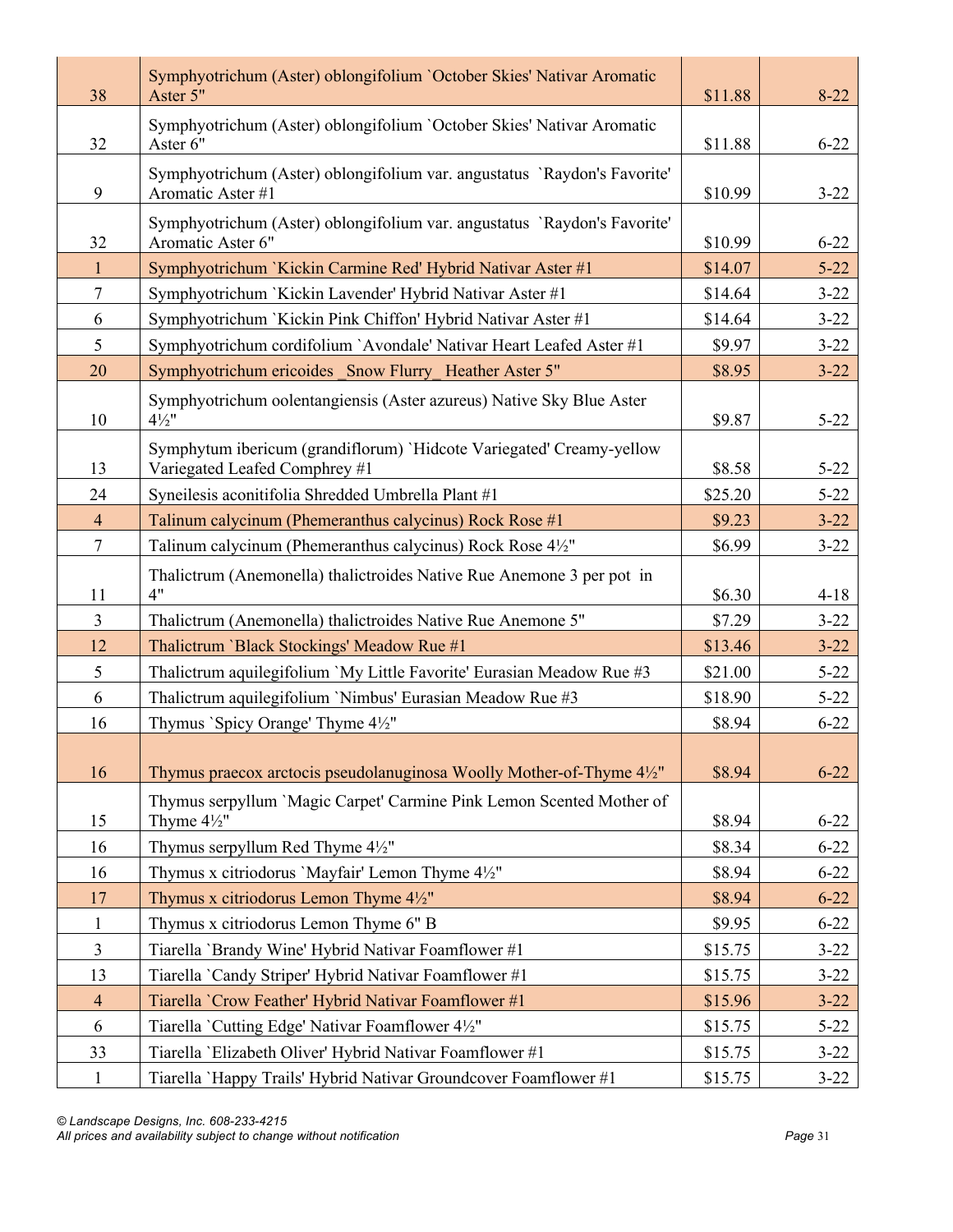| | | | |
|---|---|---|---|
| 38 | Symphyotrichum (Aster) oblongifolium `October Skies' Nativar Aromatic Aster 5" | $11.88 | 8-22 |
| 32 | Symphyotrichum (Aster) oblongifolium `October Skies' Nativar Aromatic Aster 6" | $11.88 | 6-22 |
| 9 | Symphyotrichum (Aster) oblongifolium var. angustatus `Raydon's Favorite' Aromatic Aster #1 | $10.99 | 3-22 |
| 32 | Symphyotrichum (Aster) oblongifolium var. angustatus `Raydon's Favorite' Aromatic Aster 6" | $10.99 | 6-22 |
| 1 | Symphyotrichum `Kickin Carmine Red' Hybrid Nativar Aster #1 | $14.07 | 5-22 |
| 7 | Symphyotrichum `Kickin Lavender' Hybrid Nativar Aster #1 | $14.64 | 3-22 |
| 6 | Symphyotrichum `Kickin Pink Chiffon' Hybrid Nativar Aster #1 | $14.64 | 3-22 |
| 5 | Symphyotrichum cordifolium `Avondale' Nativar Heart Leafed Aster #1 | $9.97 | 3-22 |
| 20 | Symphyotrichum ericoides _Snow Flurry_ Heather Aster 5" | $8.95 | 3-22 |
| 10 | Symphyotrichum oolentangiensis (Aster azureus) Native Sky Blue Aster 4½" | $9.87 | 5-22 |
| 13 | Symphytum ibericum (grandiflorum) `Hidcote Variegated' Creamy-yellow Variegated Leafed Comphrey #1 | $8.58 | 5-22 |
| 24 | Syneilesis aconitifolia Shredded Umbrella Plant #1 | $25.20 | 5-22 |
| 4 | Talinum calycinum (Phemeranthus calycinus) Rock Rose #1 | $9.23 | 3-22 |
| 7 | Talinum calycinum (Phemeranthus calycinus) Rock Rose 4½" | $6.99 | 3-22 |
| 11 | Thalictrum (Anemonella) thalictroides Native Rue Anemone 3 per pot in 4" | $6.30 | 4-18 |
| 3 | Thalictrum (Anemonella) thalictroides Native Rue Anemone 5" | $7.29 | 3-22 |
| 12 | Thalictrum `Black Stockings' Meadow Rue #1 | $13.46 | 3-22 |
| 5 | Thalictrum aquilegifolium `My Little Favorite' Eurasian Meadow Rue #3 | $21.00 | 5-22 |
| 6 | Thalictrum aquilegifolium `Nimbus' Eurasian Meadow Rue #3 | $18.90 | 5-22 |
| 16 | Thymus `Spicy Orange' Thyme 4½" | $8.94 | 6-22 |
| 16 | Thymus praecox arctocis pseudolanuginosa Woolly Mother-of-Thyme 4½" | $8.94 | 6-22 |
| 15 | Thymus serpyllum `Magic Carpet' Carmine Pink Lemon Scented Mother of Thyme 4½" | $8.94 | 6-22 |
| 16 | Thymus serpyllum Red Thyme 4½" | $8.34 | 6-22 |
| 16 | Thymus x citriodorus `Mayfair' Lemon Thyme 4½" | $8.94 | 6-22 |
| 17 | Thymus x citriodorus Lemon Thyme 4½" | $8.94 | 6-22 |
| 1 | Thymus x citriodorus Lemon Thyme 6" B | $9.95 | 6-22 |
| 3 | Tiarella `Brandy Wine' Hybrid Nativar Foamflower #1 | $15.75 | 3-22 |
| 13 | Tiarella `Candy Striper' Hybrid Nativar Foamflower #1 | $15.75 | 3-22 |
| 4 | Tiarella `Crow Feather' Hybrid Nativar Foamflower #1 | $15.96 | 3-22 |
| 6 | Tiarella `Cutting Edge' Nativar Foamflower 4½" | $15.75 | 5-22 |
| 33 | Tiarella `Elizabeth Oliver' Hybrid Nativar Foamflower #1 | $15.75 | 3-22 |
| 1 | Tiarella `Happy Trails' Hybrid Nativar Groundcover Foamflower #1 | $15.75 | 3-22 |

*© Landscape Designs, Inc. 608-233-4215*
*All prices and availability subject to change without notification*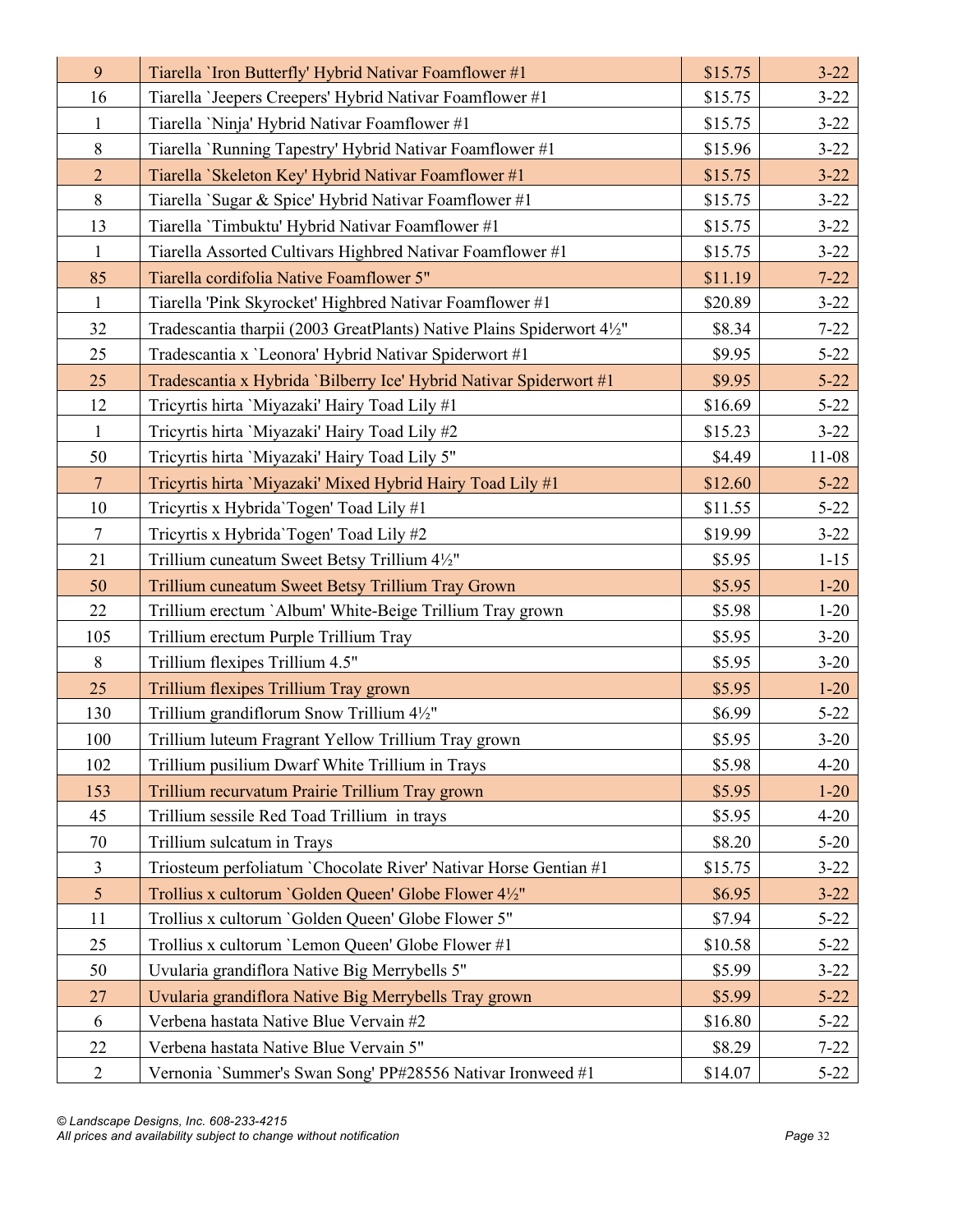| | | | |
|---|---|---|---|
| 9 | Tiarella `Iron Butterfly' Hybrid Nativar Foamflower #1 | $15.75 | 3-22 |
| 16 | Tiarella `Jeepers Creepers' Hybrid Nativar Foamflower #1 | $15.75 | 3-22 |
| 1 | Tiarella `Ninja' Hybrid Nativar Foamflower #1 | $15.75 | 3-22 |
| 8 | Tiarella `Running Tapestry' Hybrid Nativar Foamflower #1 | $15.96 | 3-22 |
| 2 | Tiarella `Skeleton Key' Hybrid Nativar Foamflower #1 | $15.75 | 3-22 |
| 8 | Tiarella `Sugar & Spice' Hybrid Nativar Foamflower #1 | $15.75 | 3-22 |
| 13 | Tiarella `Timbuktu' Hybrid Nativar Foamflower #1 | $15.75 | 3-22 |
| 1 | Tiarella Assorted Cultivars Highbred Nativar Foamflower #1 | $15.75 | 3-22 |
| 85 | Tiarella cordifolia Native Foamflower 5" | $11.19 | 7-22 |
| 1 | Tiarella 'Pink Skyrocket' Highbred Nativar Foamflower #1 | $20.89 | 3-22 |
| 32 | Tradescantia tharpii (2003 GreatPlants) Native Plains Spiderwort 4½" | $8.34 | 7-22 |
| 25 | Tradescantia x `Leonora' Hybrid Nativar Spiderwort #1 | $9.95 | 5-22 |
| 25 | Tradescantia x Hybrida `Bilberry Ice' Hybrid Nativar Spiderwort #1 | $9.95 | 5-22 |
| 12 | Tricyrtis hirta `Miyazaki' Hairy Toad Lily #1 | $16.69 | 5-22 |
| 1 | Tricyrtis hirta `Miyazaki' Hairy Toad Lily #2 | $15.23 | 3-22 |
| 50 | Tricyrtis hirta `Miyazaki' Hairy Toad Lily 5" | $4.49 | 11-08 |
| 7 | Tricyrtis hirta `Miyazaki' Mixed Hybrid Hairy Toad Lily #1 | $12.60 | 5-22 |
| 10 | Tricyrtis x Hybrida`Togen' Toad Lily #1 | $11.55 | 5-22 |
| 7 | Tricyrtis x Hybrida`Togen' Toad Lily #2 | $19.99 | 3-22 |
| 21 | Trillium cuneatum Sweet Betsy Trillium 4½" | $5.95 | 1-15 |
| 50 | Trillium cuneatum Sweet Betsy Trillium Tray Grown | $5.95 | 1-20 |
| 22 | Trillium erectum `Album' White-Beige Trillium Tray grown | $5.98 | 1-20 |
| 105 | Trillium erectum Purple Trillium Tray | $5.95 | 3-20 |
| 8 | Trillium flexipes Trillium 4.5" | $5.95 | 3-20 |
| 25 | Trillium flexipes Trillium Tray grown | $5.95 | 1-20 |
| 130 | Trillium grandiflorum Snow Trillium 4½" | $6.99 | 5-22 |
| 100 | Trillium luteum Fragrant Yellow Trillium Tray grown | $5.95 | 3-20 |
| 102 | Trillium pusilium Dwarf White Trillium in Trays | $5.98 | 4-20 |
| 153 | Trillium recurvatum Prairie Trillium Tray grown | $5.95 | 1-20 |
| 45 | Trillium sessile Red Toad Trillium in trays | $5.95 | 4-20 |
| 70 | Trillium sulcatum in Trays | $8.20 | 5-20 |
| 3 | Triosteum perfoliatum `Chocolate River' Nativar Horse Gentian #1 | $15.75 | 3-22 |
| 5 | Trollius x cultorum `Golden Queen' Globe Flower 4½" | $6.95 | 3-22 |
| 11 | Trollius x cultorum `Golden Queen' Globe Flower 5" | $7.94 | 5-22 |
| 25 | Trollius x cultorum `Lemon Queen' Globe Flower #1 | $10.58 | 5-22 |
| 50 | Uvularia grandiflora Native Big Merrybells 5" | $5.99 | 3-22 |
| 27 | Uvularia grandiflora Native Big Merrybells Tray grown | $5.99 | 5-22 |
| 6 | Verbena hastata Native Blue Vervain #2 | $16.80 | 5-22 |
| 22 | Verbena hastata Native Blue Vervain 5" | $8.29 | 7-22 |
| 2 | Vernonia `Summer's Swan Song' PP#28556 Nativar Ironweed #1 | $14.07 | 5-22 |

*© Landscape Designs, Inc. 608-233-4215*
*All prices and availability subject to change without notification*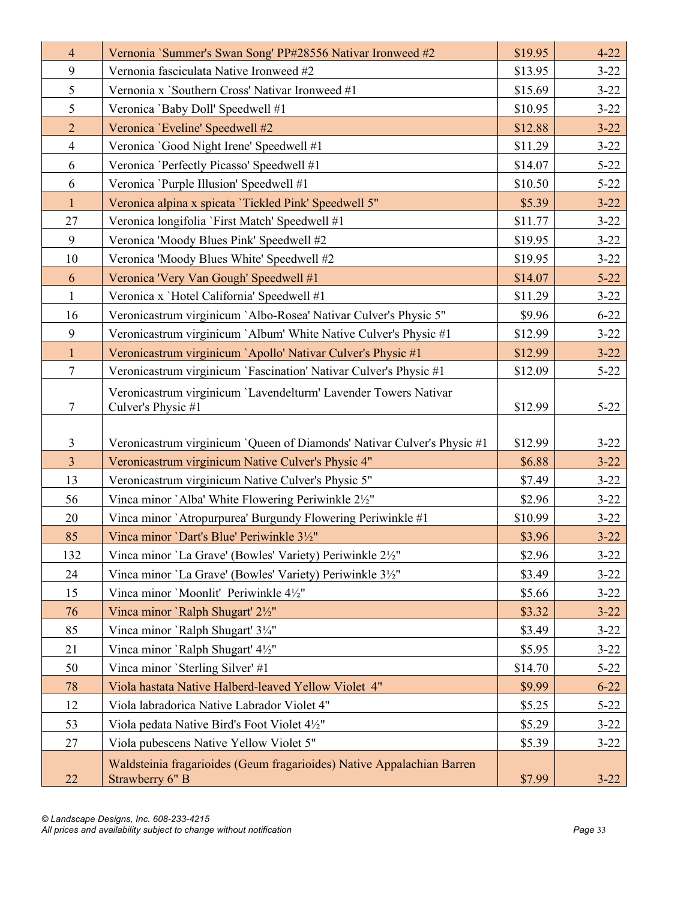| | | | |
|---|---|---|---|
| 4 | Vernonia `Summer's Swan Song' PP#28556 Nativar Ironweed #2 | $19.95 | 4-22 |
| 9 | Vernonia fasciculata Native Ironweed #2 | $13.95 | 3-22 |
| 5 | Vernonia x `Southern Cross' Nativar Ironweed #1 | $15.69 | 3-22 |
| 5 | Veronica `Baby Doll' Speedwell #1 | $10.95 | 3-22 |
| 2 | Veronica `Eveline' Speedwell #2 | $12.88 | 3-22 |
| 4 | Veronica `Good Night Irene' Speedwell #1 | $11.29 | 3-22 |
| 6 | Veronica `Perfectly Picasso' Speedwell #1 | $14.07 | 5-22 |
| 6 | Veronica `Purple Illusion' Speedwell #1 | $10.50 | 5-22 |
| 1 | Veronica alpina x spicata `Tickled Pink' Speedwell 5" | $5.39 | 3-22 |
| 27 | Veronica longifolia `First Match' Speedwell #1 | $11.77 | 3-22 |
| 9 | Veronica 'Moody Blues Pink' Speedwell #2 | $19.95 | 3-22 |
| 10 | Veronica 'Moody Blues White' Speedwell #2 | $19.95 | 3-22 |
| 6 | Veronica 'Very Van Gough' Speedwell #1 | $14.07 | 5-22 |
| 1 | Veronica x `Hotel California' Speedwell #1 | $11.29 | 3-22 |
| 16 | Veronicastrum virginicum `Albo-Rosea' Nativar Culver's Physic 5" | $9.96 | 6-22 |
| 9 | Veronicastrum virginicum `Album' White Native Culver's Physic #1 | $12.99 | 3-22 |
| 1 | Veronicastrum virginicum `Apollo' Nativar Culver's Physic #1 | $12.99 | 3-22 |
| 7 | Veronicastrum virginicum `Fascination' Nativar Culver's Physic #1 | $12.09 | 5-22 |
| 7 | Veronicastrum virginicum `Lavendelturm' Lavender Towers Nativar Culver's Physic #1 | $12.99 | 5-22 |
| 3 | Veronicastrum virginicum `Queen of Diamonds' Nativar Culver's Physic #1 | $12.99 | 3-22 |
| 3 | Veronicastrum virginicum Native Culver's Physic 4" | $6.88 | 3-22 |
| 13 | Veronicastrum virginicum Native Culver's Physic 5" | $7.49 | 3-22 |
| 56 | Vinca minor `Alba' White Flowering Periwinkle 2½" | $2.96 | 3-22 |
| 20 | Vinca minor `Atropurpurea' Burgundy Flowering Periwinkle #1 | $10.99 | 3-22 |
| 85 | Vinca minor `Dart's Blue' Periwinkle 3½" | $3.96 | 3-22 |
| 132 | Vinca minor `La Grave' (Bowles' Variety) Periwinkle 2½" | $2.96 | 3-22 |
| 24 | Vinca minor `La Grave' (Bowles' Variety) Periwinkle 3½" | $3.49 | 3-22 |
| 15 | Vinca minor `Moonlit' Periwinkle 4½" | $5.66 | 3-22 |
| 76 | Vinca minor `Ralph Shugart' 2½" | $3.32 | 3-22 |
| 85 | Vinca minor `Ralph Shugart' 3¼" | $3.49 | 3-22 |
| 21 | Vinca minor `Ralph Shugart' 4½" | $5.95 | 3-22 |
| 50 | Vinca minor `Sterling Silver' #1 | $14.70 | 5-22 |
| 78 | Viola hastata Native Halberd-leaved Yellow Violet 4" | $9.99 | 6-22 |
| 12 | Viola labradorica Native Labrador Violet 4" | $5.25 | 5-22 |
| 53 | Viola pedata Native Bird's Foot Violet 4½" | $5.29 | 3-22 |
| 27 | Viola pubescens Native Yellow Violet 5" | $5.39 | 3-22 |
| 22 | Waldsteinia fragarioides (Geum fragarioides) Native Appalachian Barren Strawberry 6" B | $7.99 | 3-22 |

*© Landscape Designs, Inc. 608-233-4215*
*All prices and availability subject to change without notification*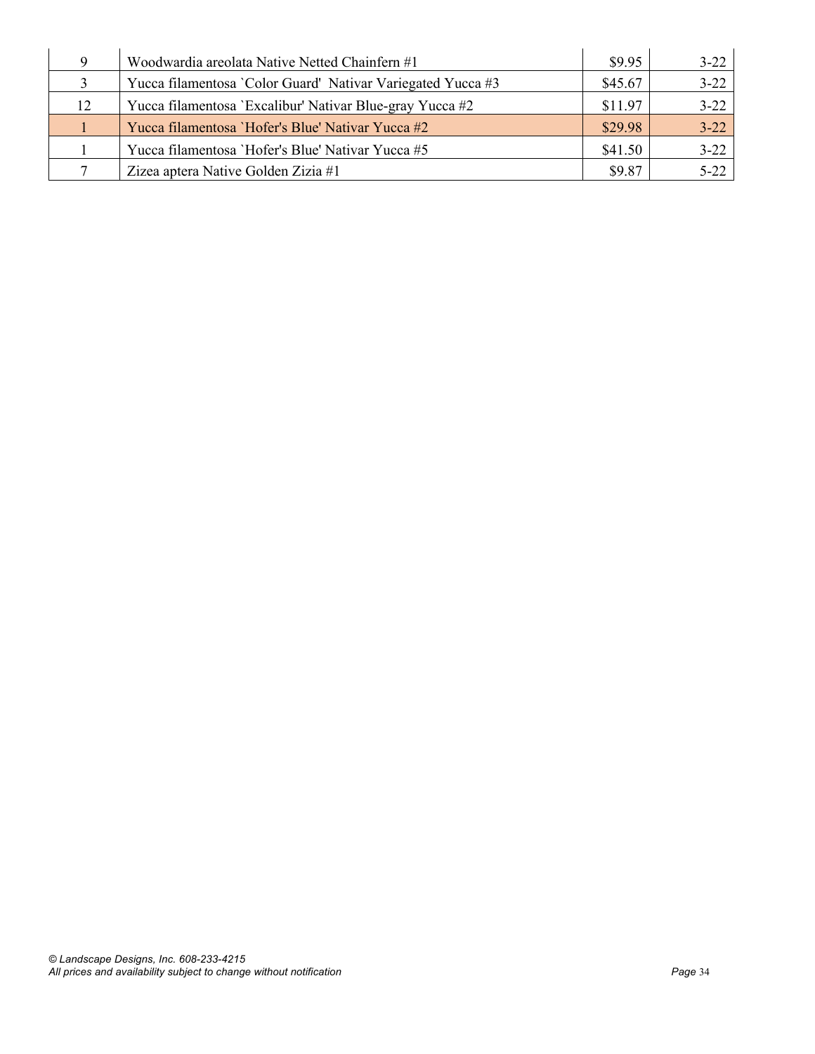| | | | |
|---|---|---|---|
| 9 | Woodwardia areolata Native Netted Chainfern #1 | $9.95 | 3-22 |
| 3 | Yucca filamentosa `Color Guard' Nativar Variegated Yucca #3 | $45.67 | 3-22 |
| 12 | Yucca filamentosa `Excalibur' Nativar Blue-gray Yucca #2 | $11.97 | 3-22 |
| 1 | Yucca filamentosa `Hofer's Blue' Nativar Yucca #2 | $29.98 | 3-22 |
| 1 | Yucca filamentosa `Hofer's Blue' Nativar Yucca #5 | $41.50 | 3-22 |
| 7 | Zizea aptera Native Golden Zizia #1 | $9.87 | 5-22 |

*© Landscape Designs, Inc. 608-233-4215*
*All prices and availability subject to change without notification*